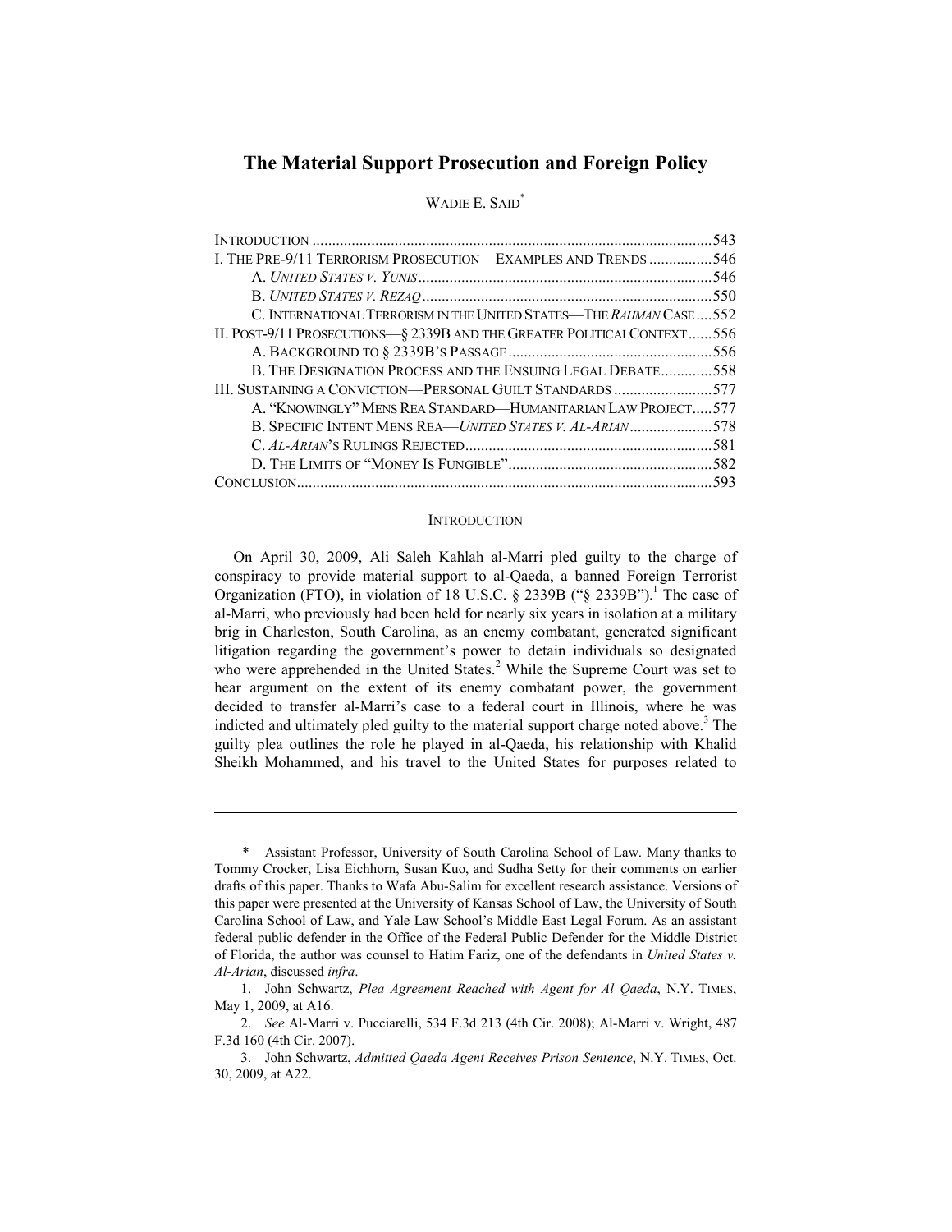# The Material Support Prosecution and Foreign Policy

WADIE E. SAID*

| | |
|---|---|
| INTRODUCTION | 543 |
| I. THE PRE-9/11 TERRORISM PROSECUTION—EXAMPLES AND TRENDS | 546 |
| A. *UNITED STATES V. YUNIS* | 546 |
| B. *UNITED STATES V. REZAQ* | 550 |
| C. INTERNATIONAL TERRORISM IN THE UNITED STATES—THE *RAHMAN* CASE | 552 |
| II. POST-9/11 PROSECUTIONS—§ 2339B AND THE GREATER POLITICAL CONTEXT | 556 |
| A. BACKGROUND TO § 2339B'S PASSAGE | 556 |
| B. THE DESIGNATION PROCESS AND THE ENSUING LEGAL DEBATE | 558 |
| III. SUSTAINING A CONVICTION—PERSONAL GUILT STANDARDS | 577 |
| A. "KNOWINGLY" MENS REA STANDARD—HUMANITARIAN LAW PROJECT | 577 |
| B. SPECIFIC INTENT MENS REA—*UNITED STATES V. AL-ARIAN* | 578 |
| C. *AL-ARIAN*'S RULINGS REJECTED | 581 |
| D. THE LIMITS OF "MONEY IS FUNGIBLE" | 582 |
| CONCLUSION | 593 |

## INTRODUCTION

On April 30, 2009, Ali Saleh Kahlah al-Marri pled guilty to the charge of conspiracy to provide material support to al-Qaeda, a banned Foreign Terrorist Organization (FTO), in violation of 18 U.S.C. § 2339B ("§ 2339B").[1] The case of al-Marri, who previously had been held for nearly six years in isolation at a military brig in Charleston, South Carolina, as an enemy combatant, generated significant litigation regarding the government's power to detain individuals so designated who were apprehended in the United States.[2] While the Supreme Court was set to hear argument on the extent of its enemy combatant power, the government decided to transfer al-Marri's case to a federal court in Illinois, where he was indicted and ultimately pled guilty to the material support charge noted above.[3] The guilty plea outlines the role he played in al-Qaeda, his relationship with Khalid Sheikh Mohammed, and his travel to the United States for purposes related to

---

\* Assistant Professor, University of South Carolina School of Law. Many thanks to Tommy Crocker, Lisa Eichhorn, Susan Kuo, and Sudha Setty for their comments on earlier drafts of this paper. Thanks to Wafa Abu-Salim for excellent research assistance. Versions of this paper were presented at the University of Kansas School of Law, the University of South Carolina School of Law, and Yale Law School's Middle East Legal Forum. As an assistant federal public defender in the Office of the Federal Public Defender for the Middle District of Florida, the author was counsel to Hatim Fariz, one of the defendants in *United States v. Al-Arian*, discussed *infra*.

1. John Schwartz, *Plea Agreement Reached with Agent for Al Qaeda*, N.Y. TIMES, May 1, 2009, at A16.

2. *See* Al-Marri v. Pucciarelli, 534 F.3d 213 (4th Cir. 2008); Al-Marri v. Wright, 487 F.3d 160 (4th Cir. 2007).

3. John Schwartz, *Admitted Qaeda Agent Receives Prison Sentence*, N.Y. TIMES, Oct. 30, 2009, at A22.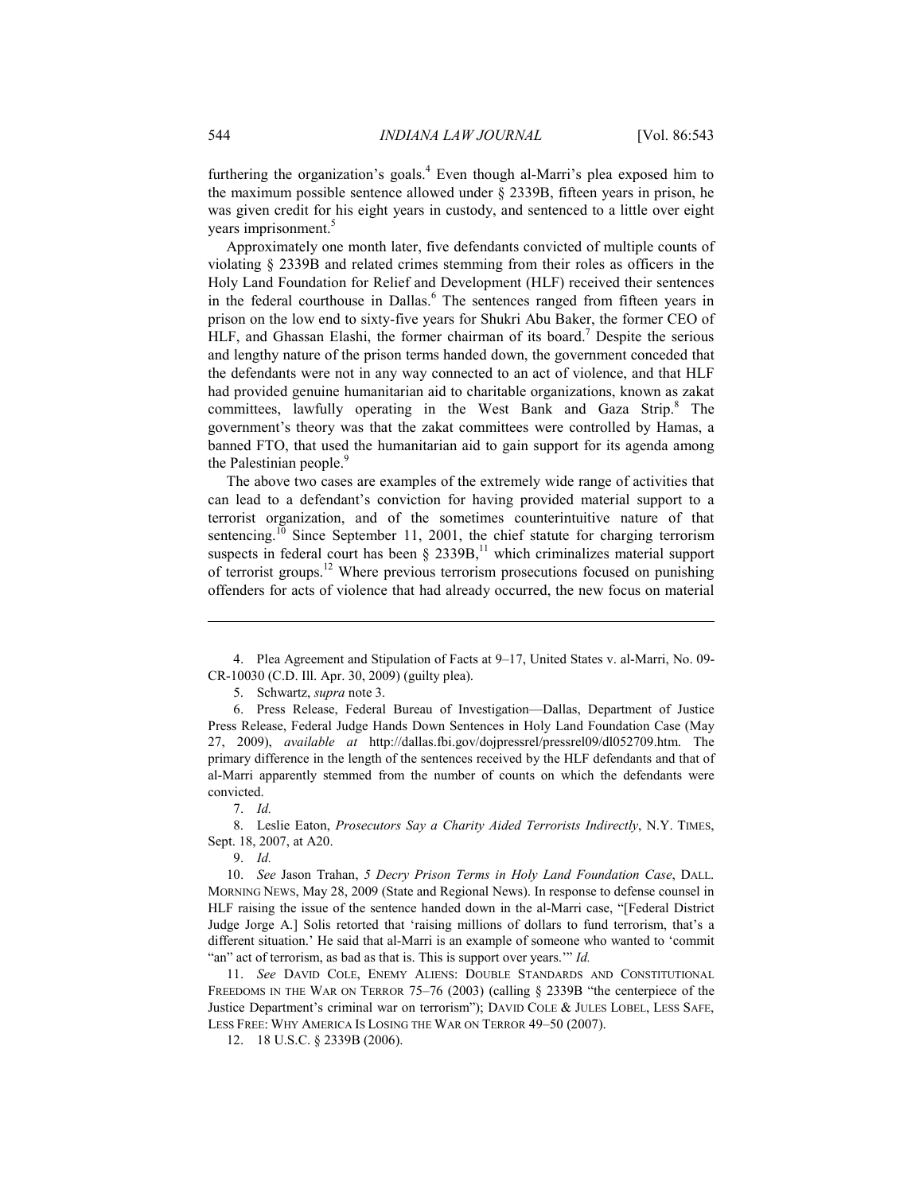furthering the organization's goals.[4] Even though al-Marri's plea exposed him to the maximum possible sentence allowed under § 2339B, fifteen years in prison, he was given credit for his eight years in custody, and sentenced to a little over eight years imprisonment.[5]

Approximately one month later, five defendants convicted of multiple counts of violating § 2339B and related crimes stemming from their roles as officers in the Holy Land Foundation for Relief and Development (HLF) received their sentences in the federal courthouse in Dallas.[6] The sentences ranged from fifteen years in prison on the low end to sixty-five years for Shukri Abu Baker, the former CEO of HLF, and Ghassan Elashi, the former chairman of its board.[7] Despite the serious and lengthy nature of the prison terms handed down, the government conceded that the defendants were not in any way connected to an act of violence, and that HLF had provided genuine humanitarian aid to charitable organizations, known as zakat committees, lawfully operating in the West Bank and Gaza Strip.[8] The government's theory was that the zakat committees were controlled by Hamas, a banned FTO, that used the humanitarian aid to gain support for its agenda among the Palestinian people.[9]

The above two cases are examples of the extremely wide range of activities that can lead to a defendant's conviction for having provided material support to a terrorist organization, and of the sometimes counterintuitive nature of that sentencing.[10] Since September 11, 2001, the chief statute for charging terrorism suspects in federal court has been § 2339B,[11] which criminalizes material support of terrorist groups.[12] Where previous terrorism prosecutions focused on punishing offenders for acts of violence that had already occurred, the new focus on material

---

4. Plea Agreement and Stipulation of Facts at 9–17, United States v. al-Marri, No. 09-CR-10030 (C.D. Ill. Apr. 30, 2009) (guilty plea).

5. Schwartz, *supra* note 3.

6. Press Release, Federal Bureau of Investigation—Dallas, Department of Justice Press Release, Federal Judge Hands Down Sentences in Holy Land Foundation Case (May 27, 2009), *available at* http://dallas.fbi.gov/dojpressrel/pressrel09/dl052709.htm. The primary difference in the length of the sentences received by the HLF defendants and that of al-Marri apparently stemmed from the number of counts on which the defendants were convicted.

7. *Id.*

8. Leslie Eaton, *Prosecutors Say a Charity Aided Terrorists Indirectly*, N.Y. TIMES, Sept. 18, 2007, at A20.

9. *Id.*

10. *See* Jason Trahan, *5 Decry Prison Terms in Holy Land Foundation Case*, DALL. MORNING NEWS, May 28, 2009 (State and Regional News). In response to defense counsel in HLF raising the issue of the sentence handed down in the al-Marri case, "[Federal District Judge Jorge A.] Solis retorted that 'raising millions of dollars to fund terrorism, that's a different situation.' He said that al-Marri is an example of someone who wanted to 'commit "an" act of terrorism, as bad as that is. This is support over years.'" *Id.*

11. *See* DAVID COLE, ENEMY ALIENS: DOUBLE STANDARDS AND CONSTITUTIONAL FREEDOMS IN THE WAR ON TERROR 75–76 (2003) (calling § 2339B "the centerpiece of the Justice Department's criminal war on terrorism"); DAVID COLE & JULES LOBEL, LESS SAFE, LESS FREE: WHY AMERICA IS LOSING THE WAR ON TERROR 49–50 (2007).

12. 18 U.S.C. § 2339B (2006).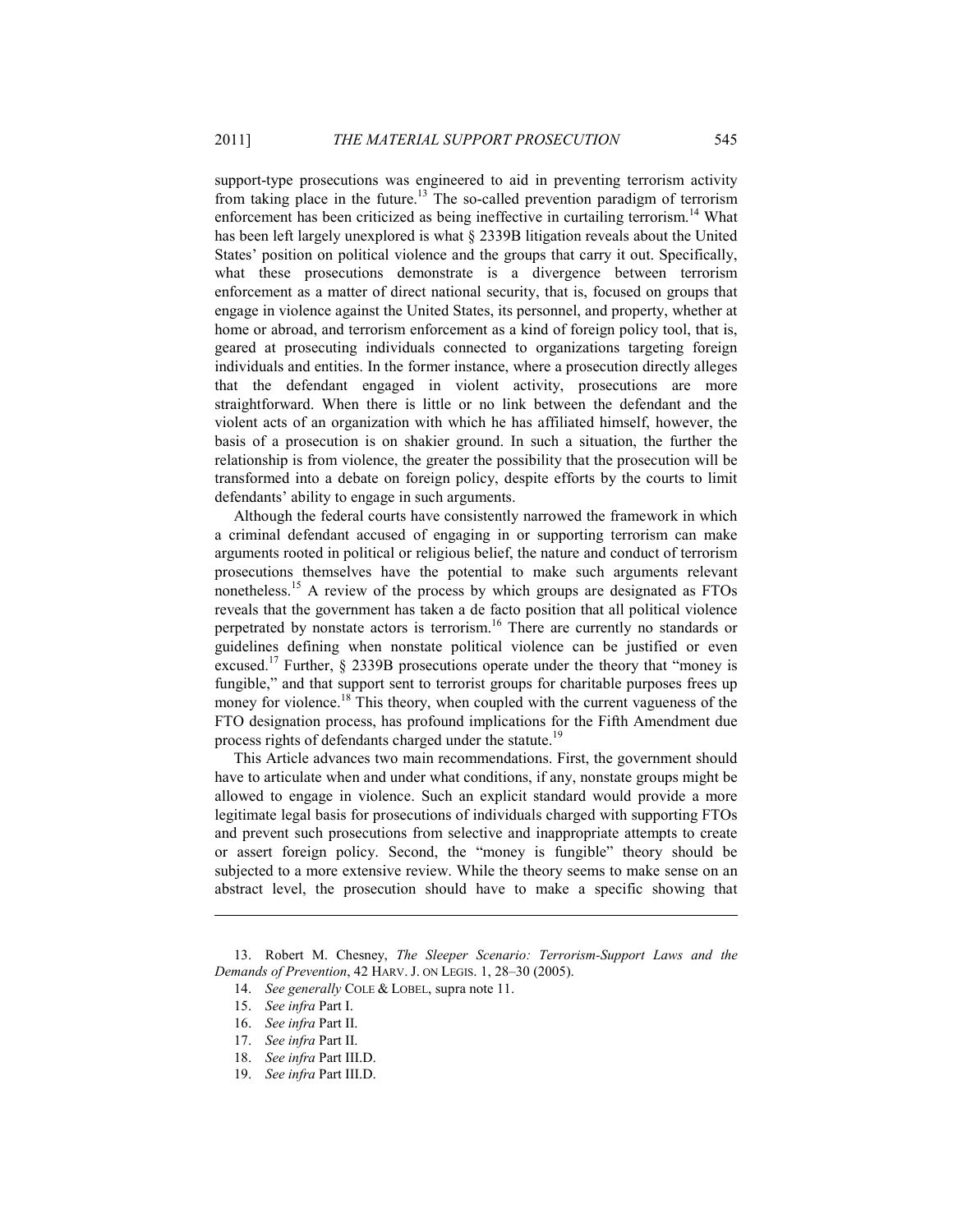support-type prosecutions was engineered to aid in preventing terrorism activity from taking place in the future.[13] The so-called prevention paradigm of terrorism enforcement has been criticized as being ineffective in curtailing terrorism.[14] What has been left largely unexplored is what § 2339B litigation reveals about the United States' position on political violence and the groups that carry it out. Specifically, what these prosecutions demonstrate is a divergence between terrorism enforcement as a matter of direct national security, that is, focused on groups that engage in violence against the United States, its personnel, and property, whether at home or abroad, and terrorism enforcement as a kind of foreign policy tool, that is, geared at prosecuting individuals connected to organizations targeting foreign individuals and entities. In the former instance, where a prosecution directly alleges that the defendant engaged in violent activity, prosecutions are more straightforward. When there is little or no link between the defendant and the violent acts of an organization with which he has affiliated himself, however, the basis of a prosecution is on shakier ground. In such a situation, the further the relationship is from violence, the greater the possibility that the prosecution will be transformed into a debate on foreign policy, despite efforts by the courts to limit defendants' ability to engage in such arguments.

Although the federal courts have consistently narrowed the framework in which a criminal defendant accused of engaging in or supporting terrorism can make arguments rooted in political or religious belief, the nature and conduct of terrorism prosecutions themselves have the potential to make such arguments relevant nonetheless.[15] A review of the process by which groups are designated as FTOs reveals that the government has taken a de facto position that all political violence perpetrated by nonstate actors is terrorism.[16] There are currently no standards or guidelines defining when nonstate political violence can be justified or even excused.[17] Further, § 2339B prosecutions operate under the theory that "money is fungible," and that support sent to terrorist groups for charitable purposes frees up money for violence.[18] This theory, when coupled with the current vagueness of the FTO designation process, has profound implications for the Fifth Amendment due process rights of defendants charged under the statute.[19]

This Article advances two main recommendations. First, the government should have to articulate when and under what conditions, if any, nonstate groups might be allowed to engage in violence. Such an explicit standard would provide a more legitimate legal basis for prosecutions of individuals charged with supporting FTOs and prevent such prosecutions from selective and inappropriate attempts to create or assert foreign policy. Second, the "money is fungible" theory should be subjected to a more extensive review. While the theory seems to make sense on an abstract level, the prosecution should have to make a specific showing that

---

13. Robert M. Chesney, *The Sleeper Scenario: Terrorism-Support Laws and the Demands of Prevention*, 42 HARV. J. ON LEGIS. 1, 28–30 (2005).

14. *See generally* COLE & LOBEL, supra note 11.

15. *See infra* Part I.

16. *See infra* Part II.

17. *See infra* Part II.

18. *See infra* Part III.D.

19. *See infra* Part III.D.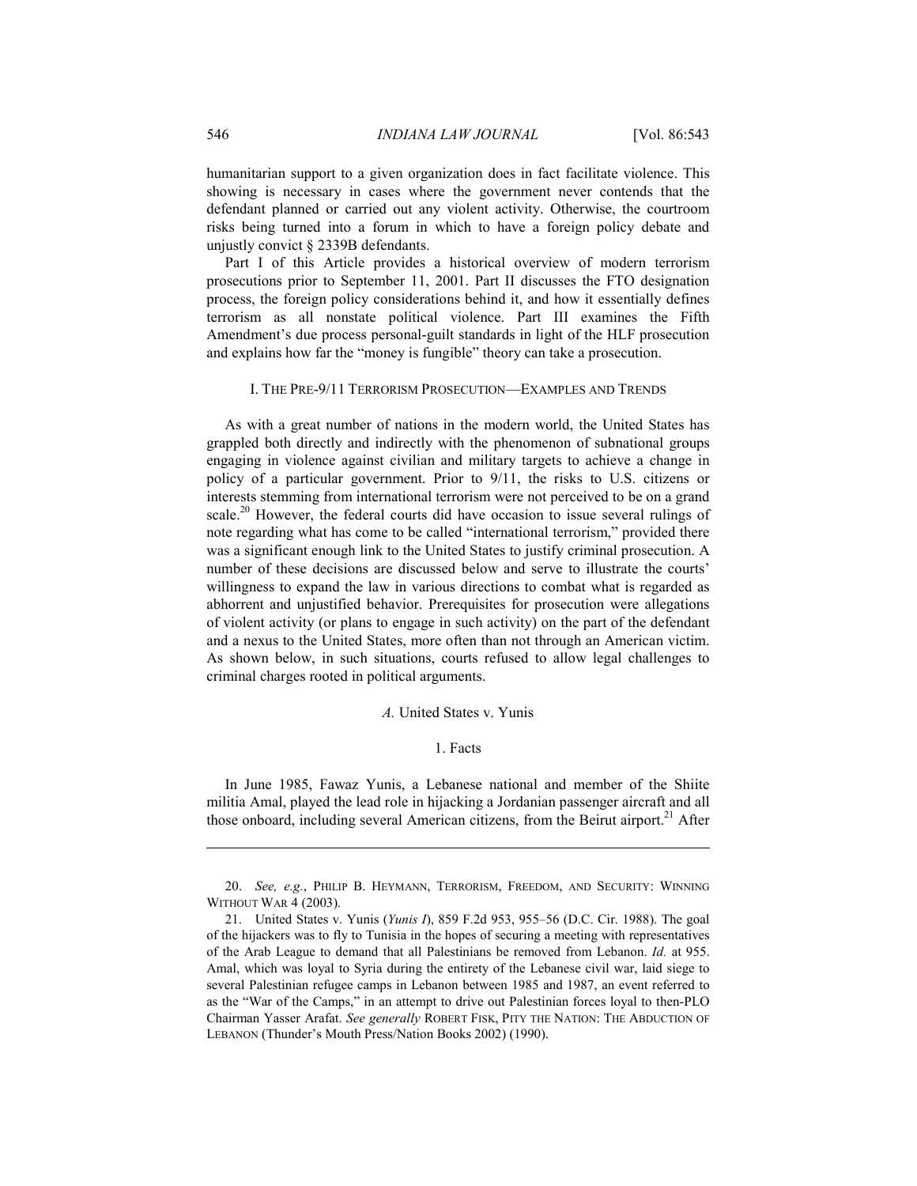humanitarian support to a given organization does in fact facilitate violence. This showing is necessary in cases where the government never contends that the defendant planned or carried out any violent activity. Otherwise, the courtroom risks being turned into a forum in which to have a foreign policy debate and unjustly convict § 2339B defendants.

Part I of this Article provides a historical overview of modern terrorism prosecutions prior to September 11, 2001. Part II discusses the FTO designation process, the foreign policy considerations behind it, and how it essentially defines terrorism as all nonstate political violence. Part III examines the Fifth Amendment's due process personal-guilt standards in light of the HLF prosecution and explains how far the "money is fungible" theory can take a prosecution.

## I. The Pre-9/11 Terrorism Prosecution—Examples and Trends

As with a great number of nations in the modern world, the United States has grappled both directly and indirectly with the phenomenon of subnational groups engaging in violence against civilian and military targets to achieve a change in policy of a particular government. Prior to 9/11, the risks to U.S. citizens or interests stemming from international terrorism were not perceived to be on a grand scale.[20] However, the federal courts did have occasion to issue several rulings of note regarding what has come to be called "international terrorism," provided there was a significant enough link to the United States to justify criminal prosecution. A number of these decisions are discussed below and serve to illustrate the courts' willingness to expand the law in various directions to combat what is regarded as abhorrent and unjustified behavior. Prerequisites for prosecution were allegations of violent activity (or plans to engage in such activity) on the part of the defendant and a nexus to the United States, more often than not through an American victim. As shown below, in such situations, courts refused to allow legal challenges to criminal charges rooted in political arguments.

### *A.* United States v. Yunis

#### 1. Facts

In June 1985, Fawaz Yunis, a Lebanese national and member of the Shiite militia Amal, played the lead role in hijacking a Jordanian passenger aircraft and all those onboard, including several American citizens, from the Beirut airport.[21] After

---

20. *See, e.g.*, PHILIP B. HEYMANN, TERRORISM, FREEDOM, AND SECURITY: WINNING WITHOUT WAR 4 (2003).

21. United States v. Yunis (*Yunis I*), 859 F.2d 953, 955–56 (D.C. Cir. 1988). The goal of the hijackers was to fly to Tunisia in the hopes of securing a meeting with representatives of the Arab League to demand that all Palestinians be removed from Lebanon. *Id.* at 955. Amal, which was loyal to Syria during the entirety of the Lebanese civil war, laid siege to several Palestinian refugee camps in Lebanon between 1985 and 1987, an event referred to as the "War of the Camps," in an attempt to drive out Palestinian forces loyal to then-PLO Chairman Yasser Arafat. *See generally* ROBERT FISK, PITY THE NATION: THE ABDUCTION OF LEBANON (Thunder's Mouth Press/Nation Books 2002) (1990).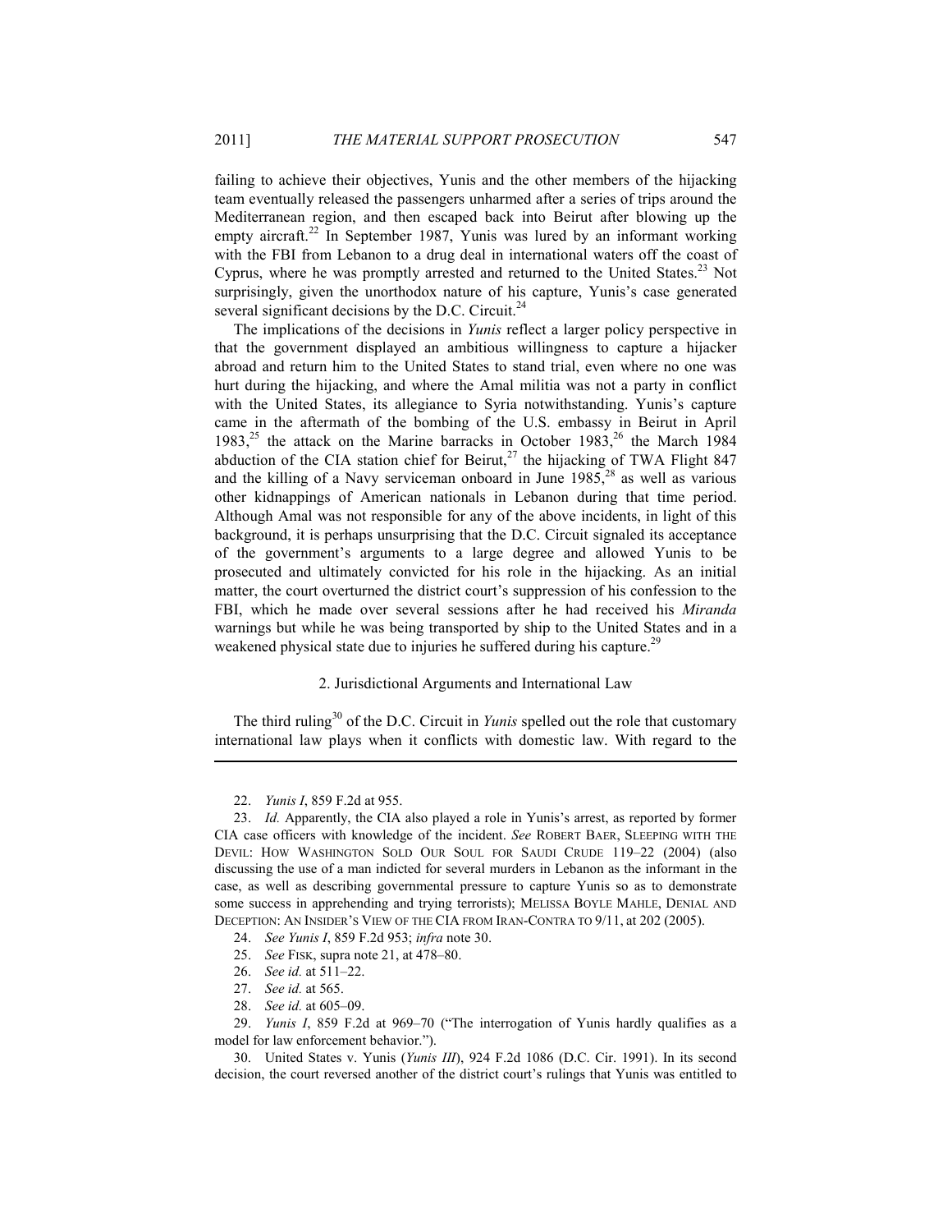failing to achieve their objectives, Yunis and the other members of the hijacking team eventually released the passengers unharmed after a series of trips around the Mediterranean region, and then escaped back into Beirut after blowing up the empty aircraft.[22] In September 1987, Yunis was lured by an informant working with the FBI from Lebanon to a drug deal in international waters off the coast of Cyprus, where he was promptly arrested and returned to the United States.[23] Not surprisingly, given the unorthodox nature of his capture, Yunis's case generated several significant decisions by the D.C. Circuit.[24]

The implications of the decisions in *Yunis* reflect a larger policy perspective in that the government displayed an ambitious willingness to capture a hijacker abroad and return him to the United States to stand trial, even where no one was hurt during the hijacking, and where the Amal militia was not a party in conflict with the United States, its allegiance to Syria notwithstanding. Yunis's capture came in the aftermath of the bombing of the U.S. embassy in Beirut in April 1983,[25] the attack on the Marine barracks in October 1983,[26] the March 1984 abduction of the CIA station chief for Beirut,[27] the hijacking of TWA Flight 847 and the killing of a Navy serviceman onboard in June 1985,[28] as well as various other kidnappings of American nationals in Lebanon during that time period. Although Amal was not responsible for any of the above incidents, in light of this background, it is perhaps unsurprising that the D.C. Circuit signaled its acceptance of the government's arguments to a large degree and allowed Yunis to be prosecuted and ultimately convicted for his role in the hijacking. As an initial matter, the court overturned the district court's suppression of his confession to the FBI, which he made over several sessions after he had received his *Miranda* warnings but while he was being transported by ship to the United States and in a weakened physical state due to injuries he suffered during his capture.[29]

### 2. Jurisdictional Arguments and International Law

The third ruling[30] of the D.C. Circuit in *Yunis* spelled out the role that customary international law plays when it conflicts with domestic law. With regard to the

---

22. *Yunis I*, 859 F.2d at 955.

23. *Id.* Apparently, the CIA also played a role in Yunis's arrest, as reported by former CIA case officers with knowledge of the incident. *See* ROBERT BAER, SLEEPING WITH THE DEVIL: HOW WASHINGTON SOLD OUR SOUL FOR SAUDI CRUDE 119–22 (2004) (also discussing the use of a man indicted for several murders in Lebanon as the informant in the case, as well as describing governmental pressure to capture Yunis so as to demonstrate some success in apprehending and trying terrorists); MELISSA BOYLE MAHLE, DENIAL AND DECEPTION: AN INSIDER'S VIEW OF THE CIA FROM IRAN-CONTRA TO 9/11, at 202 (2005).

24. *See Yunis I*, 859 F.2d 953; *infra* note 30.

25. *See* FISK, supra note 21, at 478–80.

26. *See id.* at 511–22.

27. *See id.* at 565.

28. *See id.* at 605–09.

29. *Yunis I*, 859 F.2d at 969–70 ("The interrogation of Yunis hardly qualifies as a model for law enforcement behavior.").

30. United States v. Yunis (*Yunis III*), 924 F.2d 1086 (D.C. Cir. 1991). In its second decision, the court reversed another of the district court's rulings that Yunis was entitled to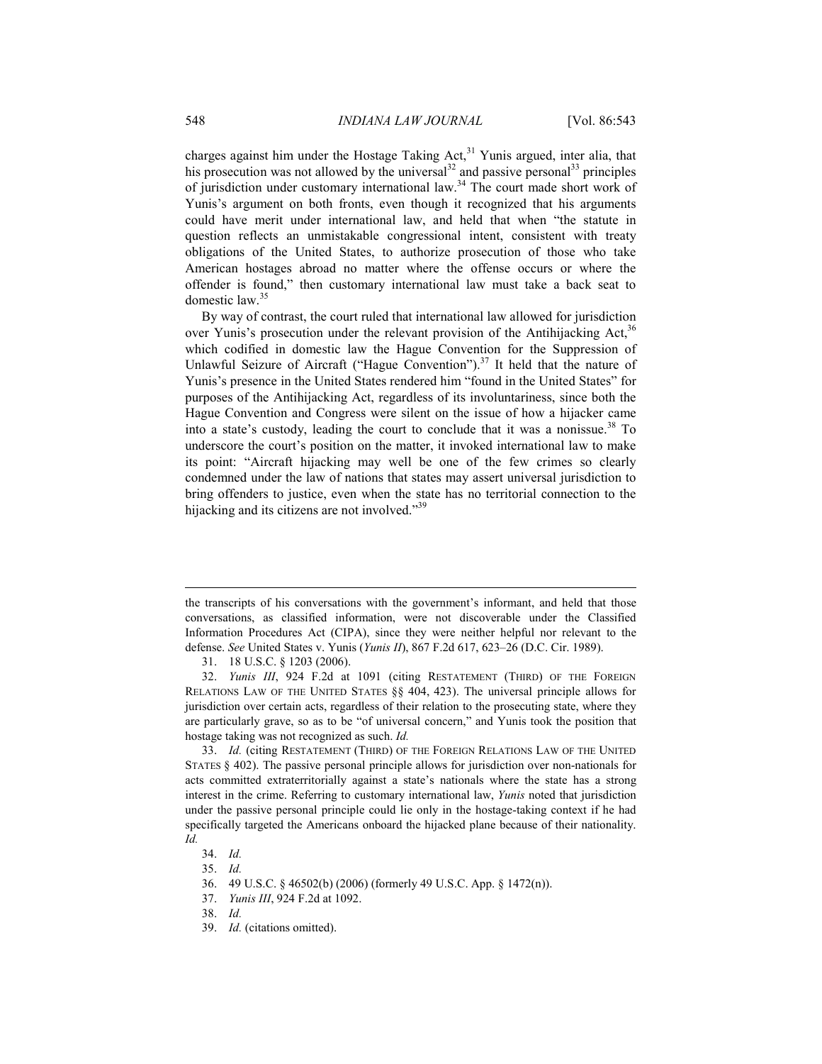charges against him under the Hostage Taking Act,[31] Yunis argued, inter alia, that his prosecution was not allowed by the universal[32] and passive personal[33] principles of jurisdiction under customary international law.[34] The court made short work of Yunis's argument on both fronts, even though it recognized that his arguments could have merit under international law, and held that when "the statute in question reflects an unmistakable congressional intent, consistent with treaty obligations of the United States, to authorize prosecution of those who take American hostages abroad no matter where the offense occurs or where the offender is found," then customary international law must take a back seat to domestic law.[35]

By way of contrast, the court ruled that international law allowed for jurisdiction over Yunis's prosecution under the relevant provision of the Antihijacking Act,[36] which codified in domestic law the Hague Convention for the Suppression of Unlawful Seizure of Aircraft ("Hague Convention").[37] It held that the nature of Yunis's presence in the United States rendered him "found in the United States" for purposes of the Antihijacking Act, regardless of its involuntariness, since both the Hague Convention and Congress were silent on the issue of how a hijacker came into a state's custody, leading the court to conclude that it was a nonissue.[38] To underscore the court's position on the matter, it invoked international law to make its point: "Aircraft hijacking may well be one of the few crimes so clearly condemned under the law of nations that states may assert universal jurisdiction to bring offenders to justice, even when the state has no territorial connection to the hijacking and its citizens are not involved."[39]

---

the transcripts of his conversations with the government's informant, and held that those conversations, as classified information, were not discoverable under the Classified Information Procedures Act (CIPA), since they were neither helpful nor relevant to the defense. *See* United States v. Yunis (*Yunis II*), 867 F.2d 617, 623–26 (D.C. Cir. 1989).

31. 18 U.S.C. § 1203 (2006).

32. *Yunis III*, 924 F.2d at 1091 (citing RESTATEMENT (THIRD) OF THE FOREIGN RELATIONS LAW OF THE UNITED STATES §§ 404, 423). The universal principle allows for jurisdiction over certain acts, regardless of their relation to the prosecuting state, where they are particularly grave, so as to be "of universal concern," and Yunis took the position that hostage taking was not recognized as such. *Id.*

33. *Id.* (citing RESTATEMENT (THIRD) OF THE FOREIGN RELATIONS LAW OF THE UNITED STATES § 402). The passive personal principle allows for jurisdiction over non-nationals for acts committed extraterritorially against a state's nationals where the state has a strong interest in the crime. Referring to customary international law, *Yunis* noted that jurisdiction under the passive personal principle could lie only in the hostage-taking context if he had specifically targeted the Americans onboard the hijacked plane because of their nationality. *Id.*

34. *Id.*

35. *Id.*

36. 49 U.S.C. § 46502(b) (2006) (formerly 49 U.S.C. App. § 1472(n)).

37. *Yunis III*, 924 F.2d at 1092.

38. *Id.*

39. *Id.* (citations omitted).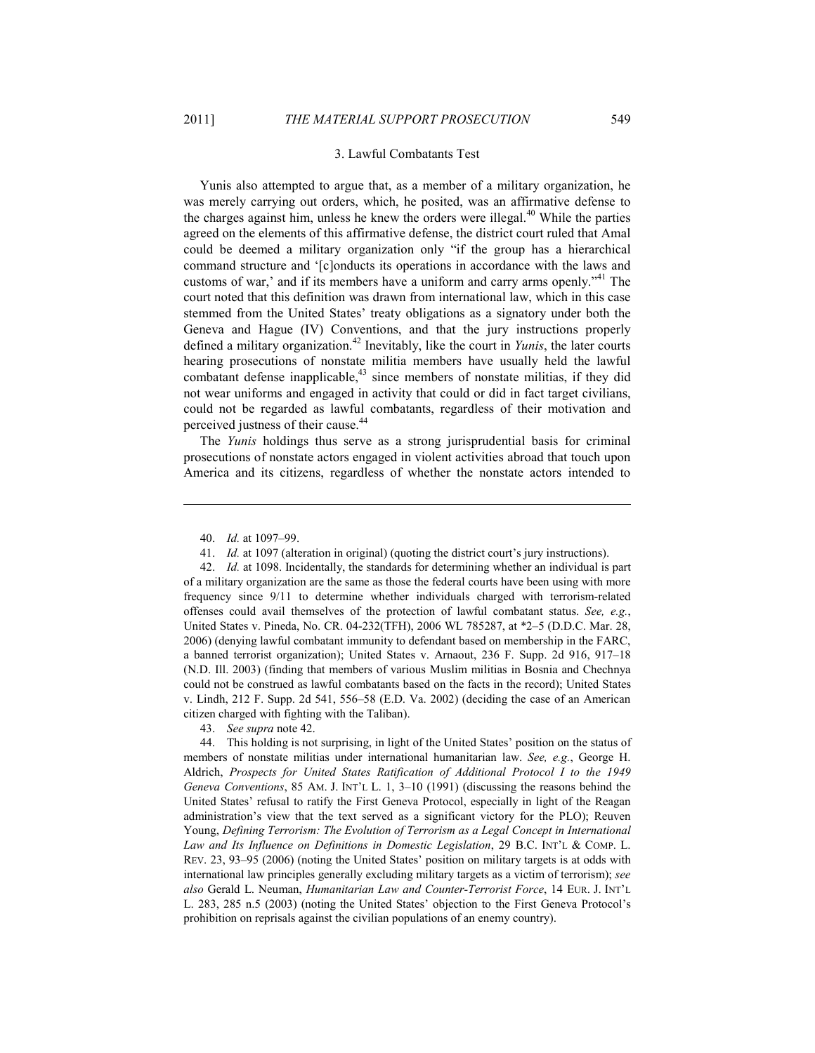### 3. Lawful Combatants Test

Yunis also attempted to argue that, as a member of a military organization, he was merely carrying out orders, which, he posited, was an affirmative defense to the charges against him, unless he knew the orders were illegal.[40] While the parties agreed on the elements of this affirmative defense, the district court ruled that Amal could be deemed a military organization only "if the group has a hierarchical command structure and '[c]onducts its operations in accordance with the laws and customs of war,' and if its members have a uniform and carry arms openly."[41] The court noted that this definition was drawn from international law, which in this case stemmed from the United States' treaty obligations as a signatory under both the Geneva and Hague (IV) Conventions, and that the jury instructions properly defined a military organization.[42] Inevitably, like the court in *Yunis*, the later courts hearing prosecutions of nonstate militia members have usually held the lawful combatant defense inapplicable,[43] since members of nonstate militias, if they did not wear uniforms and engaged in activity that could or did in fact target civilians, could not be regarded as lawful combatants, regardless of their motivation and perceived justness of their cause.[44]

The *Yunis* holdings thus serve as a strong jurisprudential basis for criminal prosecutions of nonstate actors engaged in violent activities abroad that touch upon America and its citizens, regardless of whether the nonstate actors intended to

---

40. *Id.* at 1097–99.

41. *Id.* at 1097 (alteration in original) (quoting the district court's jury instructions).

42. *Id.* at 1098. Incidentally, the standards for determining whether an individual is part of a military organization are the same as those the federal courts have been using with more frequency since 9/11 to determine whether individuals charged with terrorism-related offenses could avail themselves of the protection of lawful combatant status. *See, e.g.*, United States v. Pineda, No. CR. 04-232(TFH), 2006 WL 785287, at \*2–5 (D.D.C. Mar. 28, 2006) (denying lawful combatant immunity to defendant based on membership in the FARC, a banned terrorist organization); United States v. Arnaout, 236 F. Supp. 2d 916, 917–18 (N.D. Ill. 2003) (finding that members of various Muslim militias in Bosnia and Chechnya could not be construed as lawful combatants based on the facts in the record); United States v. Lindh, 212 F. Supp. 2d 541, 556–58 (E.D. Va. 2002) (deciding the case of an American citizen charged with fighting with the Taliban).

43. *See supra* note 42.

44. This holding is not surprising, in light of the United States' position on the status of members of nonstate militias under international humanitarian law. *See, e.g.*, George H. Aldrich, *Prospects for United States Ratification of Additional Protocol I to the 1949 Geneva Conventions*, 85 AM. J. INT'L L. 1, 3–10 (1991) (discussing the reasons behind the United States' refusal to ratify the First Geneva Protocol, especially in light of the Reagan administration's view that the text served as a significant victory for the PLO); Reuven Young, *Defining Terrorism: The Evolution of Terrorism as a Legal Concept in International Law and Its Influence on Definitions in Domestic Legislation*, 29 B.C. INT'L & COMP. L. REV. 23, 93–95 (2006) (noting the United States' position on military targets is at odds with international law principles generally excluding military targets as a victim of terrorism); *see also* Gerald L. Neuman, *Humanitarian Law and Counter-Terrorist Force*, 14 EUR. J. INT'L L. 283, 285 n.5 (2003) (noting the United States' objection to the First Geneva Protocol's prohibition on reprisals against the civilian populations of an enemy country).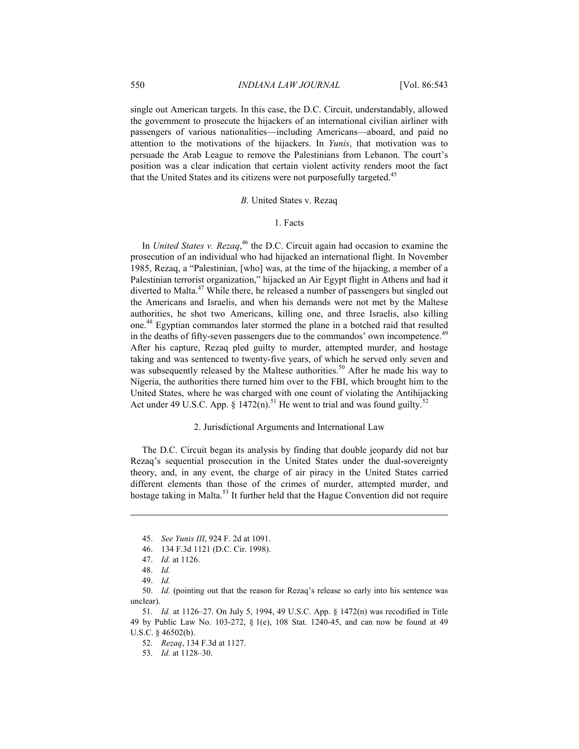single out American targets. In this case, the D.C. Circuit, understandably, allowed the government to prosecute the hijackers of an international civilian airliner with passengers of various nationalities—including Americans—aboard, and paid no attention to the motivations of the hijackers. In *Yunis*, that motivation was to persuade the Arab League to remove the Palestinians from Lebanon. The court's position was a clear indication that certain violent activity renders moot the fact that the United States and its citizens were not purposefully targeted.[45]

### *B.* United States v. Rezaq

#### 1. Facts

In *United States v. Rezaq*,[46] the D.C. Circuit again had occasion to examine the prosecution of an individual who had hijacked an international flight. In November 1985, Rezaq, a "Palestinian, [who] was, at the time of the hijacking, a member of a Palestinian terrorist organization," hijacked an Air Egypt flight in Athens and had it diverted to Malta.[47] While there, he released a number of passengers but singled out the Americans and Israelis, and when his demands were not met by the Maltese authorities, he shot two Americans, killing one, and three Israelis, also killing one.[48] Egyptian commandos later stormed the plane in a botched raid that resulted in the deaths of fifty-seven passengers due to the commandos' own incompetence.[49] After his capture, Rezaq pled guilty to murder, attempted murder, and hostage taking and was sentenced to twenty-five years, of which he served only seven and was subsequently released by the Maltese authorities.[50] After he made his way to Nigeria, the authorities there turned him over to the FBI, which brought him to the United States, where he was charged with one count of violating the Antihijacking Act under 49 U.S.C. App. § 1472(n).[51] He went to trial and was found guilty.[52]

#### 2. Jurisdictional Arguments and International Law

The D.C. Circuit began its analysis by finding that double jeopardy did not bar Rezaq's sequential prosecution in the United States under the dual-sovereignty theory, and, in any event, the charge of air piracy in the United States carried different elements than those of the crimes of murder, attempted murder, and hostage taking in Malta.[53] It further held that the Hague Convention did not require

---

45. *See Yunis III*, 924 F. 2d at 1091.

46. 134 F.3d 1121 (D.C. Cir. 1998).

47. *Id.* at 1126.

48. *Id.*

49. *Id.*

50. *Id.* (pointing out that the reason for Rezaq's release so early into his sentence was unclear).

51. *Id.* at 1126–27. On July 5, 1994, 49 U.S.C. App. § 1472(n) was recodified in Title 49 by Public Law No. 103-272, § 1(e), 108 Stat. 1240-45, and can now be found at 49 U.S.C. § 46502(b).

52. *Rezaq*, 134 F.3d at 1127.

53. *Id.* at 1128–30.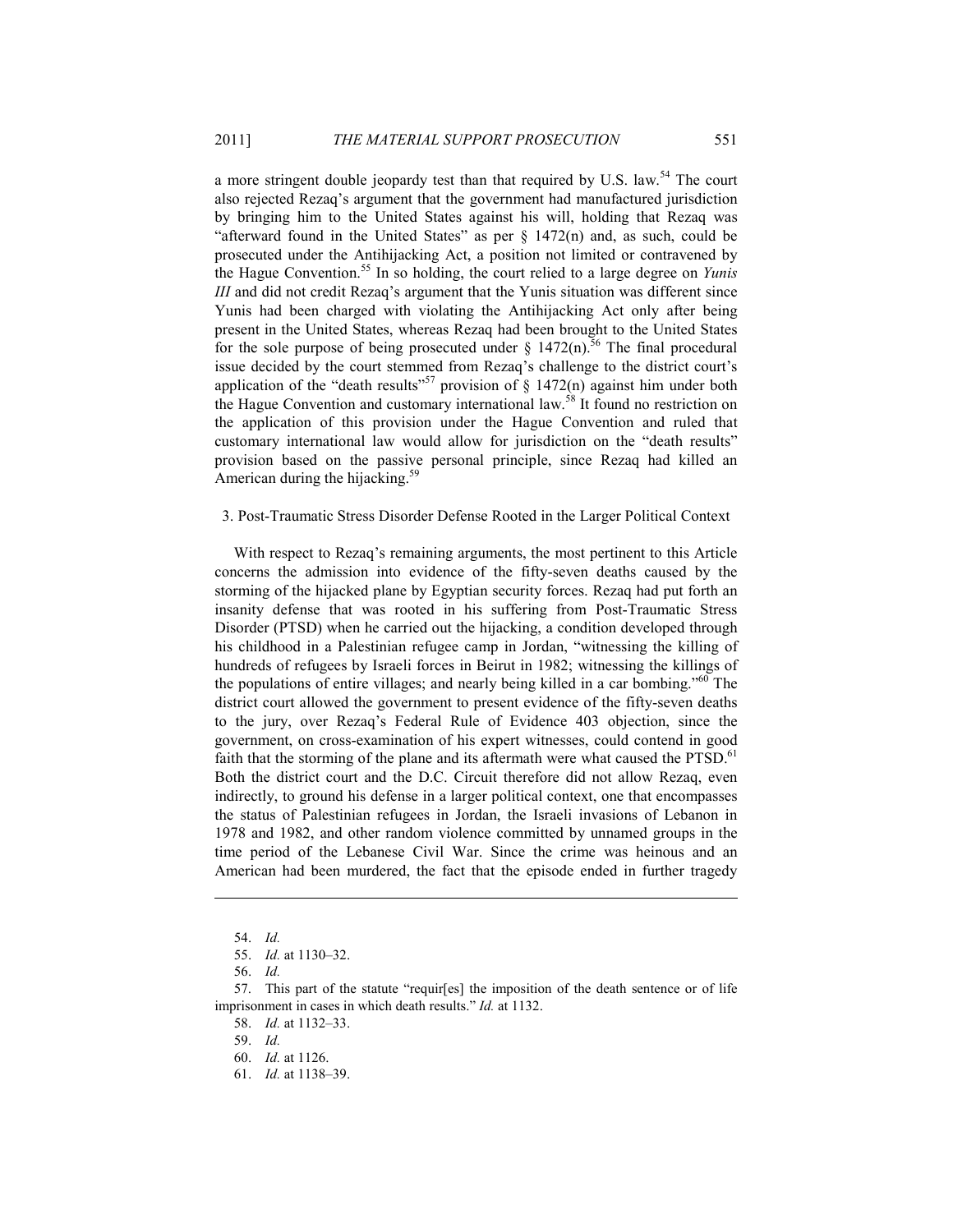a more stringent double jeopardy test than that required by U.S. law.[54] The court also rejected Rezaq's argument that the government had manufactured jurisdiction by bringing him to the United States against his will, holding that Rezaq was "afterward found in the United States" as per § 1472(n) and, as such, could be prosecuted under the Antihijacking Act, a position not limited or contravened by the Hague Convention.[55] In so holding, the court relied to a large degree on *Yunis III* and did not credit Rezaq's argument that the Yunis situation was different since Yunis had been charged with violating the Antihijacking Act only after being present in the United States, whereas Rezaq had been brought to the United States for the sole purpose of being prosecuted under § 1472(n).[56] The final procedural issue decided by the court stemmed from Rezaq's challenge to the district court's application of the "death results"[57] provision of § 1472(n) against him under both the Hague Convention and customary international law.[58] It found no restriction on the application of this provision under the Hague Convention and ruled that customary international law would allow for jurisdiction on the "death results" provision based on the passive personal principle, since Rezaq had killed an American during the hijacking.[59]

### 3. Post-Traumatic Stress Disorder Defense Rooted in the Larger Political Context

With respect to Rezaq's remaining arguments, the most pertinent to this Article concerns the admission into evidence of the fifty-seven deaths caused by the storming of the hijacked plane by Egyptian security forces. Rezaq had put forth an insanity defense that was rooted in his suffering from Post-Traumatic Stress Disorder (PTSD) when he carried out the hijacking, a condition developed through his childhood in a Palestinian refugee camp in Jordan, "witnessing the killing of hundreds of refugees by Israeli forces in Beirut in 1982; witnessing the killings of the populations of entire villages; and nearly being killed in a car bombing."[60] The district court allowed the government to present evidence of the fifty-seven deaths to the jury, over Rezaq's Federal Rule of Evidence 403 objection, since the government, on cross-examination of his expert witnesses, could contend in good faith that the storming of the plane and its aftermath were what caused the PTSD.[61] Both the district court and the D.C. Circuit therefore did not allow Rezaq, even indirectly, to ground his defense in a larger political context, one that encompasses the status of Palestinian refugees in Jordan, the Israeli invasions of Lebanon in 1978 and 1982, and other random violence committed by unnamed groups in the time period of the Lebanese Civil War. Since the crime was heinous and an American had been murdered, the fact that the episode ended in further tragedy

---

54. *Id.*

55. *Id.* at 1130–32.

56. *Id.*

57. This part of the statute "requir[es] the imposition of the death sentence or of life imprisonment in cases in which death results." *Id.* at 1132.

58. *Id.* at 1132–33.

59. *Id.*

60. *Id.* at 1126.

61. *Id.* at 1138–39.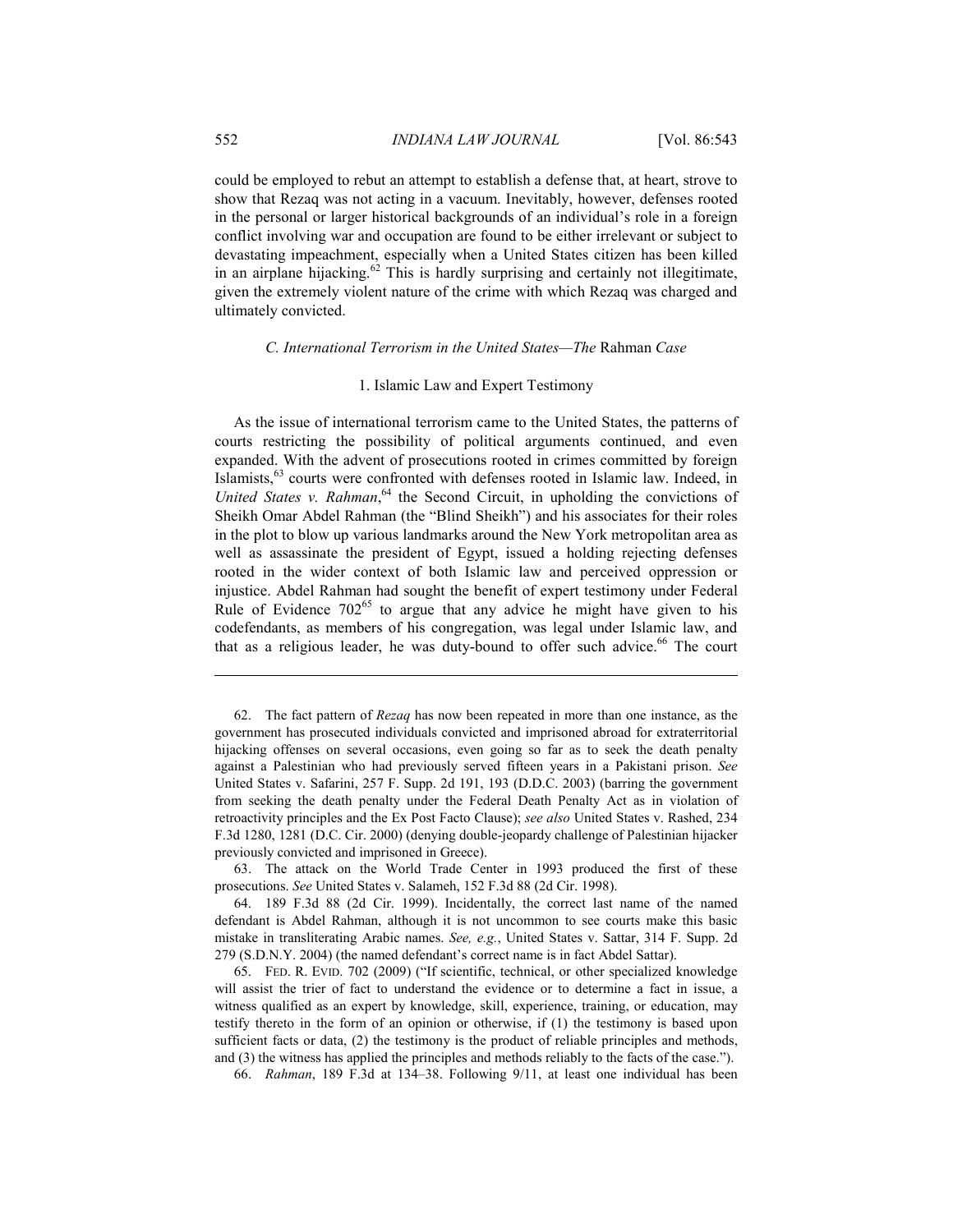could be employed to rebut an attempt to establish a defense that, at heart, strove to show that Rezaq was not acting in a vacuum. Inevitably, however, defenses rooted in the personal or larger historical backgrounds of an individual's role in a foreign conflict involving war and occupation are found to be either irrelevant or subject to devastating impeachment, especially when a United States citizen has been killed in an airplane hijacking.[62] This is hardly surprising and certainly not illegitimate, given the extremely violent nature of the crime with which Rezaq was charged and ultimately convicted.

### *C. International Terrorism in the United States—The* Rahman *Case*

#### 1. Islamic Law and Expert Testimony

As the issue of international terrorism came to the United States, the patterns of courts restricting the possibility of political arguments continued, and even expanded. With the advent of prosecutions rooted in crimes committed by foreign Islamists,[63] courts were confronted with defenses rooted in Islamic law. Indeed, in *United States v. Rahman*,[64] the Second Circuit, in upholding the convictions of Sheikh Omar Abdel Rahman (the "Blind Sheikh") and his associates for their roles in the plot to blow up various landmarks around the New York metropolitan area as well as assassinate the president of Egypt, issued a holding rejecting defenses rooted in the wider context of both Islamic law and perceived oppression or injustice. Abdel Rahman had sought the benefit of expert testimony under Federal Rule of Evidence 702[65] to argue that any advice he might have given to his codefendants, as members of his congregation, was legal under Islamic law, and that as a religious leader, he was duty-bound to offer such advice.[66] The court

---

62. The fact pattern of *Rezaq* has now been repeated in more than one instance, as the government has prosecuted individuals convicted and imprisoned abroad for extraterritorial hijacking offenses on several occasions, even going so far as to seek the death penalty against a Palestinian who had previously served fifteen years in a Pakistani prison. *See* United States v. Safarini, 257 F. Supp. 2d 191, 193 (D.D.C. 2003) (barring the government from seeking the death penalty under the Federal Death Penalty Act as in violation of retroactivity principles and the Ex Post Facto Clause); *see also* United States v. Rashed, 234 F.3d 1280, 1281 (D.C. Cir. 2000) (denying double-jeopardy challenge of Palestinian hijacker previously convicted and imprisoned in Greece).

63. The attack on the World Trade Center in 1993 produced the first of these prosecutions. *See* United States v. Salameh, 152 F.3d 88 (2d Cir. 1998).

64. 189 F.3d 88 (2d Cir. 1999). Incidentally, the correct last name of the named defendant is Abdel Rahman, although it is not uncommon to see courts make this basic mistake in transliterating Arabic names. *See, e.g.*, United States v. Sattar, 314 F. Supp. 2d 279 (S.D.N.Y. 2004) (the named defendant's correct name is in fact Abdel Sattar).

65. FED. R. EVID. 702 (2009) ("If scientific, technical, or other specialized knowledge will assist the trier of fact to understand the evidence or to determine a fact in issue, a witness qualified as an expert by knowledge, skill, experience, training, or education, may testify thereto in the form of an opinion or otherwise, if (1) the testimony is based upon sufficient facts or data, (2) the testimony is the product of reliable principles and methods, and (3) the witness has applied the principles and methods reliably to the facts of the case.").

66. *Rahman*, 189 F.3d at 134–38. Following 9/11, at least one individual has been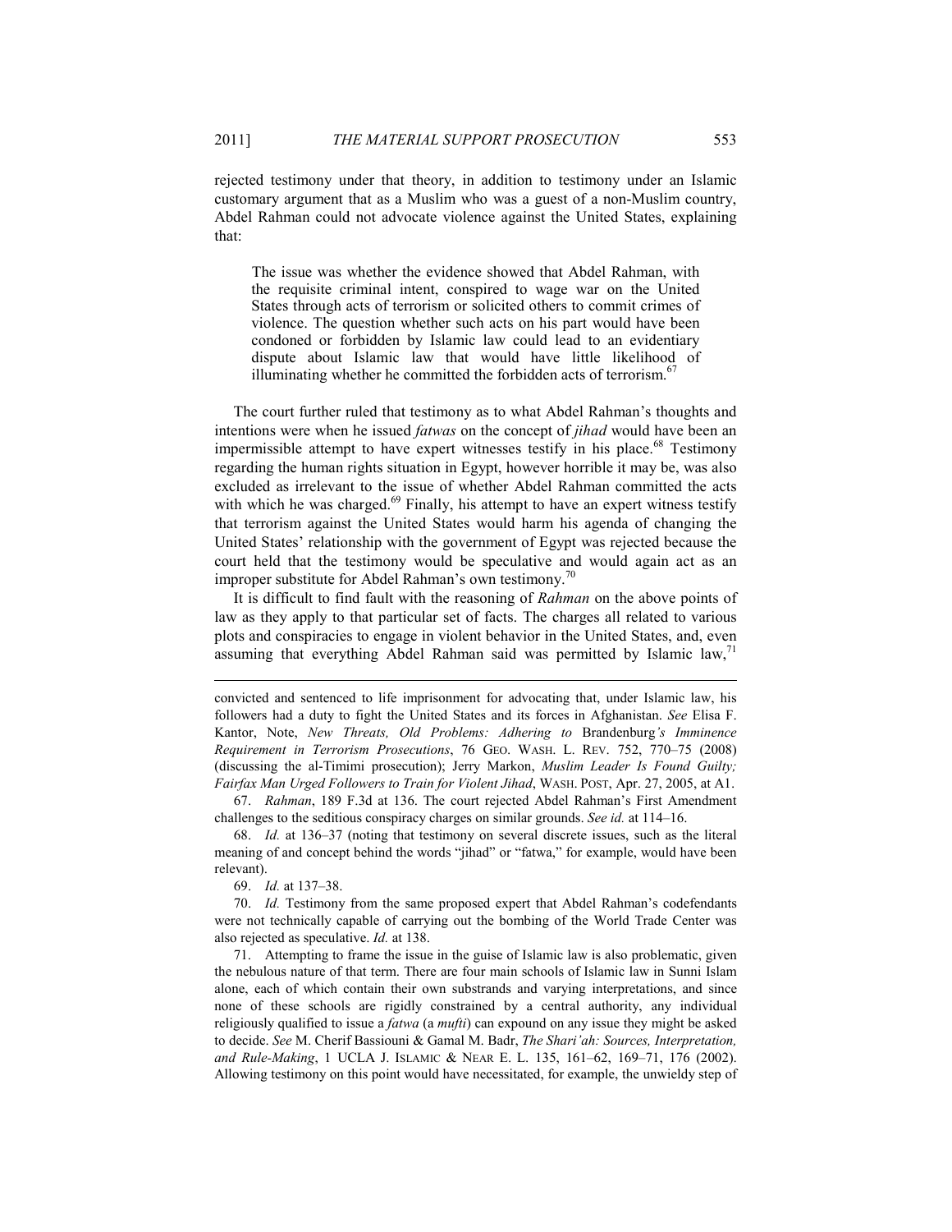rejected testimony under that theory, in addition to testimony under an Islamic customary argument that as a Muslim who was a guest of a non-Muslim country, Abdel Rahman could not advocate violence against the United States, explaining that:

> The issue was whether the evidence showed that Abdel Rahman, with the requisite criminal intent, conspired to wage war on the United States through acts of terrorism or solicited others to commit crimes of violence. The question whether such acts on his part would have been condoned or forbidden by Islamic law could lead to an evidentiary dispute about Islamic law that would have little likelihood of illuminating whether he committed the forbidden acts of terrorism.[67]

The court further ruled that testimony as to what Abdel Rahman's thoughts and intentions were when he issued *fatwas* on the concept of *jihad* would have been an impermissible attempt to have expert witnesses testify in his place.[68] Testimony regarding the human rights situation in Egypt, however horrible it may be, was also excluded as irrelevant to the issue of whether Abdel Rahman committed the acts with which he was charged.[69] Finally, his attempt to have an expert witness testify that terrorism against the United States would harm his agenda of changing the United States' relationship with the government of Egypt was rejected because the court held that the testimony would be speculative and would again act as an improper substitute for Abdel Rahman's own testimony.[70]

It is difficult to find fault with the reasoning of *Rahman* on the above points of law as they apply to that particular set of facts. The charges all related to various plots and conspiracies to engage in violent behavior in the United States, and, even assuming that everything Abdel Rahman said was permitted by Islamic law,[71]

---

convicted and sentenced to life imprisonment for advocating that, under Islamic law, his followers had a duty to fight the United States and its forces in Afghanistan. *See* Elisa F. Kantor, Note, *New Threats, Old Problems: Adhering to* Brandenburg*'s Imminence Requirement in Terrorism Prosecutions*, 76 GEO. WASH. L. REV. 752, 770–75 (2008) (discussing the al-Timimi prosecution); Jerry Markon, *Muslim Leader Is Found Guilty; Fairfax Man Urged Followers to Train for Violent Jihad*, WASH. POST, Apr. 27, 2005, at A1.

67. *Rahman*, 189 F.3d at 136. The court rejected Abdel Rahman's First Amendment challenges to the seditious conspiracy charges on similar grounds. *See id.* at 114–16.

68. *Id.* at 136–37 (noting that testimony on several discrete issues, such as the literal meaning of and concept behind the words "jihad" or "fatwa," for example, would have been relevant).

69. *Id.* at 137–38.

70. *Id.* Testimony from the same proposed expert that Abdel Rahman's codefendants were not technically capable of carrying out the bombing of the World Trade Center was also rejected as speculative. *Id.* at 138.

71. Attempting to frame the issue in the guise of Islamic law is also problematic, given the nebulous nature of that term. There are four main schools of Islamic law in Sunni Islam alone, each of which contain their own substrands and varying interpretations, and since none of these schools are rigidly constrained by a central authority, any individual religiously qualified to issue a *fatwa* (a *mufti*) can expound on any issue they might be asked to decide. *See* M. Cherif Bassiouni & Gamal M. Badr, *The Shari'ah: Sources, Interpretation, and Rule-Making*, 1 UCLA J. ISLAMIC & NEAR E. L. 135, 161–62, 169–71, 176 (2002). Allowing testimony on this point would have necessitated, for example, the unwieldy step of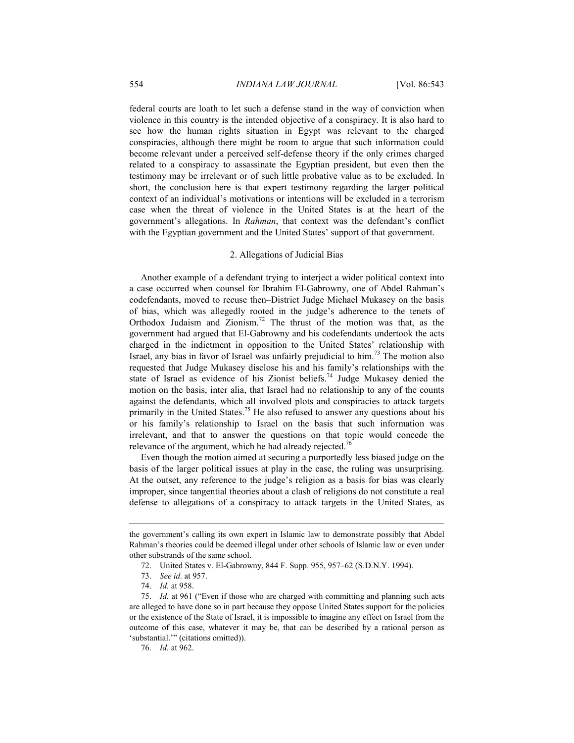federal courts are loath to let such a defense stand in the way of conviction when violence in this country is the intended objective of a conspiracy. It is also hard to see how the human rights situation in Egypt was relevant to the charged conspiracies, although there might be room to argue that such information could become relevant under a perceived self-defense theory if the only crimes charged related to a conspiracy to assassinate the Egyptian president, but even then the testimony may be irrelevant or of such little probative value as to be excluded. In short, the conclusion here is that expert testimony regarding the larger political context of an individual's motivations or intentions will be excluded in a terrorism case when the threat of violence in the United States is at the heart of the government's allegations. In *Rahman*, that context was the defendant's conflict with the Egyptian government and the United States' support of that government.

### 2. Allegations of Judicial Bias

Another example of a defendant trying to interject a wider political context into a case occurred when counsel for Ibrahim El-Gabrowny, one of Abdel Rahman's codefendants, moved to recuse then–District Judge Michael Mukasey on the basis of bias, which was allegedly rooted in the judge's adherence to the tenets of Orthodox Judaism and Zionism.[72] The thrust of the motion was that, as the government had argued that El-Gabrowny and his codefendants undertook the acts charged in the indictment in opposition to the United States' relationship with Israel, any bias in favor of Israel was unfairly prejudicial to him.[73] The motion also requested that Judge Mukasey disclose his and his family's relationships with the state of Israel as evidence of his Zionist beliefs.[74] Judge Mukasey denied the motion on the basis, inter alia, that Israel had no relationship to any of the counts against the defendants, which all involved plots and conspiracies to attack targets primarily in the United States.[75] He also refused to answer any questions about his or his family's relationship to Israel on the basis that such information was irrelevant, and that to answer the questions on that topic would concede the relevance of the argument, which he had already rejected.[76]

Even though the motion aimed at securing a purportedly less biased judge on the basis of the larger political issues at play in the case, the ruling was unsurprising. At the outset, any reference to the judge's religion as a basis for bias was clearly improper, since tangential theories about a clash of religions do not constitute a real defense to allegations of a conspiracy to attack targets in the United States, as

---

the government's calling its own expert in Islamic law to demonstrate possibly that Abdel Rahman's theories could be deemed illegal under other schools of Islamic law or even under other substrands of the same school.

72. United States v. El-Gabrowny, 844 F. Supp. 955, 957–62 (S.D.N.Y. 1994).

73. *See id.* at 957.

74. *Id.* at 958.

75. *Id.* at 961 ("Even if those who are charged with committing and planning such acts are alleged to have done so in part because they oppose United States support for the policies or the existence of the State of Israel, it is impossible to imagine any effect on Israel from the outcome of this case, whatever it may be, that can be described by a rational person as 'substantial.'" (citations omitted)).

76. *Id.* at 962.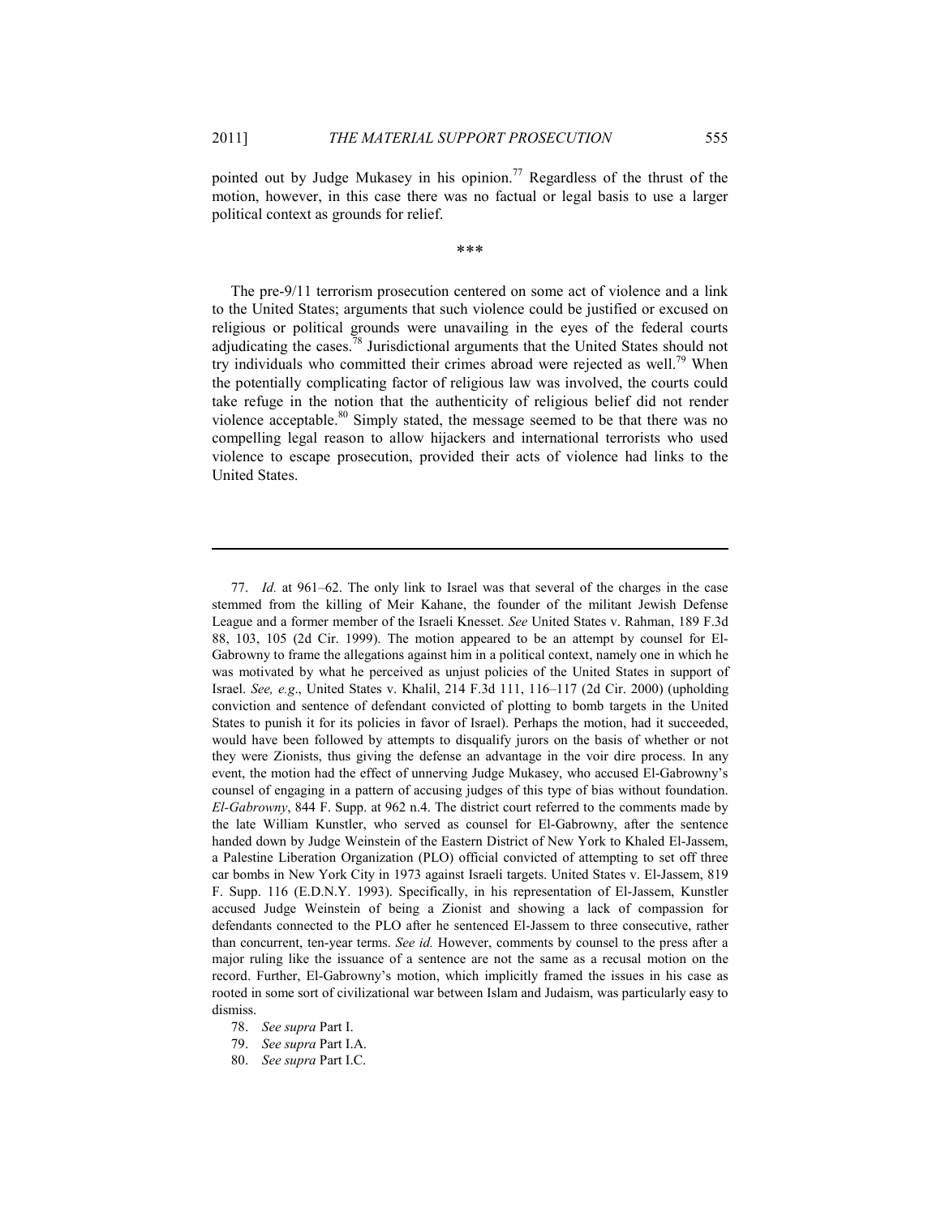pointed out by Judge Mukasey in his opinion.[77] Regardless of the thrust of the motion, however, in this case there was no factual or legal basis to use a larger political context as grounds for relief.

\*\*\*

The pre-9/11 terrorism prosecution centered on some act of violence and a link to the United States; arguments that such violence could be justified or excused on religious or political grounds were unavailing in the eyes of the federal courts adjudicating the cases.[78] Jurisdictional arguments that the United States should not try individuals who committed their crimes abroad were rejected as well.[79] When the potentially complicating factor of religious law was involved, the courts could take refuge in the notion that the authenticity of religious belief did not render violence acceptable.[80] Simply stated, the message seemed to be that there was no compelling legal reason to allow hijackers and international terrorists who used violence to escape prosecution, provided their acts of violence had links to the United States.

---

77. *Id.* at 961–62. The only link to Israel was that several of the charges in the case stemmed from the killing of Meir Kahane, the founder of the militant Jewish Defense League and a former member of the Israeli Knesset. *See* United States v. Rahman, 189 F.3d 88, 103, 105 (2d Cir. 1999). The motion appeared to be an attempt by counsel for El-Gabrowny to frame the allegations against him in a political context, namely one in which he was motivated by what he perceived as unjust policies of the United States in support of Israel. *See, e.g.*, United States v. Khalil, 214 F.3d 111, 116–117 (2d Cir. 2000) (upholding conviction and sentence of defendant convicted of plotting to bomb targets in the United States to punish it for its policies in favor of Israel). Perhaps the motion, had it succeeded, would have been followed by attempts to disqualify jurors on the basis of whether or not they were Zionists, thus giving the defense an advantage in the voir dire process. In any event, the motion had the effect of unnerving Judge Mukasey, who accused El-Gabrowny's counsel of engaging in a pattern of accusing judges of this type of bias without foundation. *El-Gabrowny*, 844 F. Supp. at 962 n.4. The district court referred to the comments made by the late William Kunstler, who served as counsel for El-Gabrowny, after the sentence handed down by Judge Weinstein of the Eastern District of New York to Khaled El-Jassem, a Palestine Liberation Organization (PLO) official convicted of attempting to set off three car bombs in New York City in 1973 against Israeli targets. United States v. El-Jassem, 819 F. Supp. 116 (E.D.N.Y. 1993). Specifically, in his representation of El-Jassem, Kunstler accused Judge Weinstein of being a Zionist and showing a lack of compassion for defendants connected to the PLO after he sentenced El-Jassem to three consecutive, rather than concurrent, ten-year terms. *See id.* However, comments by counsel to the press after a major ruling like the issuance of a sentence are not the same as a recusal motion on the record. Further, El-Gabrowny's motion, which implicitly framed the issues in his case as rooted in some sort of civilizational war between Islam and Judaism, was particularly easy to dismiss.

78. *See supra* Part I.

79. *See supra* Part I.A.

80. *See supra* Part I.C.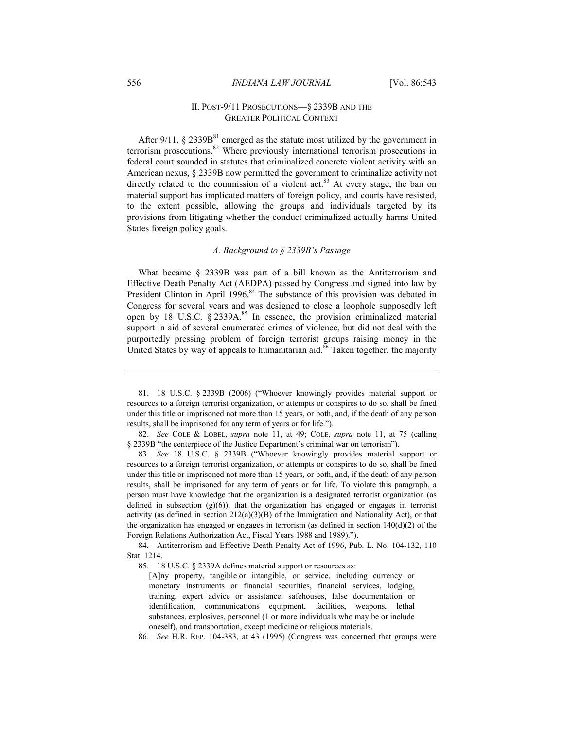## II. POST-9/11 PROSECUTIONS—§ 2339B AND THE GREATER POLITICAL CONTEXT

After 9/11, § 2339B[81] emerged as the statute most utilized by the government in terrorism prosecutions.[82] Where previously international terrorism prosecutions in federal court sounded in statutes that criminalized concrete violent activity with an American nexus, § 2339B now permitted the government to criminalize activity not directly related to the commission of a violent act.[83] At every stage, the ban on material support has implicated matters of foreign policy, and courts have resisted, to the extent possible, allowing the groups and individuals targeted by its provisions from litigating whether the conduct criminalized actually harms United States foreign policy goals.

### *A. Background to § 2339B's Passage*

What became § 2339B was part of a bill known as the Antiterrorism and Effective Death Penalty Act (AEDPA) passed by Congress and signed into law by President Clinton in April 1996.[84] The substance of this provision was debated in Congress for several years and was designed to close a loophole supposedly left open by 18 U.S.C. § 2339A.[85] In essence, the provision criminalized material support in aid of several enumerated crimes of violence, but did not deal with the purportedly pressing problem of foreign terrorist groups raising money in the United States by way of appeals to humanitarian aid.[86] Taken together, the majority

---

81. 18 U.S.C. § 2339B (2006) ("Whoever knowingly provides material support or resources to a foreign terrorist organization, or attempts or conspires to do so, shall be fined under this title or imprisoned not more than 15 years, or both, and, if the death of any person results, shall be imprisoned for any term of years or for life.").

82. *See* COLE & LOBEL, *supra* note 11, at 49; COLE, *supra* note 11, at 75 (calling § 2339B "the centerpiece of the Justice Department's criminal war on terrorism").

83. *See* 18 U.S.C. § 2339B ("Whoever knowingly provides material support or resources to a foreign terrorist organization, or attempts or conspires to do so, shall be fined under this title or imprisoned not more than 15 years, or both, and, if the death of any person results, shall be imprisoned for any term of years or for life. To violate this paragraph, a person must have knowledge that the organization is a designated terrorist organization (as defined in subsection (g)(6)), that the organization has engaged or engages in terrorist activity (as defined in section 212(a)(3)(B) of the Immigration and Nationality Act), or that the organization has engaged or engages in terrorism (as defined in section 140(d)(2) of the Foreign Relations Authorization Act, Fiscal Years 1988 and 1989).").

84. Antiterrorism and Effective Death Penalty Act of 1996, Pub. L. No. 104-132, 110 Stat. 1214.

85. 18 U.S.C. § 2339A defines material support or resources as:

> [A]ny property, tangible or intangible, or service, including currency or monetary instruments or financial securities, financial services, lodging, training, expert advice or assistance, safehouses, false documentation or identification, communications equipment, facilities, weapons, lethal substances, explosives, personnel (1 or more individuals who may be or include oneself), and transportation, except medicine or religious materials.

86. *See* H.R. REP. 104-383, at 43 (1995) (Congress was concerned that groups were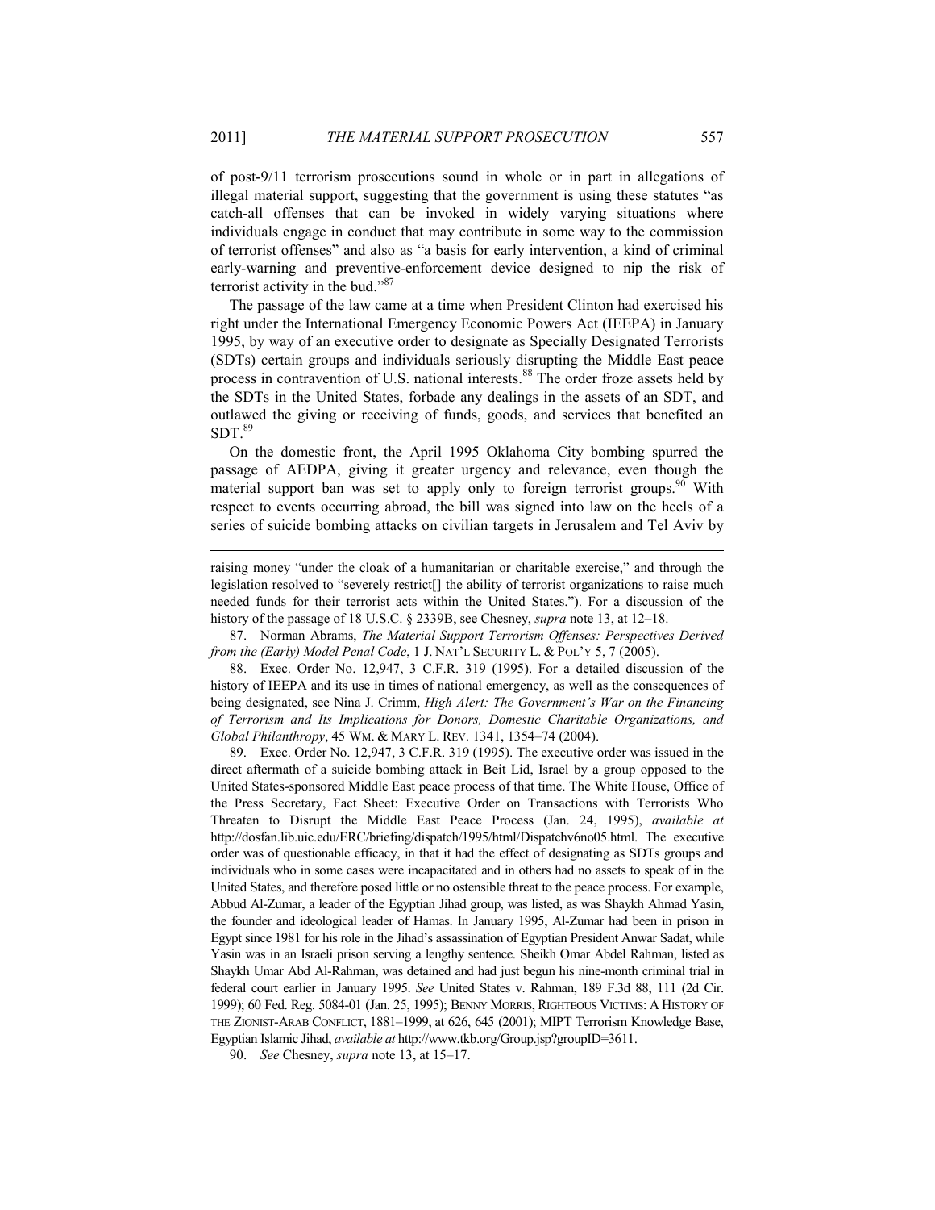of post-9/11 terrorism prosecutions sound in whole or in part in allegations of illegal material support, suggesting that the government is using these statutes "as catch-all offenses that can be invoked in widely varying situations where individuals engage in conduct that may contribute in some way to the commission of terrorist offenses" and also as "a basis for early intervention, a kind of criminal early-warning and preventive-enforcement device designed to nip the risk of terrorist activity in the bud."[87]

The passage of the law came at a time when President Clinton had exercised his right under the International Emergency Economic Powers Act (IEEPA) in January 1995, by way of an executive order to designate as Specially Designated Terrorists (SDTs) certain groups and individuals seriously disrupting the Middle East peace process in contravention of U.S. national interests.[88] The order froze assets held by the SDTs in the United States, forbade any dealings in the assets of an SDT, and outlawed the giving or receiving of funds, goods, and services that benefited an SDT.[89]

On the domestic front, the April 1995 Oklahoma City bombing spurred the passage of AEDPA, giving it greater urgency and relevance, even though the material support ban was set to apply only to foreign terrorist groups.[90] With respect to events occurring abroad, the bill was signed into law on the heels of a series of suicide bombing attacks on civilian targets in Jerusalem and Tel Aviv by

---

raising money "under the cloak of a humanitarian or charitable exercise," and through the legislation resolved to "severely restrict[] the ability of terrorist organizations to raise much needed funds for their terrorist acts within the United States."). For a discussion of the history of the passage of 18 U.S.C. § 2339B, see Chesney, *supra* note 13, at 12–18.

87. Norman Abrams, *The Material Support Terrorism Offenses: Perspectives Derived from the (Early) Model Penal Code*, 1 J. NAT'L SECURITY L. & POL'Y 5, 7 (2005).

88. Exec. Order No. 12,947, 3 C.F.R. 319 (1995). For a detailed discussion of the history of IEEPA and its use in times of national emergency, as well as the consequences of being designated, see Nina J. Crimm, *High Alert: The Government's War on the Financing of Terrorism and Its Implications for Donors, Domestic Charitable Organizations, and Global Philanthropy*, 45 WM. & MARY L. REV. 1341, 1354–74 (2004).

89. Exec. Order No. 12,947, 3 C.F.R. 319 (1995). The executive order was issued in the direct aftermath of a suicide bombing attack in Beit Lid, Israel by a group opposed to the United States-sponsored Middle East peace process of that time. The White House, Office of the Press Secretary, Fact Sheet: Executive Order on Transactions with Terrorists Who Threaten to Disrupt the Middle East Peace Process (Jan. 24, 1995), *available at* http://dosfan.lib.uic.edu/ERC/briefing/dispatch/1995/html/Dispatchv6no05.html. The executive order was of questionable efficacy, in that it had the effect of designating as SDTs groups and individuals who in some cases were incapacitated and in others had no assets to speak of in the United States, and therefore posed little or no ostensible threat to the peace process. For example, Abbud Al-Zumar, a leader of the Egyptian Jihad group, was listed, as was Shaykh Ahmad Yasin, the founder and ideological leader of Hamas. In January 1995, Al-Zumar had been in prison in Egypt since 1981 for his role in the Jihad's assassination of Egyptian President Anwar Sadat, while Yasin was in an Israeli prison serving a lengthy sentence. Sheikh Omar Abdel Rahman, listed as Shaykh Umar Abd Al-Rahman, was detained and had just begun his nine-month criminal trial in federal court earlier in January 1995. *See* United States v. Rahman, 189 F.3d 88, 111 (2d Cir. 1999); 60 Fed. Reg. 5084-01 (Jan. 25, 1995); BENNY MORRIS, RIGHTEOUS VICTIMS: A HISTORY OF THE ZIONIST-ARAB CONFLICT, 1881–1999, at 626, 645 (2001); MIPT Terrorism Knowledge Base, Egyptian Islamic Jihad, *available at* http://www.tkb.org/Group.jsp?groupID=3611.

90. *See* Chesney, *supra* note 13, at 15–17.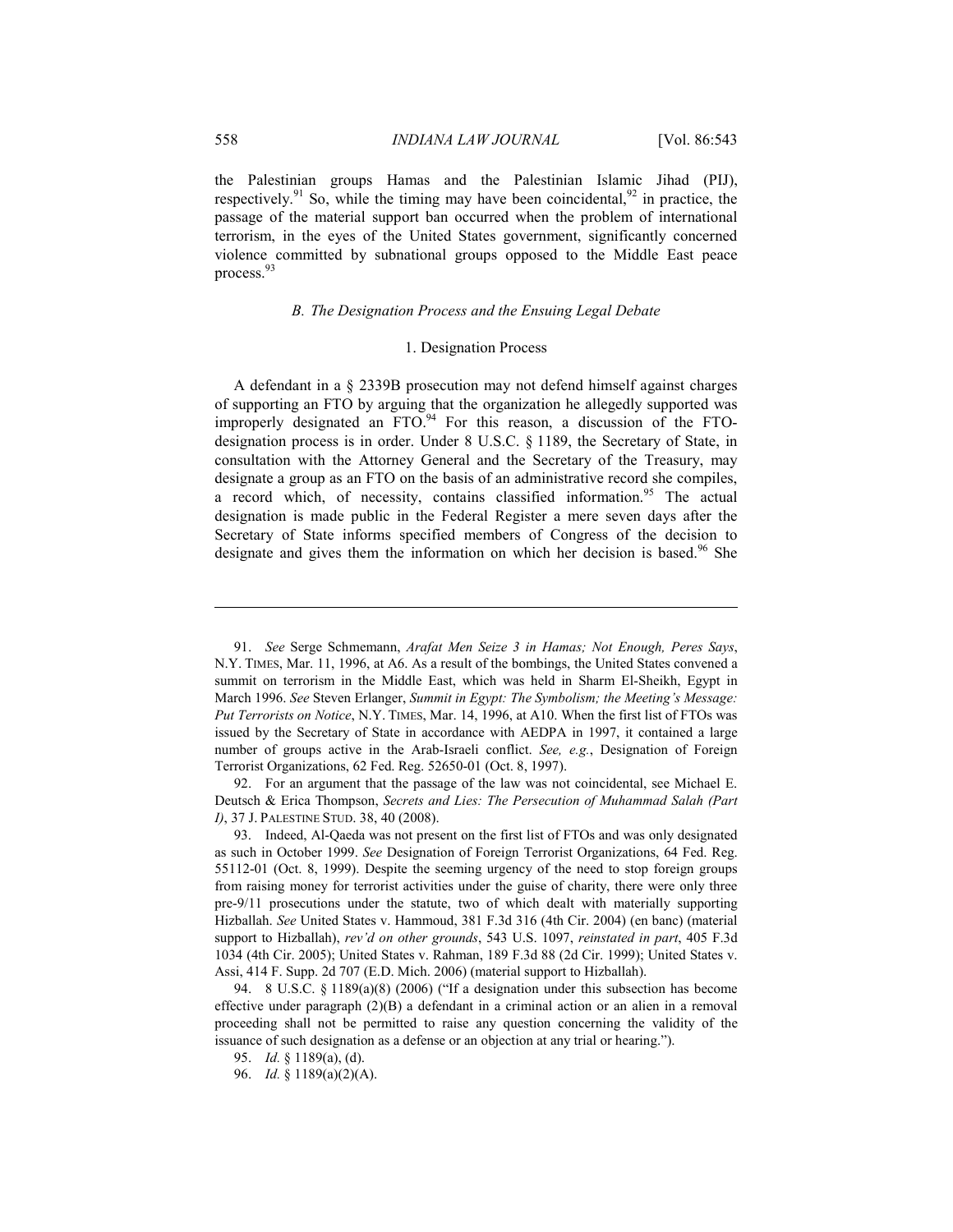the Palestinian groups Hamas and the Palestinian Islamic Jihad (PIJ), respectively.[91] So, while the timing may have been coincidental,[92] in practice, the passage of the material support ban occurred when the problem of international terrorism, in the eyes of the United States government, significantly concerned violence committed by subnational groups opposed to the Middle East peace process.[93]

### *B. The Designation Process and the Ensuing Legal Debate*

#### 1. Designation Process

A defendant in a § 2339B prosecution may not defend himself against charges of supporting an FTO by arguing that the organization he allegedly supported was improperly designated an FTO.[94] For this reason, a discussion of the FTO-designation process is in order. Under 8 U.S.C. § 1189, the Secretary of State, in consultation with the Attorney General and the Secretary of the Treasury, may designate a group as an FTO on the basis of an administrative record she compiles, a record which, of necessity, contains classified information.[95] The actual designation is made public in the Federal Register a mere seven days after the Secretary of State informs specified members of Congress of the decision to designate and gives them the information on which her decision is based.[96] She

---

91. *See* Serge Schmemann, *Arafat Men Seize 3 in Hamas; Not Enough, Peres Says*, N.Y. TIMES, Mar. 11, 1996, at A6. As a result of the bombings, the United States convened a summit on terrorism in the Middle East, which was held in Sharm El-Sheikh, Egypt in March 1996. *See* Steven Erlanger, *Summit in Egypt: The Symbolism; the Meeting's Message: Put Terrorists on Notice*, N.Y. TIMES, Mar. 14, 1996, at A10. When the first list of FTOs was issued by the Secretary of State in accordance with AEDPA in 1997, it contained a large number of groups active in the Arab-Israeli conflict. *See, e.g.*, Designation of Foreign Terrorist Organizations, 62 Fed. Reg. 52650-01 (Oct. 8, 1997).

92. For an argument that the passage of the law was not coincidental, see Michael E. Deutsch & Erica Thompson, *Secrets and Lies: The Persecution of Muhammad Salah (Part I)*, 37 J. PALESTINE STUD. 38, 40 (2008).

93. Indeed, Al-Qaeda was not present on the first list of FTOs and was only designated as such in October 1999. *See* Designation of Foreign Terrorist Organizations, 64 Fed. Reg. 55112-01 (Oct. 8, 1999). Despite the seeming urgency of the need to stop foreign groups from raising money for terrorist activities under the guise of charity, there were only three pre-9/11 prosecutions under the statute, two of which dealt with materially supporting Hizballah. *See* United States v. Hammoud, 381 F.3d 316 (4th Cir. 2004) (en banc) (material support to Hizballah), *rev'd on other grounds*, 543 U.S. 1097, *reinstated in part*, 405 F.3d 1034 (4th Cir. 2005); United States v. Rahman, 189 F.3d 88 (2d Cir. 1999); United States v. Assi, 414 F. Supp. 2d 707 (E.D. Mich. 2006) (material support to Hizballah).

94. 8 U.S.C. § 1189(a)(8) (2006) ("If a designation under this subsection has become effective under paragraph (2)(B) a defendant in a criminal action or an alien in a removal proceeding shall not be permitted to raise any question concerning the validity of the issuance of such designation as a defense or an objection at any trial or hearing.").

95. *Id.* § 1189(a), (d).

96. *Id.* § 1189(a)(2)(A).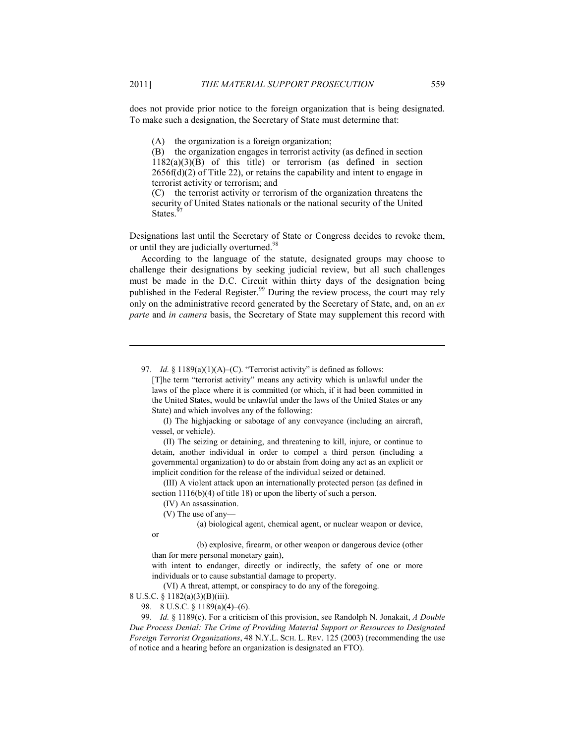does not provide prior notice to the foreign organization that is being designated. To make such a designation, the Secretary of State must determine that:

> (A) the organization is a foreign organization;
> (B) the organization engages in terrorist activity (as defined in section 1182(a)(3)(B) of this title) or terrorism (as defined in section 2656f(d)(2) of Title 22), or retains the capability and intent to engage in terrorist activity or terrorism; and
> (C) the terrorist activity or terrorism of the organization threatens the security of United States nationals or the national security of the United States.[97]

Designations last until the Secretary of State or Congress decides to revoke them, or until they are judicially overturned.[98]

According to the language of the statute, designated groups may choose to challenge their designations by seeking judicial review, but all such challenges must be made in the D.C. Circuit within thirty days of the designation being published in the Federal Register.[99] During the review process, the court may rely only on the administrative record generated by the Secretary of State, and, on an *ex parte* and *in camera* basis, the Secretary of State may supplement this record with

---

97. *Id.* § 1189(a)(1)(A)–(C). "Terrorist activity" is defined as follows:

> [T]he term "terrorist activity" means any activity which is unlawful under the laws of the place where it is committed (or which, if it had been committed in the United States, would be unlawful under the laws of the United States or any State) and which involves any of the following:
>
> (I) The highjacking or sabotage of any conveyance (including an aircraft, vessel, or vehicle).
>
> (II) The seizing or detaining, and threatening to kill, injure, or continue to detain, another individual in order to compel a third person (including a governmental organization) to do or abstain from doing any act as an explicit or implicit condition for the release of the individual seized or detained.
>
> (III) A violent attack upon an internationally protected person (as defined in section 1116(b)(4) of title 18) or upon the liberty of such a person.
>
> (IV) An assassination.
>
> (V) The use of any—
>
> (a) biological agent, chemical agent, or nuclear weapon or device, or
>
> (b) explosive, firearm, or other weapon or dangerous device (other than for mere personal monetary gain),
>
> with intent to endanger, directly or indirectly, the safety of one or more individuals or to cause substantial damage to property.
>
> (VI) A threat, attempt, or conspiracy to do any of the foregoing.

8 U.S.C. § 1182(a)(3)(B)(iii).

98. 8 U.S.C. § 1189(a)(4)–(6).

99. *Id.* § 1189(c). For a criticism of this provision, see Randolph N. Jonakait, *A Double Due Process Denial: The Crime of Providing Material Support or Resources to Designated Foreign Terrorist Organizations*, 48 N.Y.L. SCH. L. REV. 125 (2003) (recommending the use of notice and a hearing before an organization is designated an FTO).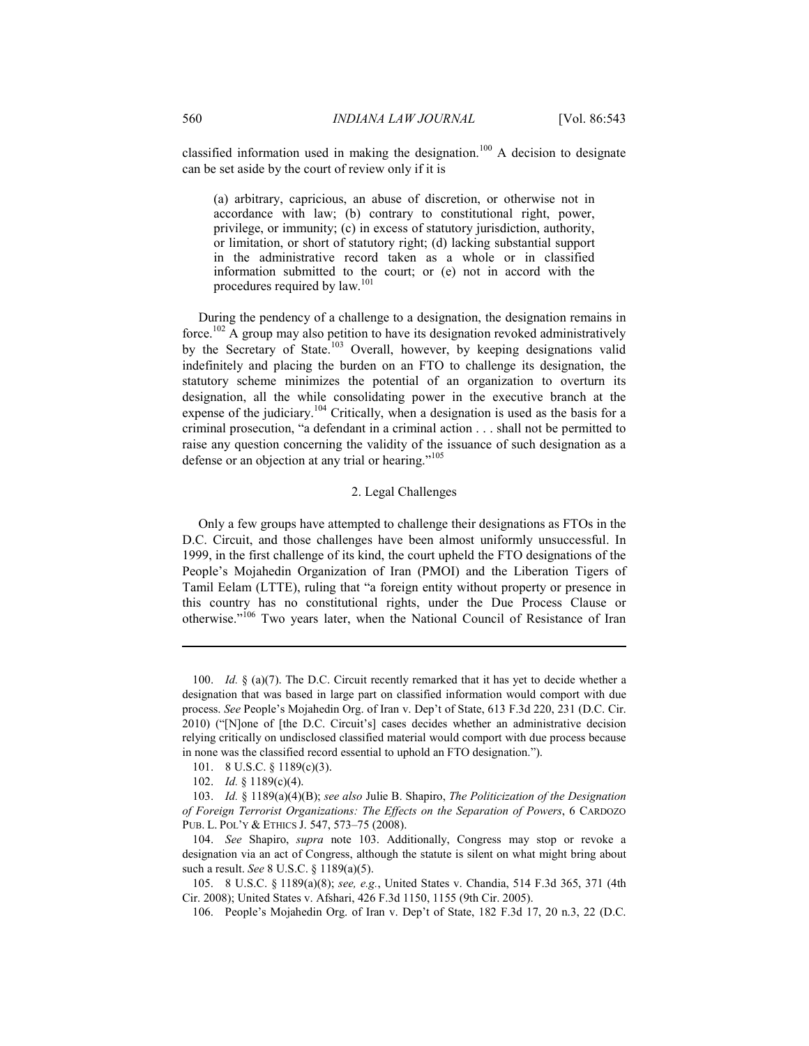classified information used in making the designation.[100] A decision to designate can be set aside by the court of review only if it is

> (a) arbitrary, capricious, an abuse of discretion, or otherwise not in accordance with law; (b) contrary to constitutional right, power, privilege, or immunity; (c) in excess of statutory jurisdiction, authority, or limitation, or short of statutory right; (d) lacking substantial support in the administrative record taken as a whole or in classified information submitted to the court; or (e) not in accord with the procedures required by law.[101]

During the pendency of a challenge to a designation, the designation remains in force.[102] A group may also petition to have its designation revoked administratively by the Secretary of State.[103] Overall, however, by keeping designations valid indefinitely and placing the burden on an FTO to challenge its designation, the statutory scheme minimizes the potential of an organization to overturn its designation, all the while consolidating power in the executive branch at the expense of the judiciary.[104] Critically, when a designation is used as the basis for a criminal prosecution, "a defendant in a criminal action . . . shall not be permitted to raise any question concerning the validity of the issuance of such designation as a defense or an objection at any trial or hearing."[105]

### 2. Legal Challenges

Only a few groups have attempted to challenge their designations as FTOs in the D.C. Circuit, and those challenges have been almost uniformly unsuccessful. In 1999, in the first challenge of its kind, the court upheld the FTO designations of the People's Mojahedin Organization of Iran (PMOI) and the Liberation Tigers of Tamil Eelam (LTTE), ruling that "a foreign entity without property or presence in this country has no constitutional rights, under the Due Process Clause or otherwise."[106] Two years later, when the National Council of Resistance of Iran

---

100. *Id.* § (a)(7). The D.C. Circuit recently remarked that it has yet to decide whether a designation that was based in large part on classified information would comport with due process. *See* People's Mojahedin Org. of Iran v. Dep't of State, 613 F.3d 220, 231 (D.C. Cir. 2010) ("[N]one of [the D.C. Circuit's] cases decides whether an administrative decision relying critically on undisclosed classified material would comport with due process because in none was the classified record essential to uphold an FTO designation.").

101. 8 U.S.C. § 1189(c)(3).

102. *Id.* § 1189(c)(4).

103. *Id.* § 1189(a)(4)(B); *see also* Julie B. Shapiro, *The Politicization of the Designation of Foreign Terrorist Organizations: The Effects on the Separation of Powers*, 6 CARDOZO PUB. L. POL'Y & ETHICS J. 547, 573–75 (2008).

104. *See* Shapiro, *supra* note 103. Additionally, Congress may stop or revoke a designation via an act of Congress, although the statute is silent on what might bring about such a result. *See* 8 U.S.C. § 1189(a)(5).

105. 8 U.S.C. § 1189(a)(8); *see, e.g.*, United States v. Chandia, 514 F.3d 365, 371 (4th Cir. 2008); United States v. Afshari, 426 F.3d 1150, 1155 (9th Cir. 2005).

106. People's Mojahedin Org. of Iran v. Dep't of State, 182 F.3d 17, 20 n.3, 22 (D.C.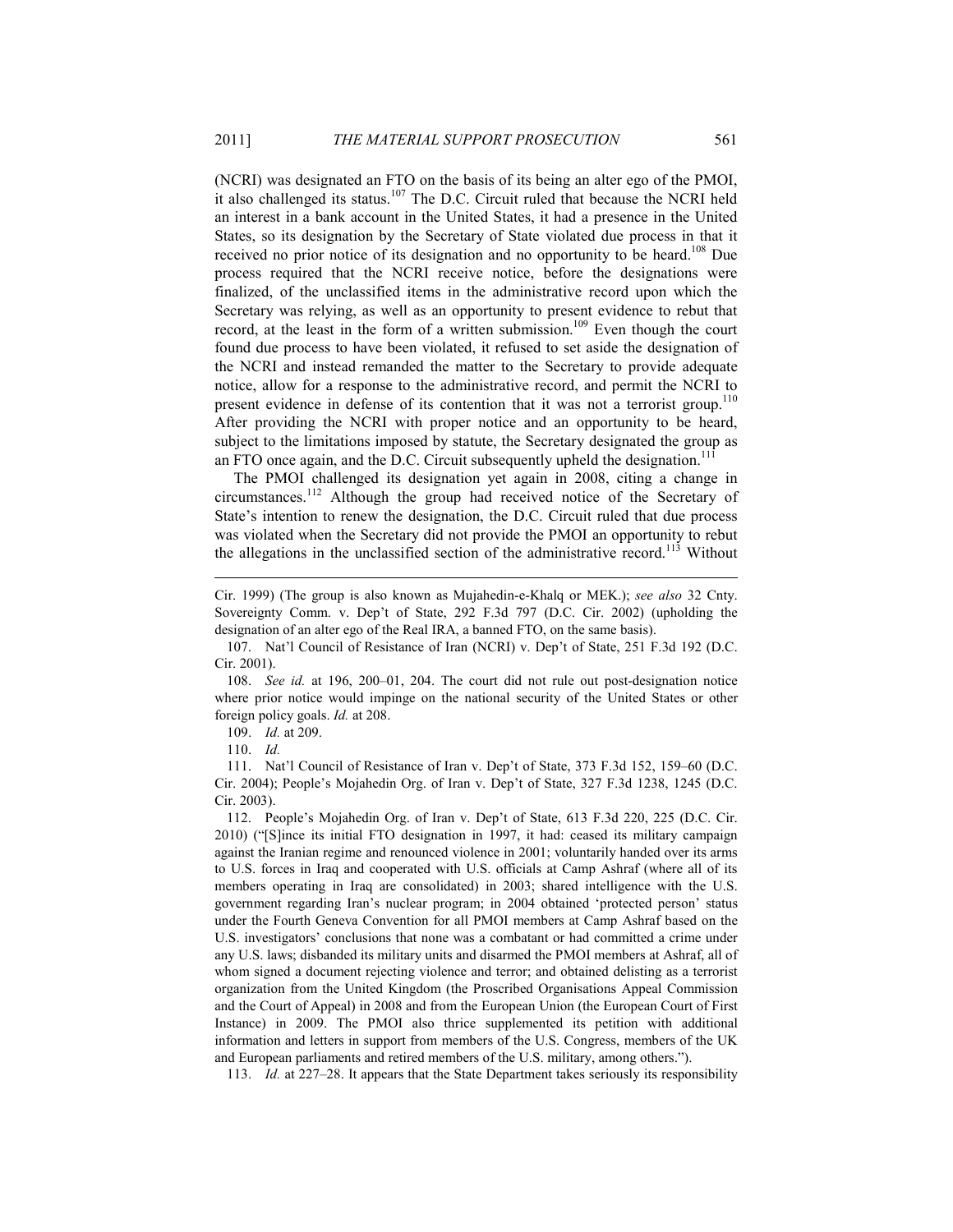(NCRI) was designated an FTO on the basis of its being an alter ego of the PMOI, it also challenged its status.[107] The D.C. Circuit ruled that because the NCRI held an interest in a bank account in the United States, it had a presence in the United States, so its designation by the Secretary of State violated due process in that it received no prior notice of its designation and no opportunity to be heard.[108] Due process required that the NCRI receive notice, before the designations were finalized, of the unclassified items in the administrative record upon which the Secretary was relying, as well as an opportunity to present evidence to rebut that record, at the least in the form of a written submission.[109] Even though the court found due process to have been violated, it refused to set aside the designation of the NCRI and instead remanded the matter to the Secretary to provide adequate notice, allow for a response to the administrative record, and permit the NCRI to present evidence in defense of its contention that it was not a terrorist group.[110] After providing the NCRI with proper notice and an opportunity to be heard, subject to the limitations imposed by statute, the Secretary designated the group as an FTO once again, and the D.C. Circuit subsequently upheld the designation.[111]

The PMOI challenged its designation yet again in 2008, citing a change in circumstances.[112] Although the group had received notice of the Secretary of State's intention to renew the designation, the D.C. Circuit ruled that due process was violated when the Secretary did not provide the PMOI an opportunity to rebut the allegations in the unclassified section of the administrative record.[113] Without

---

Cir. 1999) (The group is also known as Mujahedin-e-Khalq or MEK.); *see also* 32 Cnty. Sovereignty Comm. v. Dep't of State, 292 F.3d 797 (D.C. Cir. 2002) (upholding the designation of an alter ego of the Real IRA, a banned FTO, on the same basis).

107. Nat'l Council of Resistance of Iran (NCRI) v. Dep't of State, 251 F.3d 192 (D.C. Cir. 2001).

108. *See id.* at 196, 200–01, 204. The court did not rule out post-designation notice where prior notice would impinge on the national security of the United States or other foreign policy goals. *Id.* at 208.

109. *Id.* at 209.

110. *Id.*

111. Nat'l Council of Resistance of Iran v. Dep't of State, 373 F.3d 152, 159–60 (D.C. Cir. 2004); People's Mojahedin Org. of Iran v. Dep't of State, 327 F.3d 1238, 1245 (D.C. Cir. 2003).

112. People's Mojahedin Org. of Iran v. Dep't of State, 613 F.3d 220, 225 (D.C. Cir. 2010) ("[S]ince its initial FTO designation in 1997, it had: ceased its military campaign against the Iranian regime and renounced violence in 2001; voluntarily handed over its arms to U.S. forces in Iraq and cooperated with U.S. officials at Camp Ashraf (where all of its members operating in Iraq are consolidated) in 2003; shared intelligence with the U.S. government regarding Iran's nuclear program; in 2004 obtained 'protected person' status under the Fourth Geneva Convention for all PMOI members at Camp Ashraf based on the U.S. investigators' conclusions that none was a combatant or had committed a crime under any U.S. laws; disbanded its military units and disarmed the PMOI members at Ashraf, all of whom signed a document rejecting violence and terror; and obtained delisting as a terrorist organization from the United Kingdom (the Proscribed Organisations Appeal Commission and the Court of Appeal) in 2008 and from the European Union (the European Court of First Instance) in 2009. The PMOI also thrice supplemented its petition with additional information and letters in support from members of the U.S. Congress, members of the UK and European parliaments and retired members of the U.S. military, among others.").

113. *Id.* at 227–28. It appears that the State Department takes seriously its responsibility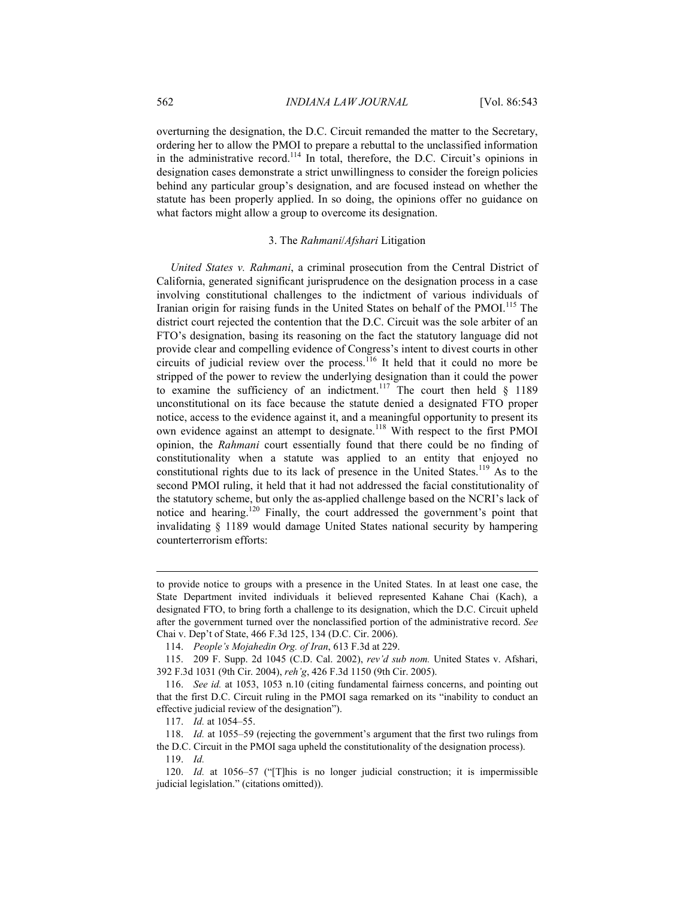overturning the designation, the D.C. Circuit remanded the matter to the Secretary, ordering her to allow the PMOI to prepare a rebuttal to the unclassified information in the administrative record.[114] In total, therefore, the D.C. Circuit's opinions in designation cases demonstrate a strict unwillingness to consider the foreign policies behind any particular group's designation, and are focused instead on whether the statute has been properly applied. In so doing, the opinions offer no guidance on what factors might allow a group to overcome its designation.

### 3. The *Rahmani*/*Afshari* Litigation

*United States v. Rahmani*, a criminal prosecution from the Central District of California, generated significant jurisprudence on the designation process in a case involving constitutional challenges to the indictment of various individuals of Iranian origin for raising funds in the United States on behalf of the PMOI.[115] The district court rejected the contention that the D.C. Circuit was the sole arbiter of an FTO's designation, basing its reasoning on the fact the statutory language did not provide clear and compelling evidence of Congress's intent to divest courts in other circuits of judicial review over the process.[116] It held that it could no more be stripped of the power to review the underlying designation than it could the power to examine the sufficiency of an indictment.[117] The court then held § 1189 unconstitutional on its face because the statute denied a designated FTO proper notice, access to the evidence against it, and a meaningful opportunity to present its own evidence against an attempt to designate.[118] With respect to the first PMOI opinion, the *Rahmani* court essentially found that there could be no finding of constitutionality when a statute was applied to an entity that enjoyed no constitutional rights due to its lack of presence in the United States.[119] As to the second PMOI ruling, it held that it had not addressed the facial constitutionality of the statutory scheme, but only the as-applied challenge based on the NCRI's lack of notice and hearing.[120] Finally, the court addressed the government's point that invalidating § 1189 would damage United States national security by hampering counterterrorism efforts:

---

to provide notice to groups with a presence in the United States. In at least one case, the State Department invited individuals it believed represented Kahane Chai (Kach), a designated FTO, to bring forth a challenge to its designation, which the D.C. Circuit upheld after the government turned over the nonclassified portion of the administrative record. *See* Chai v. Dep't of State, 466 F.3d 125, 134 (D.C. Cir. 2006).

114. *People's Mojahedin Org. of Iran*, 613 F.3d at 229.

115. 209 F. Supp. 2d 1045 (C.D. Cal. 2002), *rev'd sub nom.* United States v. Afshari, 392 F.3d 1031 (9th Cir. 2004), *reh'g*, 426 F.3d 1150 (9th Cir. 2005).

116. *See id.* at 1053, 1053 n.10 (citing fundamental fairness concerns, and pointing out that the first D.C. Circuit ruling in the PMOI saga remarked on its "inability to conduct an effective judicial review of the designation").

117. *Id.* at 1054–55.

118. *Id.* at 1055–59 (rejecting the government's argument that the first two rulings from the D.C. Circuit in the PMOI saga upheld the constitutionality of the designation process).

119. *Id.*

120. *Id.* at 1056–57 ("[T]his is no longer judicial construction; it is impermissible judicial legislation." (citations omitted)).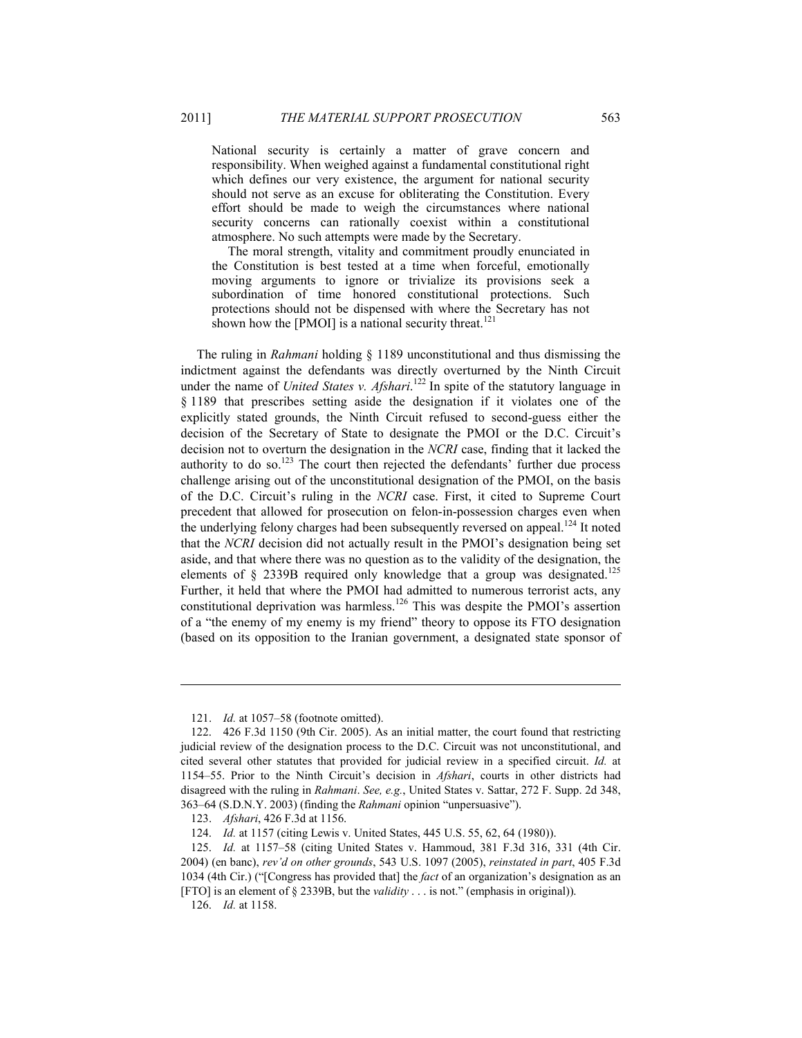> National security is certainly a matter of grave concern and responsibility. When weighed against a fundamental constitutional right which defines our very existence, the argument for national security should not serve as an excuse for obliterating the Constitution. Every effort should be made to weigh the circumstances where national security concerns can rationally coexist within a constitutional atmosphere. No such attempts were made by the Secretary.
>
> The moral strength, vitality and commitment proudly enunciated in the Constitution is best tested at a time when forceful, emotionally moving arguments to ignore or trivialize its provisions seek a subordination of time honored constitutional protections. Such protections should not be dispensed with where the Secretary has not shown how the [PMOI] is a national security threat.[121]

The ruling in *Rahmani* holding § 1189 unconstitutional and thus dismissing the indictment against the defendants was directly overturned by the Ninth Circuit under the name of *United States v. Afshari*.[122] In spite of the statutory language in § 1189 that prescribes setting aside the designation if it violates one of the explicitly stated grounds, the Ninth Circuit refused to second-guess either the decision of the Secretary of State to designate the PMOI or the D.C. Circuit's decision not to overturn the designation in the *NCRI* case, finding that it lacked the authority to do so.[123] The court then rejected the defendants' further due process challenge arising out of the unconstitutional designation of the PMOI, on the basis of the D.C. Circuit's ruling in the *NCRI* case. First, it cited to Supreme Court precedent that allowed for prosecution on felon-in-possession charges even when the underlying felony charges had been subsequently reversed on appeal.[124] It noted that the *NCRI* decision did not actually result in the PMOI's designation being set aside, and that where there was no question as to the validity of the designation, the elements of § 2339B required only knowledge that a group was designated.[125] Further, it held that where the PMOI had admitted to numerous terrorist acts, any constitutional deprivation was harmless.[126] This was despite the PMOI's assertion of a "the enemy of my enemy is my friend" theory to oppose its FTO designation (based on its opposition to the Iranian government, a designated state sponsor of

---

121. *Id.* at 1057–58 (footnote omitted).

122. 426 F.3d 1150 (9th Cir. 2005). As an initial matter, the court found that restricting judicial review of the designation process to the D.C. Circuit was not unconstitutional, and cited several other statutes that provided for judicial review in a specified circuit. *Id.* at 1154–55. Prior to the Ninth Circuit's decision in *Afshari*, courts in other districts had disagreed with the ruling in *Rahmani*. *See, e.g.*, United States v. Sattar, 272 F. Supp. 2d 348, 363–64 (S.D.N.Y. 2003) (finding the *Rahmani* opinion "unpersuasive").

123. *Afshari*, 426 F.3d at 1156.

124. *Id.* at 1157 (citing Lewis v. United States, 445 U.S. 55, 62, 64 (1980)).

125. *Id.* at 1157–58 (citing United States v. Hammoud, 381 F.3d 316, 331 (4th Cir. 2004) (en banc), *rev'd on other grounds*, 543 U.S. 1097 (2005), *reinstated in part*, 405 F.3d 1034 (4th Cir.) ("[Congress has provided that] the *fact* of an organization's designation as an [FTO] is an element of § 2339B, but the *validity* . . . is not." (emphasis in original)).

126. *Id.* at 1158.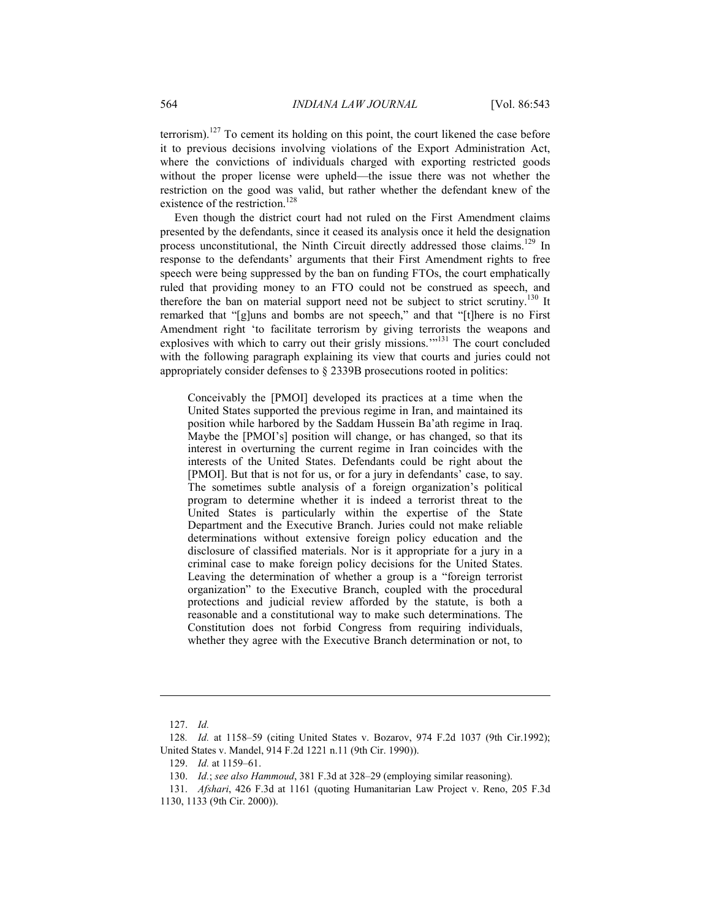terrorism).[127] To cement its holding on this point, the court likened the case before it to previous decisions involving violations of the Export Administration Act, where the convictions of individuals charged with exporting restricted goods without the proper license were upheld—the issue there was not whether the restriction on the good was valid, but rather whether the defendant knew of the existence of the restriction.[128]

Even though the district court had not ruled on the First Amendment claims presented by the defendants, since it ceased its analysis once it held the designation process unconstitutional, the Ninth Circuit directly addressed those claims.[129] In response to the defendants' arguments that their First Amendment rights to free speech were being suppressed by the ban on funding FTOs, the court emphatically ruled that providing money to an FTO could not be construed as speech, and therefore the ban on material support need not be subject to strict scrutiny.[130] It remarked that "[g]uns and bombs are not speech," and that "[t]here is no First Amendment right 'to facilitate terrorism by giving terrorists the weapons and explosives with which to carry out their grisly missions.'"[131] The court concluded with the following paragraph explaining its view that courts and juries could not appropriately consider defenses to § 2339B prosecutions rooted in politics:

> Conceivably the [PMOI] developed its practices at a time when the United States supported the previous regime in Iran, and maintained its position while harbored by the Saddam Hussein Ba'ath regime in Iraq. Maybe the [PMOI's] position will change, or has changed, so that its interest in overturning the current regime in Iran coincides with the interests of the United States. Defendants could be right about the [PMOI]. But that is not for us, or for a jury in defendants' case, to say. The sometimes subtle analysis of a foreign organization's political program to determine whether it is indeed a terrorist threat to the United States is particularly within the expertise of the State Department and the Executive Branch. Juries could not make reliable determinations without extensive foreign policy education and the disclosure of classified materials. Nor is it appropriate for a jury in a criminal case to make foreign policy decisions for the United States. Leaving the determination of whether a group is a "foreign terrorist organization" to the Executive Branch, coupled with the procedural protections and judicial review afforded by the statute, is both a reasonable and a constitutional way to make such determinations. The Constitution does not forbid Congress from requiring individuals, whether they agree with the Executive Branch determination or not, to

---

127. *Id.*

128. *Id.* at 1158–59 (citing United States v. Bozarov, 974 F.2d 1037 (9th Cir.1992); United States v. Mandel, 914 F.2d 1221 n.11 (9th Cir. 1990)).

129. *Id.* at 1159–61.

130. *Id.*; *see also Hammoud*, 381 F.3d at 328–29 (employing similar reasoning).

131. *Afshari*, 426 F.3d at 1161 (quoting Humanitarian Law Project v. Reno, 205 F.3d 1130, 1133 (9th Cir. 2000)).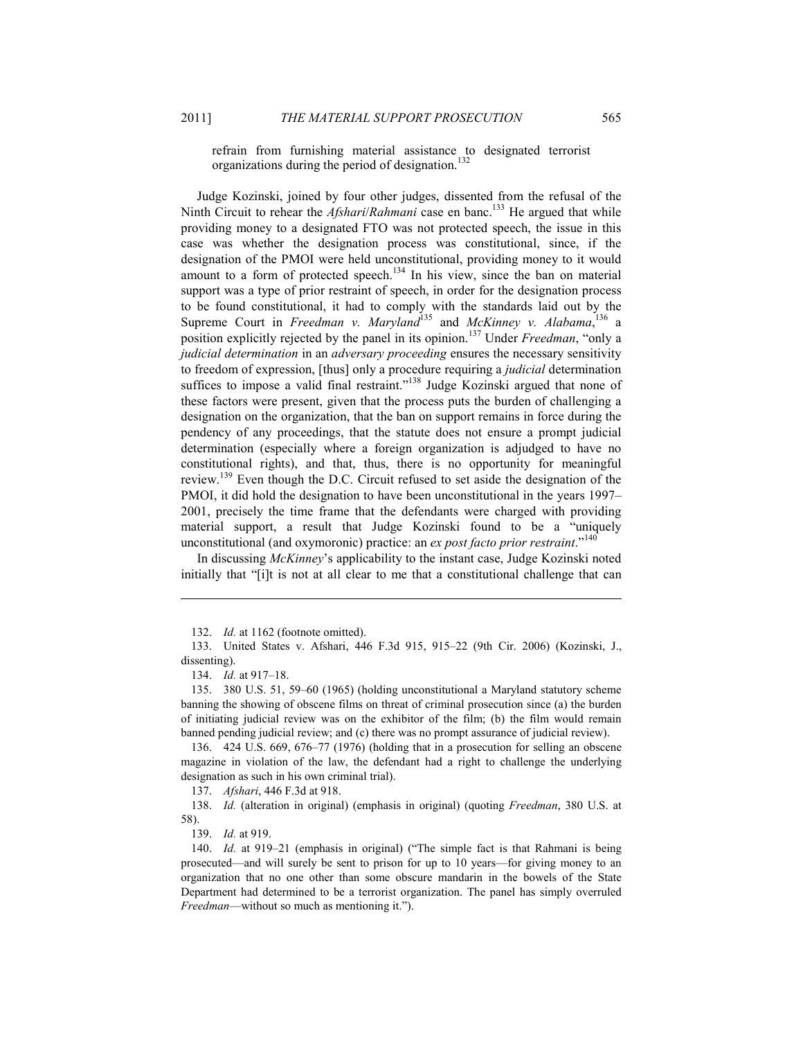refrain from furnishing material assistance to designated terrorist organizations during the period of designation.[132]

Judge Kozinski, joined by four other judges, dissented from the refusal of the Ninth Circuit to rehear the *Afshari*/*Rahmani* case en banc.[133] He argued that while providing money to a designated FTO was not protected speech, the issue in this case was whether the designation process was constitutional, since, if the designation of the PMOI were held unconstitutional, providing money to it would amount to a form of protected speech.[134] In his view, since the ban on material support was a type of prior restraint of speech, in order for the designation process to be found constitutional, it had to comply with the standards laid out by the Supreme Court in *Freedman v. Maryland*[135] and *McKinney v. Alabama*,[136] a position explicitly rejected by the panel in its opinion.[137] Under *Freedman*, "only a *judicial determination* in an *adversary proceeding* ensures the necessary sensitivity to freedom of expression, [thus] only a procedure requiring a *judicial* determination suffices to impose a valid final restraint."[138] Judge Kozinski argued that none of these factors were present, given that the process puts the burden of challenging a designation on the organization, that the ban on support remains in force during the pendency of any proceedings, that the statute does not ensure a prompt judicial determination (especially where a foreign organization is adjudged to have no constitutional rights), and that, thus, there is no opportunity for meaningful review.[139] Even though the D.C. Circuit refused to set aside the designation of the PMOI, it did hold the designation to have been unconstitutional in the years 1997–2001, precisely the time frame that the defendants were charged with providing material support, a result that Judge Kozinski found to be a "uniquely unconstitutional (and oxymoronic) practice: an *ex post facto prior restraint*."[140]

In discussing *McKinney*'s applicability to the instant case, Judge Kozinski noted initially that "[i]t is not at all clear to me that a constitutional challenge that can

---

132. *Id.* at 1162 (footnote omitted).

133. United States v. Afshari, 446 F.3d 915, 915–22 (9th Cir. 2006) (Kozinski, J., dissenting).

134. *Id.* at 917–18.

135. 380 U.S. 51, 59–60 (1965) (holding unconstitutional a Maryland statutory scheme banning the showing of obscene films on threat of criminal prosecution since (a) the burden of initiating judicial review was on the exhibitor of the film; (b) the film would remain banned pending judicial review; and (c) there was no prompt assurance of judicial review).

136. 424 U.S. 669, 676–77 (1976) (holding that in a prosecution for selling an obscene magazine in violation of the law, the defendant had a right to challenge the underlying designation as such in his own criminal trial).

137. *Afshari*, 446 F.3d at 918.

138. *Id.* (alteration in original) (emphasis in original) (quoting *Freedman*, 380 U.S. at 58).

139. *Id.* at 919.

140. *Id.* at 919–21 (emphasis in original) ("The simple fact is that Rahmani is being prosecuted—and will surely be sent to prison for up to 10 years—for giving money to an organization that no one other than some obscure mandarin in the bowels of the State Department had determined to be a terrorist organization. The panel has simply overruled *Freedman*—without so much as mentioning it.").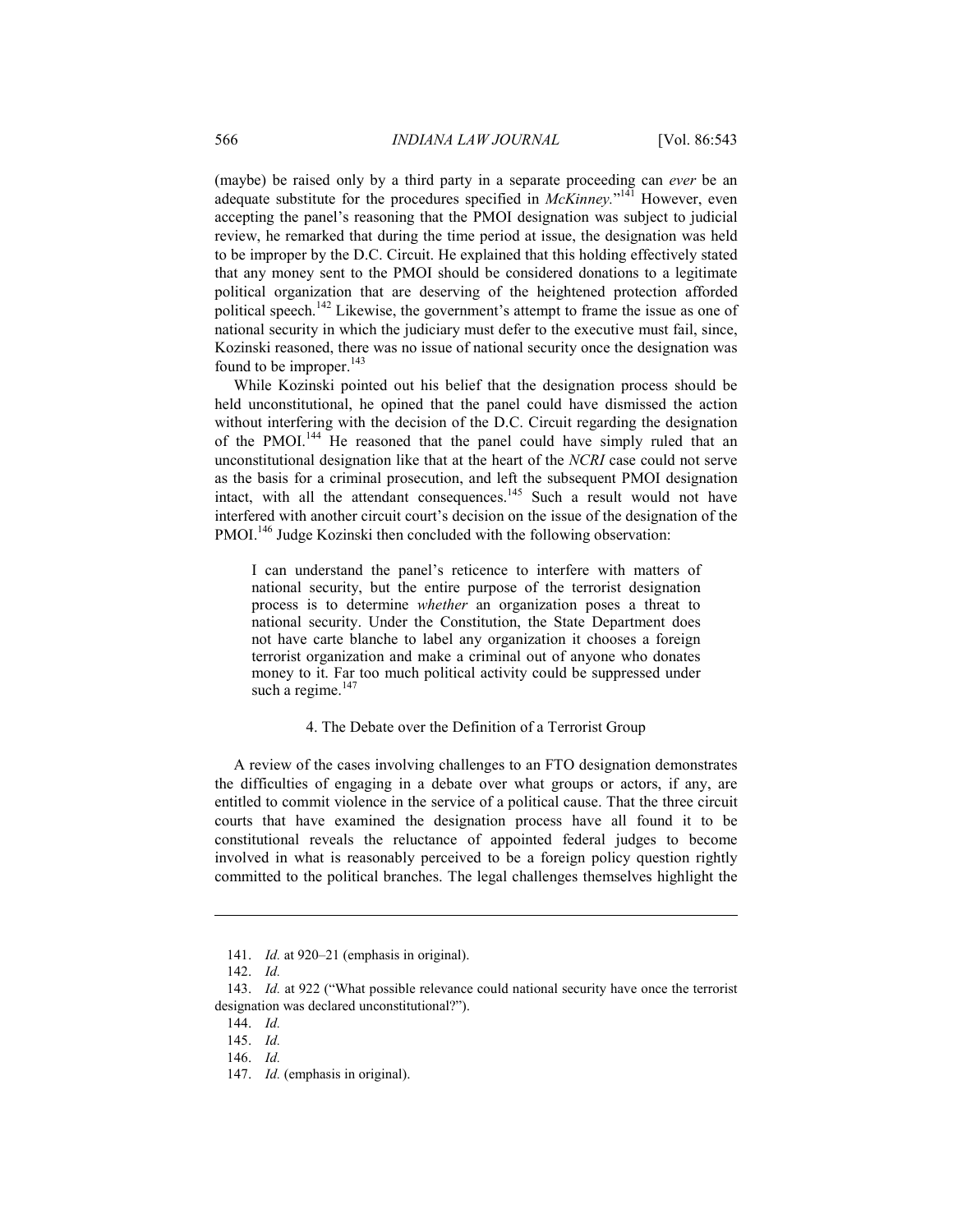(maybe) be raised only by a third party in a separate proceeding can *ever* be an adequate substitute for the procedures specified in *McKinney*."[141] However, even accepting the panel's reasoning that the PMOI designation was subject to judicial review, he remarked that during the time period at issue, the designation was held to be improper by the D.C. Circuit. He explained that this holding effectively stated that any money sent to the PMOI should be considered donations to a legitimate political organization that are deserving of the heightened protection afforded political speech.[142] Likewise, the government's attempt to frame the issue as one of national security in which the judiciary must defer to the executive must fail, since, Kozinski reasoned, there was no issue of national security once the designation was found to be improper.[143]

While Kozinski pointed out his belief that the designation process should be held unconstitutional, he opined that the panel could have dismissed the action without interfering with the decision of the D.C. Circuit regarding the designation of the PMOI.[144] He reasoned that the panel could have simply ruled that an unconstitutional designation like that at the heart of the *NCRI* case could not serve as the basis for a criminal prosecution, and left the subsequent PMOI designation intact, with all the attendant consequences.[145] Such a result would not have interfered with another circuit court's decision on the issue of the designation of the PMOI.[146] Judge Kozinski then concluded with the following observation:

> I can understand the panel's reticence to interfere with matters of national security, but the entire purpose of the terrorist designation process is to determine *whether* an organization poses a threat to national security. Under the Constitution, the State Department does not have carte blanche to label any organization it chooses a foreign terrorist organization and make a criminal out of anyone who donates money to it. Far too much political activity could be suppressed under such a regime.[147]

#### 4. The Debate over the Definition of a Terrorist Group

A review of the cases involving challenges to an FTO designation demonstrates the difficulties of engaging in a debate over what groups or actors, if any, are entitled to commit violence in the service of a political cause. That the three circuit courts that have examined the designation process have all found it to be constitutional reveals the reluctance of appointed federal judges to become involved in what is reasonably perceived to be a foreign policy question rightly committed to the political branches. The legal challenges themselves highlight the

---

141. *Id.* at 920–21 (emphasis in original).

142. *Id.*

143. *Id.* at 922 ("What possible relevance could national security have once the terrorist designation was declared unconstitutional?").

144. *Id.*

145. *Id.*

146. *Id.*

147. *Id.* (emphasis in original).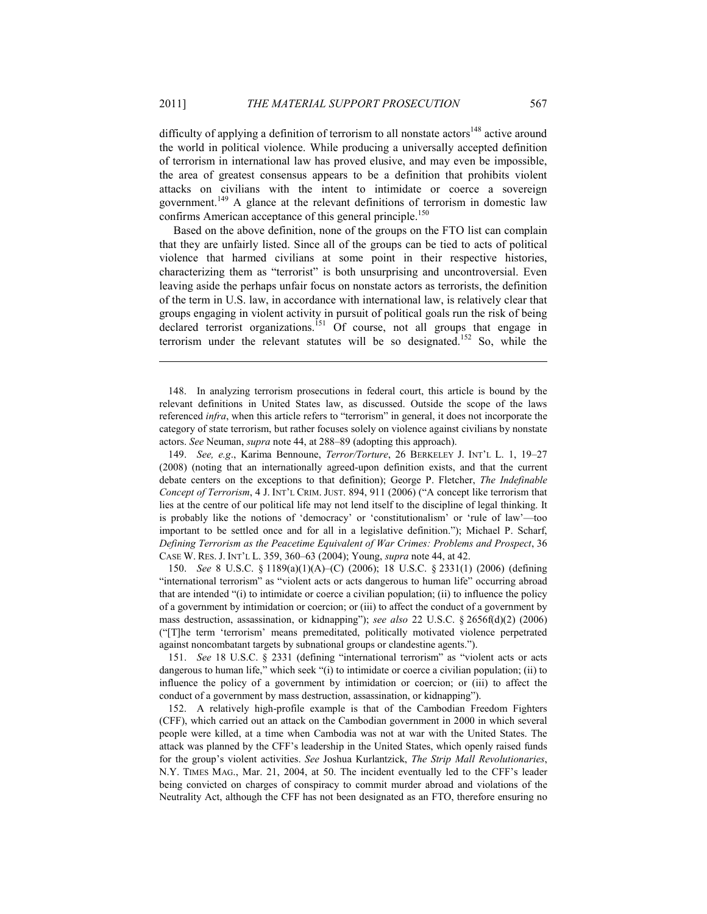difficulty of applying a definition of terrorism to all nonstate actors[148] active around the world in political violence. While producing a universally accepted definition of terrorism in international law has proved elusive, and may even be impossible, the area of greatest consensus appears to be a definition that prohibits violent attacks on civilians with the intent to intimidate or coerce a sovereign government.[149] A glance at the relevant definitions of terrorism in domestic law confirms American acceptance of this general principle.[150]

Based on the above definition, none of the groups on the FTO list can complain that they are unfairly listed. Since all of the groups can be tied to acts of political violence that harmed civilians at some point in their respective histories, characterizing them as "terrorist" is both unsurprising and uncontroversial. Even leaving aside the perhaps unfair focus on nonstate actors as terrorists, the definition of the term in U.S. law, in accordance with international law, is relatively clear that groups engaging in violent activity in pursuit of political goals run the risk of being declared terrorist organizations.[151] Of course, not all groups that engage in terrorism under the relevant statutes will be so designated.[152] So, while the

---

148. In analyzing terrorism prosecutions in federal court, this article is bound by the relevant definitions in United States law, as discussed. Outside the scope of the laws referenced *infra*, when this article refers to "terrorism" in general, it does not incorporate the category of state terrorism, but rather focuses solely on violence against civilians by nonstate actors. *See* Neuman, *supra* note 44, at 288–89 (adopting this approach).

149. *See, e.g*., Karima Bennoune, *Terror/Torture*, 26 BERKELEY J. INT'L L. 1, 19–27 (2008) (noting that an internationally agreed-upon definition exists, and that the current debate centers on the exceptions to that definition); George P. Fletcher, *The Indefinable Concept of Terrorism*, 4 J. INT'L CRIM. JUST. 894, 911 (2006) ("A concept like terrorism that lies at the centre of our political life may not lend itself to the discipline of legal thinking. It is probably like the notions of 'democracy' or 'constitutionalism' or 'rule of law'—too important to be settled once and for all in a legislative definition."); Michael P. Scharf, *Defining Terrorism as the Peacetime Equivalent of War Crimes: Problems and Prospect*, 36 CASE W. RES. J. INT'L L. 359, 360–63 (2004); Young, *supra* note 44, at 42.

150. *See* 8 U.S.C. § 1189(a)(1)(A)–(C) (2006); 18 U.S.C. § 2331(1) (2006) (defining "international terrorism" as "violent acts or acts dangerous to human life" occurring abroad that are intended "(i) to intimidate or coerce a civilian population; (ii) to influence the policy of a government by intimidation or coercion; or (iii) to affect the conduct of a government by mass destruction, assassination, or kidnapping"); *see also* 22 U.S.C. § 2656f(d)(2) (2006) ("[T]he term 'terrorism' means premeditated, politically motivated violence perpetrated against noncombatant targets by subnational groups or clandestine agents.").

151. *See* 18 U.S.C. § 2331 (defining "international terrorism" as "violent acts or acts dangerous to human life," which seek "(i) to intimidate or coerce a civilian population; (ii) to influence the policy of a government by intimidation or coercion; or (iii) to affect the conduct of a government by mass destruction, assassination, or kidnapping").

152. A relatively high-profile example is that of the Cambodian Freedom Fighters (CFF), which carried out an attack on the Cambodian government in 2000 in which several people were killed, at a time when Cambodia was not at war with the United States. The attack was planned by the CFF's leadership in the United States, which openly raised funds for the group's violent activities. *See* Joshua Kurlantzick, *The Strip Mall Revolutionaries*, N.Y. TIMES MAG., Mar. 21, 2004, at 50. The incident eventually led to the CFF's leader being convicted on charges of conspiracy to commit murder abroad and violations of the Neutrality Act, although the CFF has not been designated as an FTO, therefore ensuring no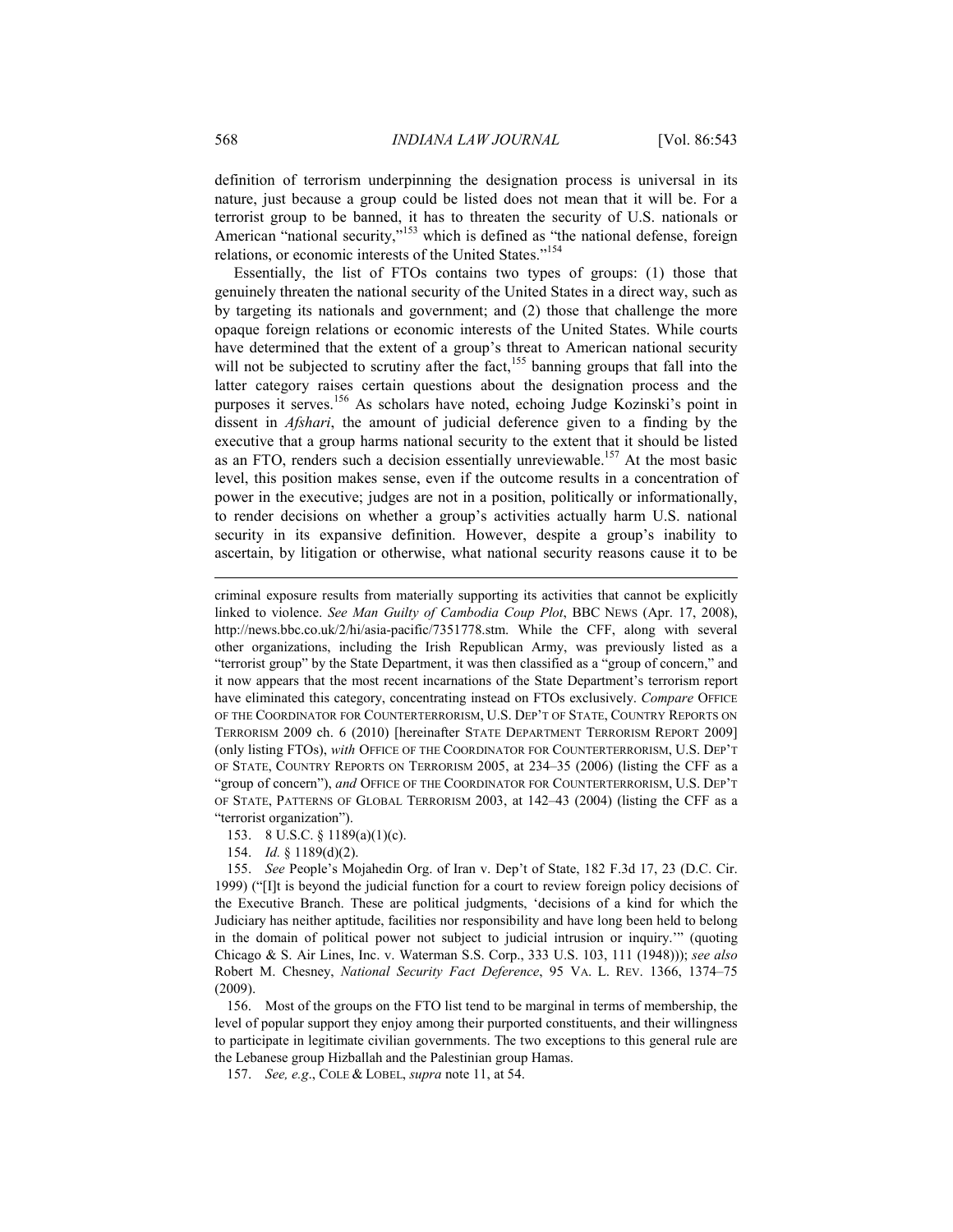definition of terrorism underpinning the designation process is universal in its nature, just because a group could be listed does not mean that it will be. For a terrorist group to be banned, it has to threaten the security of U.S. nationals or American "national security,"[153] which is defined as "the national defense, foreign relations, or economic interests of the United States."[154]

Essentially, the list of FTOs contains two types of groups: (1) those that genuinely threaten the national security of the United States in a direct way, such as by targeting its nationals and government; and (2) those that challenge the more opaque foreign relations or economic interests of the United States. While courts have determined that the extent of a group's threat to American national security will not be subjected to scrutiny after the fact,[155] banning groups that fall into the latter category raises certain questions about the designation process and the purposes it serves.[156] As scholars have noted, echoing Judge Kozinski's point in dissent in *Afshari*, the amount of judicial deference given to a finding by the executive that a group harms national security to the extent that it should be listed as an FTO, renders such a decision essentially unreviewable.[157] At the most basic level, this position makes sense, even if the outcome results in a concentration of power in the executive; judges are not in a position, politically or informationally, to render decisions on whether a group's activities actually harm U.S. national security in its expansive definition. However, despite a group's inability to ascertain, by litigation or otherwise, what national security reasons cause it to be

---

criminal exposure results from materially supporting its activities that cannot be explicitly linked to violence. *See Man Guilty of Cambodia Coup Plot*, BBC NEWS (Apr. 17, 2008), http://news.bbc.co.uk/2/hi/asia-pacific/7351778.stm. While the CFF, along with several other organizations, including the Irish Republican Army, was previously listed as a "terrorist group" by the State Department, it was then classified as a "group of concern," and it now appears that the most recent incarnations of the State Department's terrorism report have eliminated this category, concentrating instead on FTOs exclusively. *Compare* OFFICE OF THE COORDINATOR FOR COUNTERTERRORISM, U.S. DEP'T OF STATE, COUNTRY REPORTS ON TERRORISM 2009 ch. 6 (2010) [hereinafter STATE DEPARTMENT TERRORISM REPORT 2009] (only listing FTOs), *with* OFFICE OF THE COORDINATOR FOR COUNTERTERRORISM, U.S. DEP'T OF STATE, COUNTRY REPORTS ON TERRORISM 2005, at 234–35 (2006) (listing the CFF as a "group of concern"), *and* OFFICE OF THE COORDINATOR FOR COUNTERTERRORISM, U.S. DEP'T OF STATE, PATTERNS OF GLOBAL TERRORISM 2003, at 142–43 (2004) (listing the CFF as a "terrorist organization").

153. 8 U.S.C. § 1189(a)(1)(c).

154. *Id.* § 1189(d)(2).

155. *See* People's Mojahedin Org. of Iran v. Dep't of State, 182 F.3d 17, 23 (D.C. Cir. 1999) ("[I]t is beyond the judicial function for a court to review foreign policy decisions of the Executive Branch. These are political judgments, 'decisions of a kind for which the Judiciary has neither aptitude, facilities nor responsibility and have long been held to belong in the domain of political power not subject to judicial intrusion or inquiry.'" (quoting Chicago & S. Air Lines, Inc. v. Waterman S.S. Corp., 333 U.S. 103, 111 (1948))); *see also* Robert M. Chesney, *National Security Fact Deference*, 95 VA. L. REV. 1366, 1374–75 (2009).

156. Most of the groups on the FTO list tend to be marginal in terms of membership, the level of popular support they enjoy among their purported constituents, and their willingness to participate in legitimate civilian governments. The two exceptions to this general rule are the Lebanese group Hizballah and the Palestinian group Hamas.

157. *See, e.g.*, COLE & LOBEL, *supra* note 11, at 54.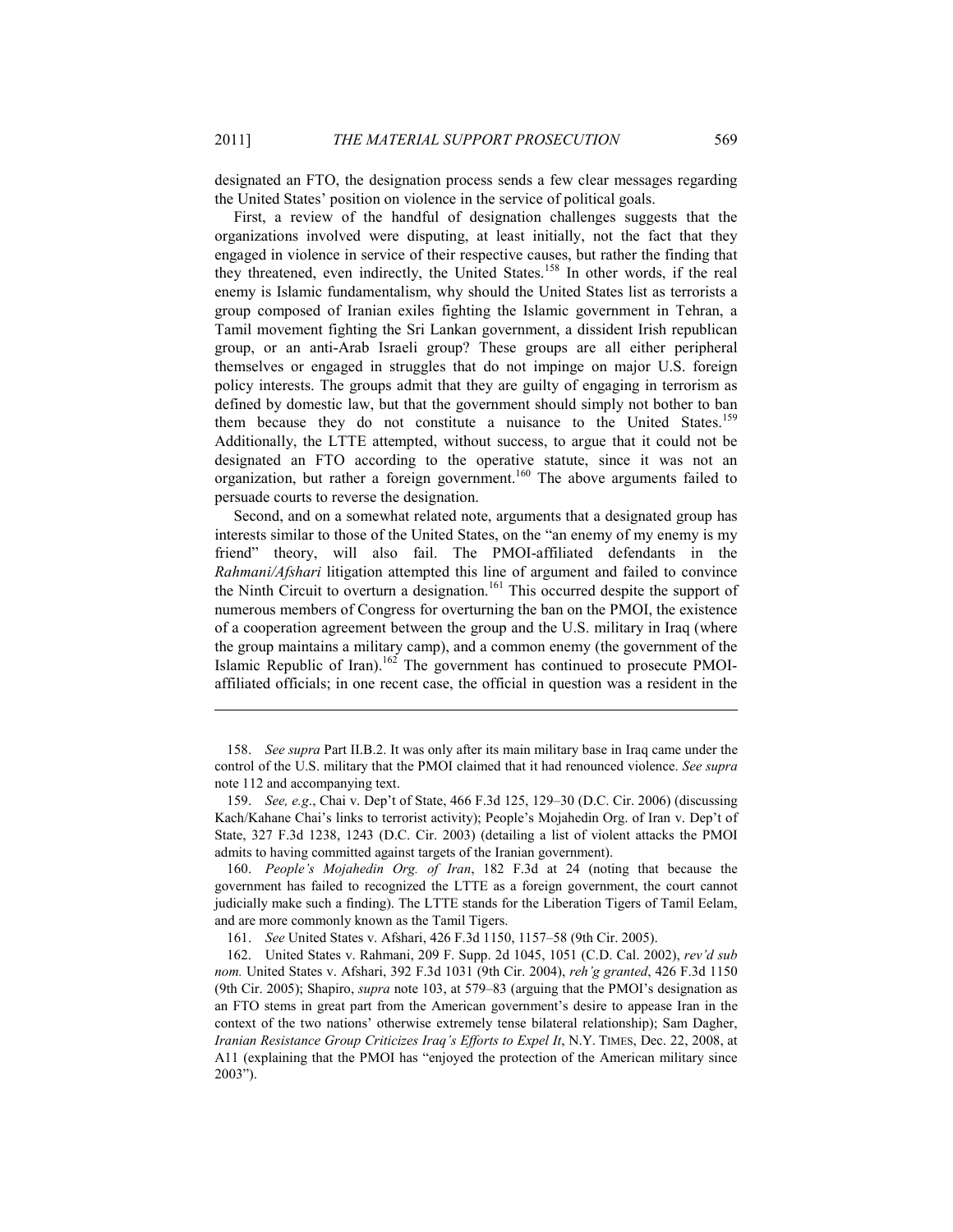designated an FTO, the designation process sends a few clear messages regarding the United States' position on violence in the service of political goals.

First, a review of the handful of designation challenges suggests that the organizations involved were disputing, at least initially, not the fact that they engaged in violence in service of their respective causes, but rather the finding that they threatened, even indirectly, the United States.[158] In other words, if the real enemy is Islamic fundamentalism, why should the United States list as terrorists a group composed of Iranian exiles fighting the Islamic government in Tehran, a Tamil movement fighting the Sri Lankan government, a dissident Irish republican group, or an anti-Arab Israeli group? These groups are all either peripheral themselves or engaged in struggles that do not impinge on major U.S. foreign policy interests. The groups admit that they are guilty of engaging in terrorism as defined by domestic law, but that the government should simply not bother to ban them because they do not constitute a nuisance to the United States.[159] Additionally, the LTTE attempted, without success, to argue that it could not be designated an FTO according to the operative statute, since it was not an organization, but rather a foreign government.[160] The above arguments failed to persuade courts to reverse the designation.

Second, and on a somewhat related note, arguments that a designated group has interests similar to those of the United States, on the "an enemy of my enemy is my friend" theory, will also fail. The PMOI-affiliated defendants in the *Rahmani/Afshari* litigation attempted this line of argument and failed to convince the Ninth Circuit to overturn a designation.[161] This occurred despite the support of numerous members of Congress for overturning the ban on the PMOI, the existence of a cooperation agreement between the group and the U.S. military in Iraq (where the group maintains a military camp), and a common enemy (the government of the Islamic Republic of Iran).[162] The government has continued to prosecute PMOI-affiliated officials; in one recent case, the official in question was a resident in the

---

158. *See supra* Part II.B.2. It was only after its main military base in Iraq came under the control of the U.S. military that the PMOI claimed that it had renounced violence. *See supra* note 112 and accompanying text.

159. *See, e.g.*, Chai v. Dep't of State, 466 F.3d 125, 129–30 (D.C. Cir. 2006) (discussing Kach/Kahane Chai's links to terrorist activity); People's Mojahedin Org. of Iran v. Dep't of State, 327 F.3d 1238, 1243 (D.C. Cir. 2003) (detailing a list of violent attacks the PMOI admits to having committed against targets of the Iranian government).

160. *People's Mojahedin Org. of Iran*, 182 F.3d at 24 (noting that because the government has failed to recognized the LTTE as a foreign government, the court cannot judicially make such a finding). The LTTE stands for the Liberation Tigers of Tamil Eelam, and are more commonly known as the Tamil Tigers.

161. *See* United States v. Afshari, 426 F.3d 1150, 1157–58 (9th Cir. 2005).

162. United States v. Rahmani, 209 F. Supp. 2d 1045, 1051 (C.D. Cal. 2002), *rev'd sub nom.* United States v. Afshari, 392 F.3d 1031 (9th Cir. 2004), *reh'g granted*, 426 F.3d 1150 (9th Cir. 2005); Shapiro, *supra* note 103, at 579–83 (arguing that the PMOI's designation as an FTO stems in great part from the American government's desire to appease Iran in the context of the two nations' otherwise extremely tense bilateral relationship); Sam Dagher, *Iranian Resistance Group Criticizes Iraq's Efforts to Expel It*, N.Y. TIMES, Dec. 22, 2008, at A11 (explaining that the PMOI has "enjoyed the protection of the American military since 2003").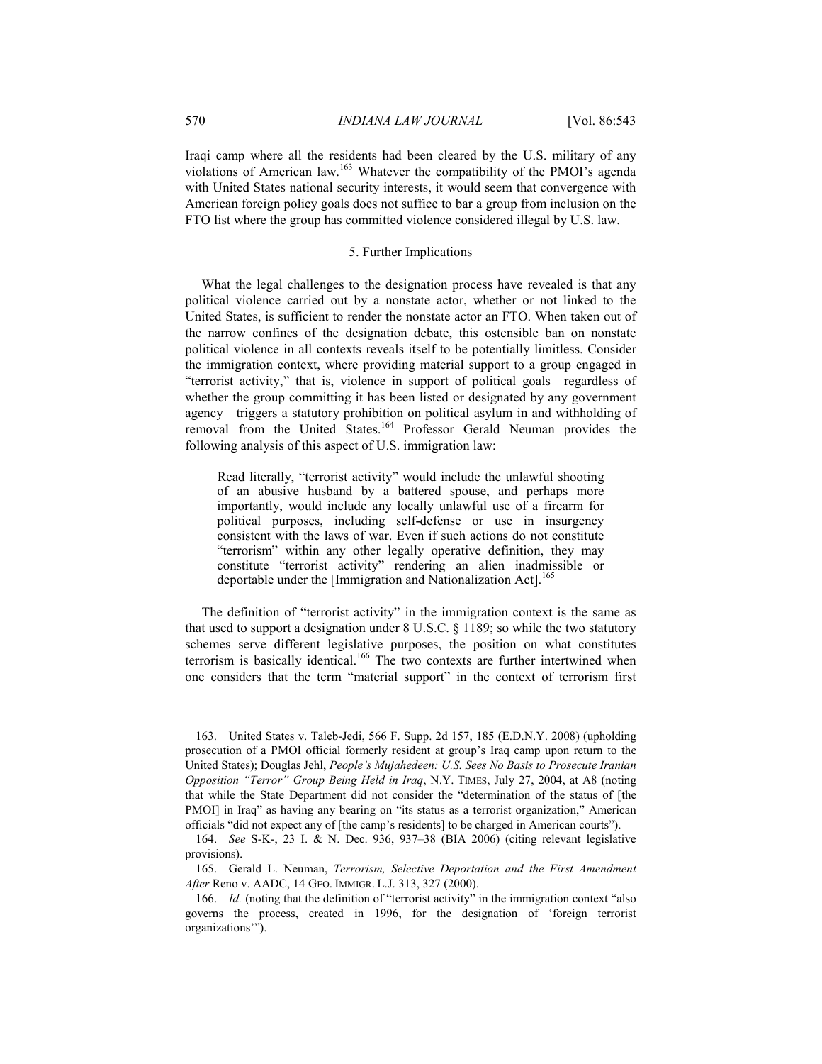Iraqi camp where all the residents had been cleared by the U.S. military of any violations of American law.[163] Whatever the compatibility of the PMOI's agenda with United States national security interests, it would seem that convergence with American foreign policy goals does not suffice to bar a group from inclusion on the FTO list where the group has committed violence considered illegal by U.S. law.

### 5. Further Implications

What the legal challenges to the designation process have revealed is that any political violence carried out by a nonstate actor, whether or not linked to the United States, is sufficient to render the nonstate actor an FTO. When taken out of the narrow confines of the designation debate, this ostensible ban on nonstate political violence in all contexts reveals itself to be potentially limitless. Consider the immigration context, where providing material support to a group engaged in "terrorist activity," that is, violence in support of political goals—regardless of whether the group committing it has been listed or designated by any government agency—triggers a statutory prohibition on political asylum in and withholding of removal from the United States.[164] Professor Gerald Neuman provides the following analysis of this aspect of U.S. immigration law:

> Read literally, "terrorist activity" would include the unlawful shooting of an abusive husband by a battered spouse, and perhaps more importantly, would include any locally unlawful use of a firearm for political purposes, including self-defense or use in insurgency consistent with the laws of war. Even if such actions do not constitute "terrorism" within any other legally operative definition, they may constitute "terrorist activity" rendering an alien inadmissible or deportable under the [Immigration and Nationalization Act].[165]

The definition of "terrorist activity" in the immigration context is the same as that used to support a designation under 8 U.S.C. § 1189; so while the two statutory schemes serve different legislative purposes, the position on what constitutes terrorism is basically identical.[166] The two contexts are further intertwined when one considers that the term "material support" in the context of terrorism first

---

163. United States v. Taleb-Jedi, 566 F. Supp. 2d 157, 185 (E.D.N.Y. 2008) (upholding prosecution of a PMOI official formerly resident at group's Iraq camp upon return to the United States); Douglas Jehl, *People's Mujahedeen: U.S. Sees No Basis to Prosecute Iranian Opposition "Terror" Group Being Held in Iraq*, N.Y. TIMES, July 27, 2004, at A8 (noting that while the State Department did not consider the "determination of the status of [the PMOI] in Iraq" as having any bearing on "its status as a terrorist organization," American officials "did not expect any of [the camp's residents] to be charged in American courts").

164. *See* S-K-, 23 I. & N. Dec. 936, 937–38 (BIA 2006) (citing relevant legislative provisions).

165. Gerald L. Neuman, *Terrorism, Selective Deportation and the First Amendment After* Reno v. AADC, 14 GEO. IMMIGR. L.J. 313, 327 (2000).

166. *Id.* (noting that the definition of "terrorist activity" in the immigration context "also governs the process, created in 1996, for the designation of 'foreign terrorist organizations'").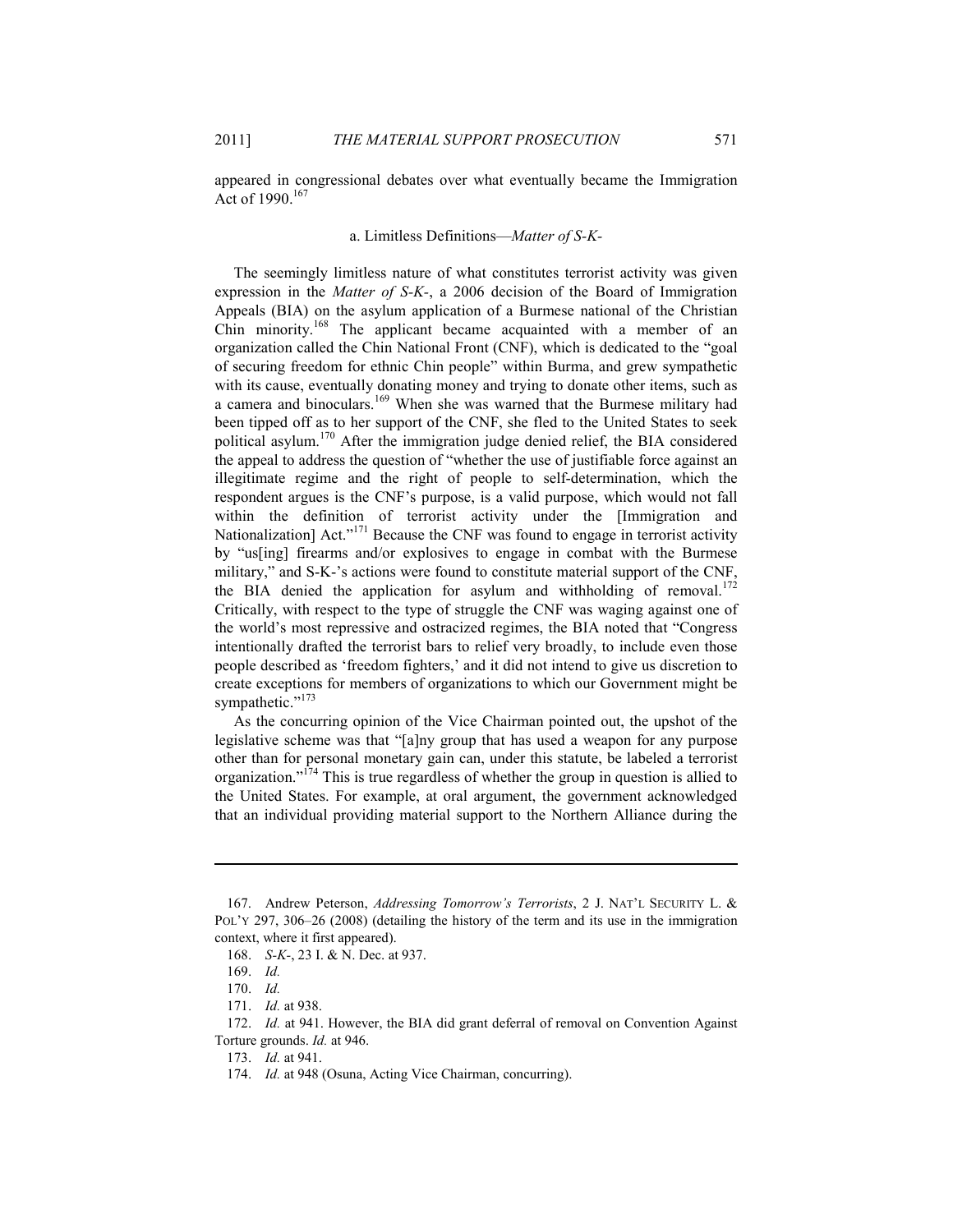appeared in congressional debates over what eventually became the Immigration Act of 1990.[167]

### a. Limitless Definitions—*Matter of S-K-*

The seemingly limitless nature of what constitutes terrorist activity was given expression in the *Matter of S-K-*, a 2006 decision of the Board of Immigration Appeals (BIA) on the asylum application of a Burmese national of the Christian Chin minority.[168] The applicant became acquainted with a member of an organization called the Chin National Front (CNF), which is dedicated to the "goal of securing freedom for ethnic Chin people" within Burma, and grew sympathetic with its cause, eventually donating money and trying to donate other items, such as a camera and binoculars.[169] When she was warned that the Burmese military had been tipped off as to her support of the CNF, she fled to the United States to seek political asylum.[170] After the immigration judge denied relief, the BIA considered the appeal to address the question of "whether the use of justifiable force against an illegitimate regime and the right of people to self-determination, which the respondent argues is the CNF's purpose, is a valid purpose, which would not fall within the definition of terrorist activity under the [Immigration and Nationalization] Act."[171] Because the CNF was found to engage in terrorist activity by "us[ing] firearms and/or explosives to engage in combat with the Burmese military," and S-K-'s actions were found to constitute material support of the CNF, the BIA denied the application for asylum and withholding of removal.[172] Critically, with respect to the type of struggle the CNF was waging against one of the world's most repressive and ostracized regimes, the BIA noted that "Congress intentionally drafted the terrorist bars to relief very broadly, to include even those people described as 'freedom fighters,' and it did not intend to give us discretion to create exceptions for members of organizations to which our Government might be sympathetic."[173]

As the concurring opinion of the Vice Chairman pointed out, the upshot of the legislative scheme was that "[a]ny group that has used a weapon for any purpose other than for personal monetary gain can, under this statute, be labeled a terrorist organization."[174] This is true regardless of whether the group in question is allied to the United States. For example, at oral argument, the government acknowledged that an individual providing material support to the Northern Alliance during the

---

167. Andrew Peterson, *Addressing Tomorrow's Terrorists*, 2 J. NAT'L SECURITY L. & POL'Y 297, 306–26 (2008) (detailing the history of the term and its use in the immigration context, where it first appeared).

168. *S-K-*, 23 I. & N. Dec. at 937.

169. *Id.*

170. *Id.*

171. *Id.* at 938.

172. *Id.* at 941. However, the BIA did grant deferral of removal on Convention Against Torture grounds. *Id.* at 946.

173. *Id.* at 941.

174. *Id.* at 948 (Osuna, Acting Vice Chairman, concurring).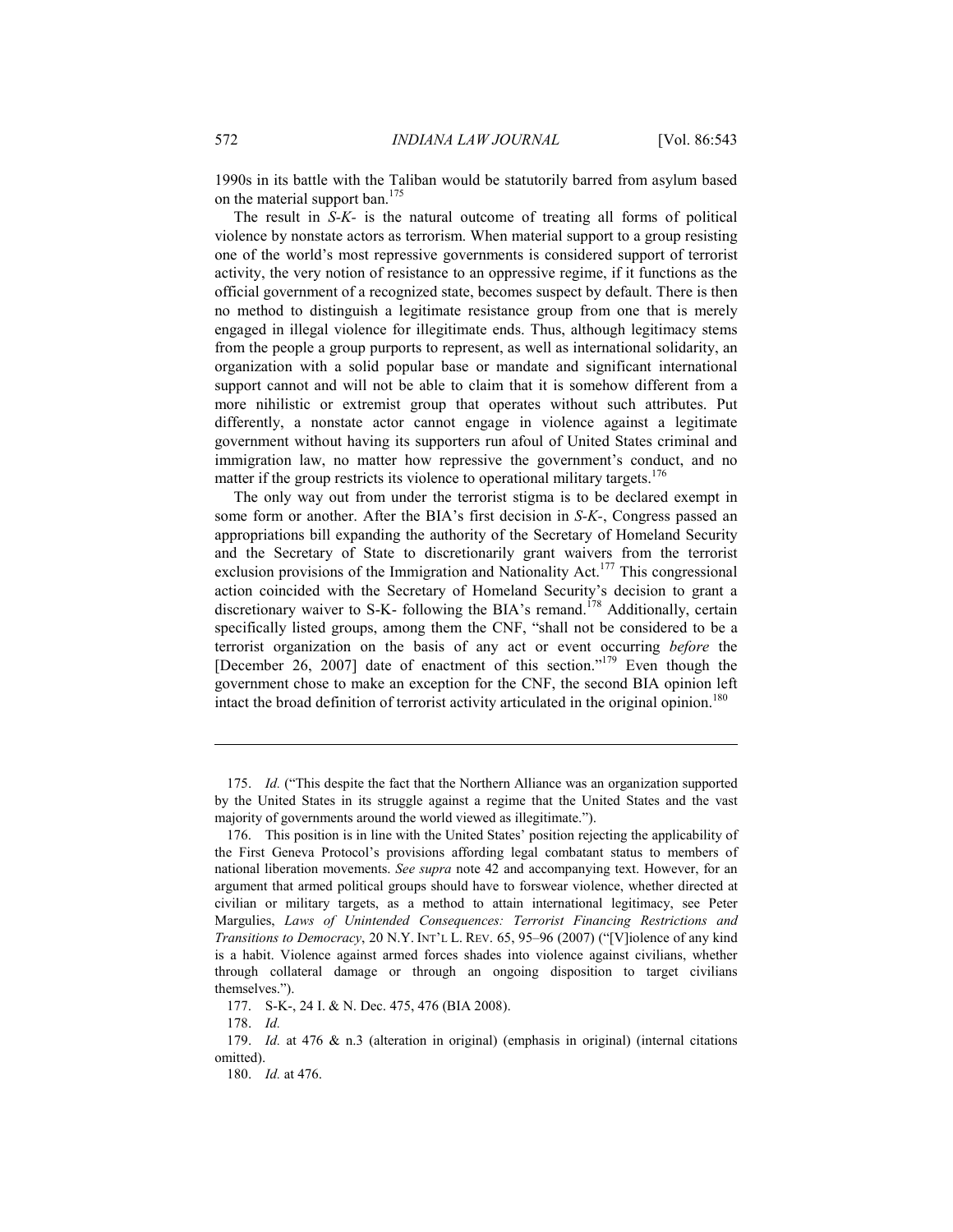1990s in its battle with the Taliban would be statutorily barred from asylum based on the material support ban.[175]

The result in *S-K-* is the natural outcome of treating all forms of political violence by nonstate actors as terrorism. When material support to a group resisting one of the world's most repressive governments is considered support of terrorist activity, the very notion of resistance to an oppressive regime, if it functions as the official government of a recognized state, becomes suspect by default. There is then no method to distinguish a legitimate resistance group from one that is merely engaged in illegal violence for illegitimate ends. Thus, although legitimacy stems from the people a group purports to represent, as well as international solidarity, an organization with a solid popular base or mandate and significant international support cannot and will not be able to claim that it is somehow different from a more nihilistic or extremist group that operates without such attributes. Put differently, a nonstate actor cannot engage in violence against a legitimate government without having its supporters run afoul of United States criminal and immigration law, no matter how repressive the government's conduct, and no matter if the group restricts its violence to operational military targets.[176]

The only way out from under the terrorist stigma is to be declared exempt in some form or another. After the BIA's first decision in *S-K-*, Congress passed an appropriations bill expanding the authority of the Secretary of Homeland Security and the Secretary of State to discretionarily grant waivers from the terrorist exclusion provisions of the Immigration and Nationality Act.[177] This congressional action coincided with the Secretary of Homeland Security's decision to grant a discretionary waiver to S-K- following the BIA's remand.[178] Additionally, certain specifically listed groups, among them the CNF, "shall not be considered to be a terrorist organization on the basis of any act or event occurring *before* the [December 26, 2007] date of enactment of this section."[179] Even though the government chose to make an exception for the CNF, the second BIA opinion left intact the broad definition of terrorist activity articulated in the original opinion.[180]

---

175. *Id.* ("This despite the fact that the Northern Alliance was an organization supported by the United States in its struggle against a regime that the United States and the vast majority of governments around the world viewed as illegitimate.").

176. This position is in line with the United States' position rejecting the applicability of the First Geneva Protocol's provisions affording legal combatant status to members of national liberation movements. *See supra* note 42 and accompanying text. However, for an argument that armed political groups should have to forswear violence, whether directed at civilian or military targets, as a method to attain international legitimacy, see Peter Margulies, *Laws of Unintended Consequences: Terrorist Financing Restrictions and Transitions to Democracy*, 20 N.Y. INT'L L. REV. 65, 95–96 (2007) ("[V]iolence of any kind is a habit. Violence against armed forces shades into violence against civilians, whether through collateral damage or through an ongoing disposition to target civilians themselves.").

177. S-K-, 24 I. & N. Dec. 475, 476 (BIA 2008).

178. *Id.*

179. *Id.* at 476 & n.3 (alteration in original) (emphasis in original) (internal citations omitted).

180. *Id.* at 476.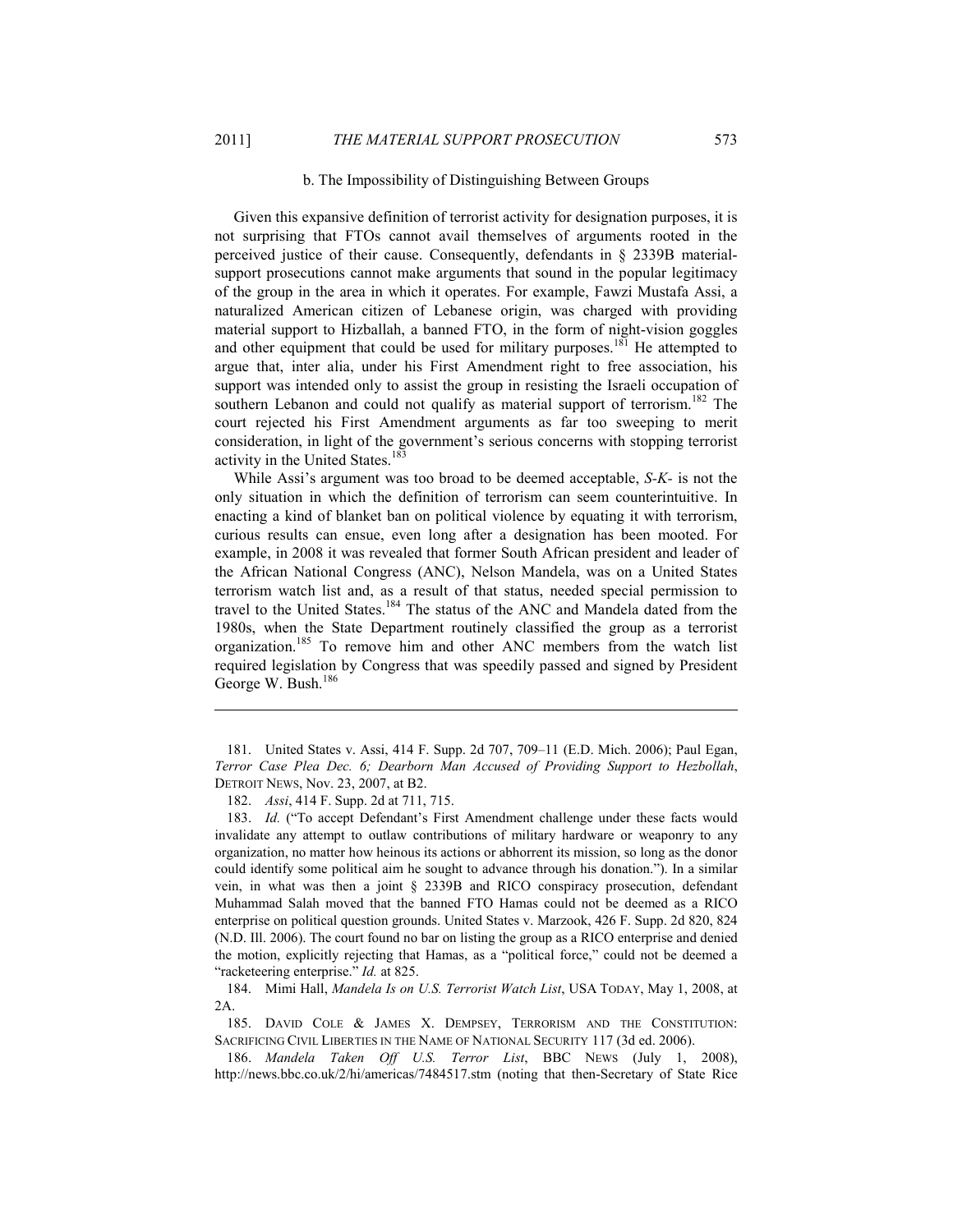#### b. The Impossibility of Distinguishing Between Groups

Given this expansive definition of terrorist activity for designation purposes, it is not surprising that FTOs cannot avail themselves of arguments rooted in the perceived justice of their cause. Consequently, defendants in § 2339B material-support prosecutions cannot make arguments that sound in the popular legitimacy of the group in the area in which it operates. For example, Fawzi Mustafa Assi, a naturalized American citizen of Lebanese origin, was charged with providing material support to Hizballah, a banned FTO, in the form of night-vision goggles and other equipment that could be used for military purposes.[181] He attempted to argue that, inter alia, under his First Amendment right to free association, his support was intended only to assist the group in resisting the Israeli occupation of southern Lebanon and could not qualify as material support of terrorism.[182] The court rejected his First Amendment arguments as far too sweeping to merit consideration, in light of the government's serious concerns with stopping terrorist activity in the United States.[183]

While Assi's argument was too broad to be deemed acceptable, *S-K-* is not the only situation in which the definition of terrorism can seem counterintuitive. In enacting a kind of blanket ban on political violence by equating it with terrorism, curious results can ensue, even long after a designation has been mooted. For example, in 2008 it was revealed that former South African president and leader of the African National Congress (ANC), Nelson Mandela, was on a United States terrorism watch list and, as a result of that status, needed special permission to travel to the United States.[184] The status of the ANC and Mandela dated from the 1980s, when the State Department routinely classified the group as a terrorist organization.[185] To remove him and other ANC members from the watch list required legislation by Congress that was speedily passed and signed by President George W. Bush.[186]

---

181. United States v. Assi, 414 F. Supp. 2d 707, 709–11 (E.D. Mich. 2006); Paul Egan, *Terror Case Plea Dec. 6; Dearborn Man Accused of Providing Support to Hezbollah*, DETROIT NEWS, Nov. 23, 2007, at B2.

182. *Assi*, 414 F. Supp. 2d at 711, 715.

183. *Id.* ("To accept Defendant's First Amendment challenge under these facts would invalidate any attempt to outlaw contributions of military hardware or weaponry to any organization, no matter how heinous its actions or abhorrent its mission, so long as the donor could identify some political aim he sought to advance through his donation."). In a similar vein, in what was then a joint § 2339B and RICO conspiracy prosecution, defendant Muhammad Salah moved that the banned FTO Hamas could not be deemed as a RICO enterprise on political question grounds. United States v. Marzook, 426 F. Supp. 2d 820, 824 (N.D. Ill. 2006). The court found no bar on listing the group as a RICO enterprise and denied the motion, explicitly rejecting that Hamas, as a "political force," could not be deemed a "racketeering enterprise." *Id.* at 825.

184. Mimi Hall, *Mandela Is on U.S. Terrorist Watch List*, USA TODAY, May 1, 2008, at 2A.

185. DAVID COLE & JAMES X. DEMPSEY, TERRORISM AND THE CONSTITUTION: SACRIFICING CIVIL LIBERTIES IN THE NAME OF NATIONAL SECURITY 117 (3d ed. 2006).

186. *Mandela Taken Off U.S. Terror List*, BBC NEWS (July 1, 2008), http://news.bbc.co.uk/2/hi/americas/7484517.stm (noting that then-Secretary of State Rice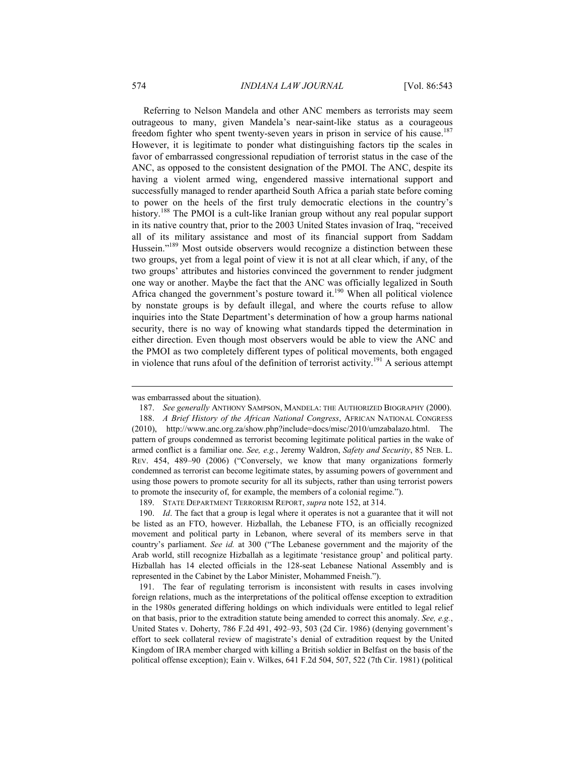Referring to Nelson Mandela and other ANC members as terrorists may seem outrageous to many, given Mandela's near-saint-like status as a courageous freedom fighter who spent twenty-seven years in prison in service of his cause.[187] However, it is legitimate to ponder what distinguishing factors tip the scales in favor of embarrassed congressional repudiation of terrorist status in the case of the ANC, as opposed to the consistent designation of the PMOI. The ANC, despite its having a violent armed wing, engendered massive international support and successfully managed to render apartheid South Africa a pariah state before coming to power on the heels of the first truly democratic elections in the country's history.[188] The PMOI is a cult-like Iranian group without any real popular support in its native country that, prior to the 2003 United States invasion of Iraq, "received all of its military assistance and most of its financial support from Saddam Hussein."[189] Most outside observers would recognize a distinction between these two groups, yet from a legal point of view it is not at all clear which, if any, of the two groups' attributes and histories convinced the government to render judgment one way or another. Maybe the fact that the ANC was officially legalized in South Africa changed the government's posture toward it.[190] When all political violence by nonstate groups is by default illegal, and where the courts refuse to allow inquiries into the State Department's determination of how a group harms national security, there is no way of knowing what standards tipped the determination in either direction. Even though most observers would be able to view the ANC and the PMOI as two completely different types of political movements, both engaged in violence that runs afoul of the definition of terrorist activity.[191] A serious attempt

---

was embarrassed about the situation).

187. *See generally* ANTHONY SAMPSON, MANDELA: THE AUTHORIZED BIOGRAPHY (2000).

188. *A Brief History of the African National Congress*, AFRICAN NATIONAL CONGRESS (2010), http://www.anc.org.za/show.php?include=docs/misc/2010/umzabalazo.html. The pattern of groups condemned as terrorist becoming legitimate political parties in the wake of armed conflict is a familiar one. *See, e.g.*, Jeremy Waldron, *Safety and Security*, 85 NEB. L. REV. 454, 489–90 (2006) ("Conversely, we know that many organizations formerly condemned as terrorist can become legitimate states, by assuming powers of government and using those powers to promote security for all its subjects, rather than using terrorist powers to promote the insecurity of, for example, the members of a colonial regime.").

189. STATE DEPARTMENT TERRORISM REPORT, *supra* note 152, at 314.

190. *Id*. The fact that a group is legal where it operates is not a guarantee that it will not be listed as an FTO, however. Hizballah, the Lebanese FTO, is an officially recognized movement and political party in Lebanon, where several of its members serve in that country's parliament. *See id.* at 300 ("The Lebanese government and the majority of the Arab world, still recognize Hizballah as a legitimate 'resistance group' and political party. Hizballah has 14 elected officials in the 128-seat Lebanese National Assembly and is represented in the Cabinet by the Labor Minister, Mohammed Fneish.").

191. The fear of regulating terrorism is inconsistent with results in cases involving foreign relations, much as the interpretations of the political offense exception to extradition in the 1980s generated differing holdings on which individuals were entitled to legal relief on that basis, prior to the extradition statute being amended to correct this anomaly. *See, e.g.*, United States v. Doherty, 786 F.2d 491, 492–93, 503 (2d Cir. 1986) (denying government's effort to seek collateral review of magistrate's denial of extradition request by the United Kingdom of IRA member charged with killing a British soldier in Belfast on the basis of the political offense exception); Eain v. Wilkes, 641 F.2d 504, 507, 522 (7th Cir. 1981) (political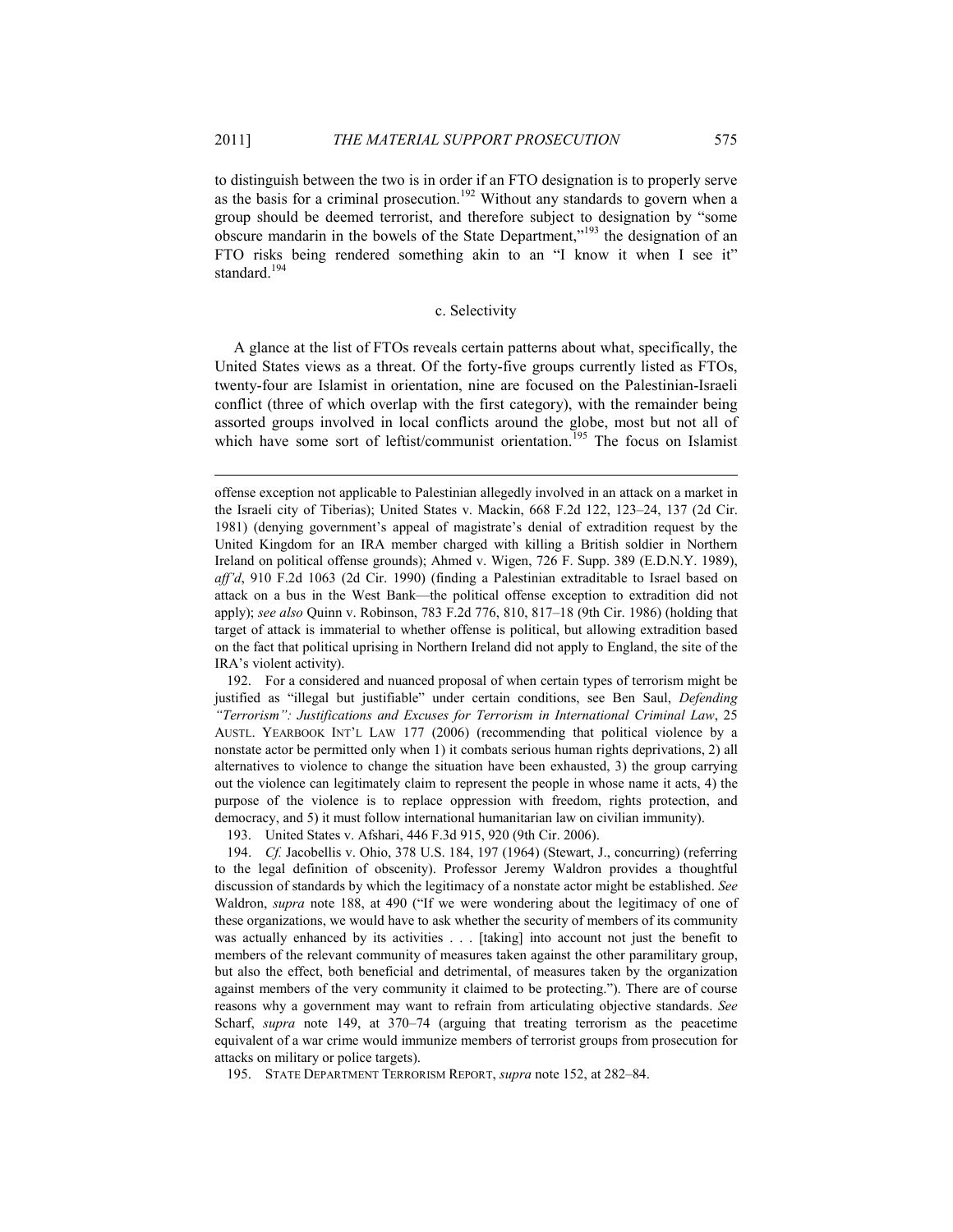to distinguish between the two is in order if an FTO designation is to properly serve as the basis for a criminal prosecution.[192] Without any standards to govern when a group should be deemed terrorist, and therefore subject to designation by "some obscure mandarin in the bowels of the State Department,"[193] the designation of an FTO risks being rendered something akin to an "I know it when I see it" standard.[194]

### c. Selectivity

A glance at the list of FTOs reveals certain patterns about what, specifically, the United States views as a threat. Of the forty-five groups currently listed as FTOs, twenty-four are Islamist in orientation, nine are focused on the Palestinian-Israeli conflict (three of which overlap with the first category), with the remainder being assorted groups involved in local conflicts around the globe, most but not all of which have some sort of leftist/communist orientation.[195] The focus on Islamist

---

offense exception not applicable to Palestinian allegedly involved in an attack on a market in the Israeli city of Tiberias); United States v. Mackin, 668 F.2d 122, 123–24, 137 (2d Cir. 1981) (denying government's appeal of magistrate's denial of extradition request by the United Kingdom for an IRA member charged with killing a British soldier in Northern Ireland on political offense grounds); Ahmed v. Wigen, 726 F. Supp. 389 (E.D.N.Y. 1989), *aff'd*, 910 F.2d 1063 (2d Cir. 1990) (finding a Palestinian extraditable to Israel based on attack on a bus in the West Bank—the political offense exception to extradition did not apply); *see also* Quinn v. Robinson, 783 F.2d 776, 810, 817–18 (9th Cir. 1986) (holding that target of attack is immaterial to whether offense is political, but allowing extradition based on the fact that political uprising in Northern Ireland did not apply to England, the site of the IRA's violent activity).

192. For a considered and nuanced proposal of when certain types of terrorism might be justified as "illegal but justifiable" under certain conditions, see Ben Saul, *Defending "Terrorism": Justifications and Excuses for Terrorism in International Criminal Law*, 25 AUSTL. YEARBOOK INT'L LAW 177 (2006) (recommending that political violence by a nonstate actor be permitted only when 1) it combats serious human rights deprivations, 2) all alternatives to violence to change the situation have been exhausted, 3) the group carrying out the violence can legitimately claim to represent the people in whose name it acts, 4) the purpose of the violence is to replace oppression with freedom, rights protection, and democracy, and 5) it must follow international humanitarian law on civilian immunity).

193. United States v. Afshari, 446 F.3d 915, 920 (9th Cir. 2006).

194. *Cf.* Jacobellis v. Ohio, 378 U.S. 184, 197 (1964) (Stewart, J., concurring) (referring to the legal definition of obscenity). Professor Jeremy Waldron provides a thoughtful discussion of standards by which the legitimacy of a nonstate actor might be established. *See* Waldron, *supra* note 188, at 490 ("If we were wondering about the legitimacy of one of these organizations, we would have to ask whether the security of members of its community was actually enhanced by its activities . . . [taking] into account not just the benefit to members of the relevant community of measures taken against the other paramilitary group, but also the effect, both beneficial and detrimental, of measures taken by the organization against members of the very community it claimed to be protecting."). There are of course reasons why a government may want to refrain from articulating objective standards. *See* Scharf, *supra* note 149, at 370–74 (arguing that treating terrorism as the peacetime equivalent of a war crime would immunize members of terrorist groups from prosecution for attacks on military or police targets).

195. STATE DEPARTMENT TERRORISM REPORT, *supra* note 152, at 282–84.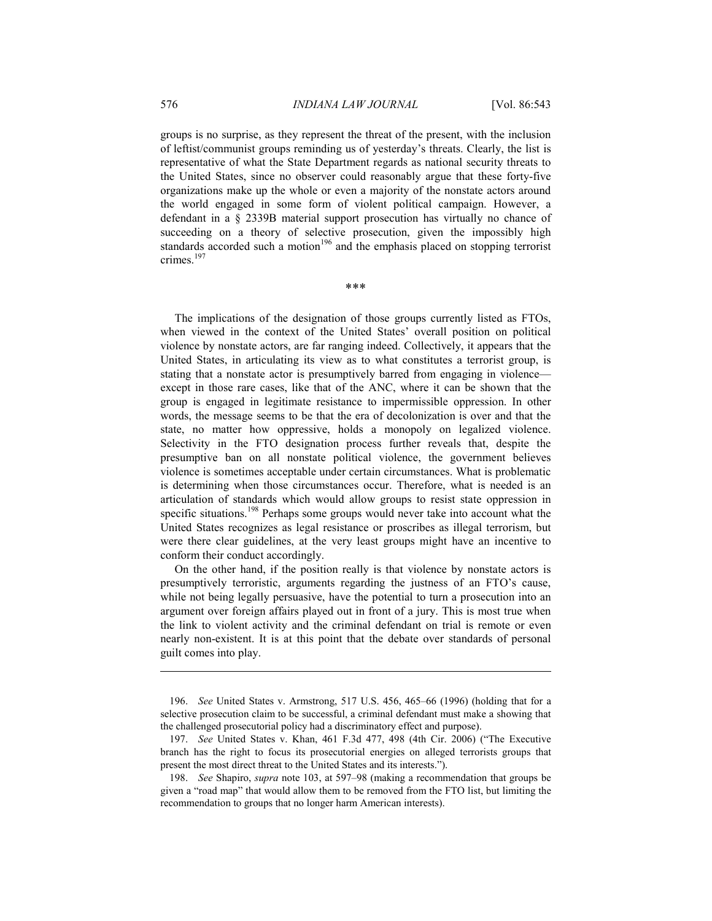groups is no surprise, as they represent the threat of the present, with the inclusion of leftist/communist groups reminding us of yesterday's threats. Clearly, the list is representative of what the State Department regards as national security threats to the United States, since no observer could reasonably argue that these forty-five organizations make up the whole or even a majority of the nonstate actors around the world engaged in some form of violent political campaign. However, a defendant in a § 2339B material support prosecution has virtually no chance of succeeding on a theory of selective prosecution, given the impossibly high standards accorded such a motion[196] and the emphasis placed on stopping terrorist crimes.[197]

***

The implications of the designation of those groups currently listed as FTOs, when viewed in the context of the United States' overall position on political violence by nonstate actors, are far ranging indeed. Collectively, it appears that the United States, in articulating its view as to what constitutes a terrorist group, is stating that a nonstate actor is presumptively barred from engaging in violence—except in those rare cases, like that of the ANC, where it can be shown that the group is engaged in legitimate resistance to impermissible oppression. In other words, the message seems to be that the era of decolonization is over and that the state, no matter how oppressive, holds a monopoly on legalized violence. Selectivity in the FTO designation process further reveals that, despite the presumptive ban on all nonstate political violence, the government believes violence is sometimes acceptable under certain circumstances. What is problematic is determining when those circumstances occur. Therefore, what is needed is an articulation of standards which would allow groups to resist state oppression in specific situations.[198] Perhaps some groups would never take into account what the United States recognizes as legal resistance or proscribes as illegal terrorism, but were there clear guidelines, at the very least groups might have an incentive to conform their conduct accordingly.

On the other hand, if the position really is that violence by nonstate actors is presumptively terroristic, arguments regarding the justness of an FTO's cause, while not being legally persuasive, have the potential to turn a prosecution into an argument over foreign affairs played out in front of a jury. This is most true when the link to violent activity and the criminal defendant on trial is remote or even nearly non-existent. It is at this point that the debate over standards of personal guilt comes into play.

---

196. *See* United States v. Armstrong, 517 U.S. 456, 465–66 (1996) (holding that for a selective prosecution claim to be successful, a criminal defendant must make a showing that the challenged prosecutorial policy had a discriminatory effect and purpose).

197. *See* United States v. Khan, 461 F.3d 477, 498 (4th Cir. 2006) ("The Executive branch has the right to focus its prosecutorial energies on alleged terrorists groups that present the most direct threat to the United States and its interests.").

198. *See* Shapiro, *supra* note 103, at 597–98 (making a recommendation that groups be given a "road map" that would allow them to be removed from the FTO list, but limiting the recommendation to groups that no longer harm American interests).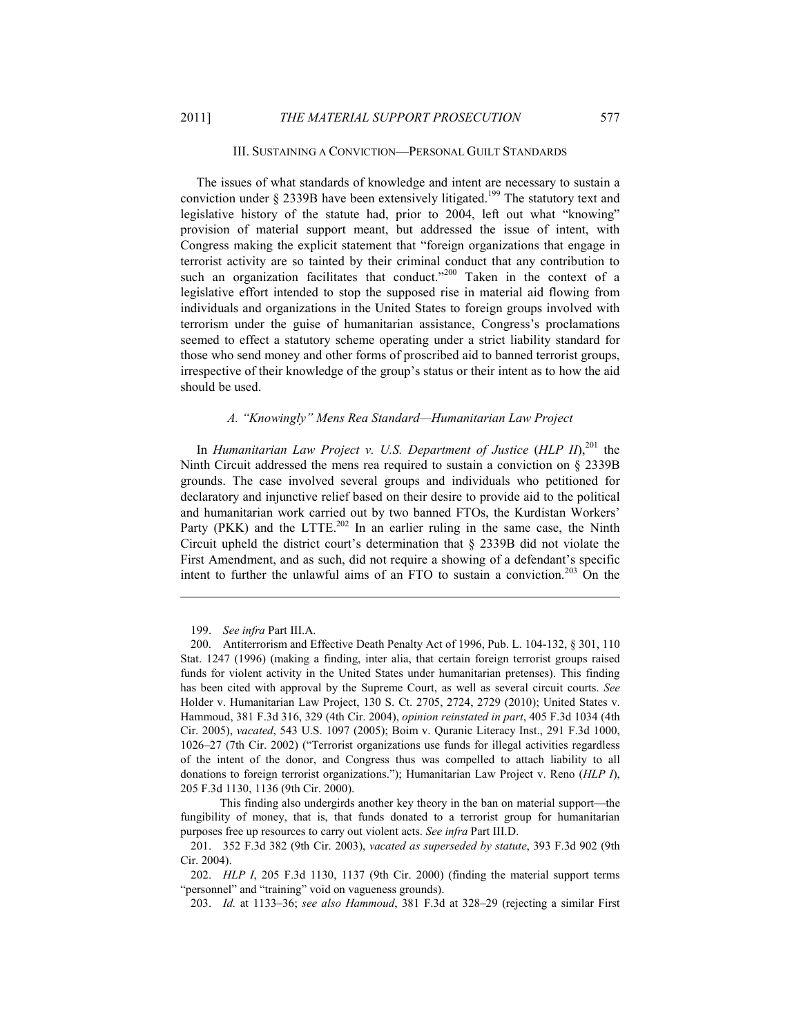## III. SUSTAINING A CONVICTION—PERSONAL GUILT STANDARDS

The issues of what standards of knowledge and intent are necessary to sustain a conviction under § 2339B have been extensively litigated.[199] The statutory text and legislative history of the statute had, prior to 2004, left out what "knowing" provision of material support meant, but addressed the issue of intent, with Congress making the explicit statement that "foreign organizations that engage in terrorist activity are so tainted by their criminal conduct that any contribution to such an organization facilitates that conduct."[200] Taken in the context of a legislative effort intended to stop the supposed rise in material aid flowing from individuals and organizations in the United States to foreign groups involved with terrorism under the guise of humanitarian assistance, Congress's proclamations seemed to effect a statutory scheme operating under a strict liability standard for those who send money and other forms of proscribed aid to banned terrorist groups, irrespective of their knowledge of the group's status or their intent as to how the aid should be used.

### *A. "Knowingly" Mens Rea Standard—Humanitarian Law Project*

In *Humanitarian Law Project v. U.S. Department of Justice* (*HLP II*),[201] the Ninth Circuit addressed the mens rea required to sustain a conviction on § 2339B grounds. The case involved several groups and individuals who petitioned for declaratory and injunctive relief based on their desire to provide aid to the political and humanitarian work carried out by two banned FTOs, the Kurdistan Workers' Party (PKK) and the LTTE.[202] In an earlier ruling in the same case, the Ninth Circuit upheld the district court's determination that § 2339B did not violate the First Amendment, and as such, did not require a showing of a defendant's specific intent to further the unlawful aims of an FTO to sustain a conviction.[203] On the

---

199. *See infra* Part III.A.

200. Antiterrorism and Effective Death Penalty Act of 1996, Pub. L. 104-132, § 301, 110 Stat. 1247 (1996) (making a finding, inter alia, that certain foreign terrorist groups raised funds for violent activity in the United States under humanitarian pretenses). This finding has been cited with approval by the Supreme Court, as well as several circuit courts. *See* Holder v. Humanitarian Law Project, 130 S. Ct. 2705, 2724, 2729 (2010); United States v. Hammoud, 381 F.3d 316, 329 (4th Cir. 2004), *opinion reinstated in part*, 405 F.3d 1034 (4th Cir. 2005), *vacated*, 543 U.S. 1097 (2005); Boim v. Quranic Literacy Inst., 291 F.3d 1000, 1026–27 (7th Cir. 2002) ("Terrorist organizations use funds for illegal activities regardless of the intent of the donor, and Congress thus was compelled to attach liability to all donations to foreign terrorist organizations."); Humanitarian Law Project v. Reno (*HLP I*), 205 F.3d 1130, 1136 (9th Cir. 2000).

This finding also undergirds another key theory in the ban on material support—the fungibility of money, that is, that funds donated to a terrorist group for humanitarian purposes free up resources to carry out violent acts. *See infra* Part III.D.

201. 352 F.3d 382 (9th Cir. 2003), *vacated as superseded by statute*, 393 F.3d 902 (9th Cir. 2004).

202. *HLP I*, 205 F.3d 1130, 1137 (9th Cir. 2000) (finding the material support terms "personnel" and "training" void on vagueness grounds).

203. *Id.* at 1133–36; *see also Hammoud*, 381 F.3d at 328–29 (rejecting a similar First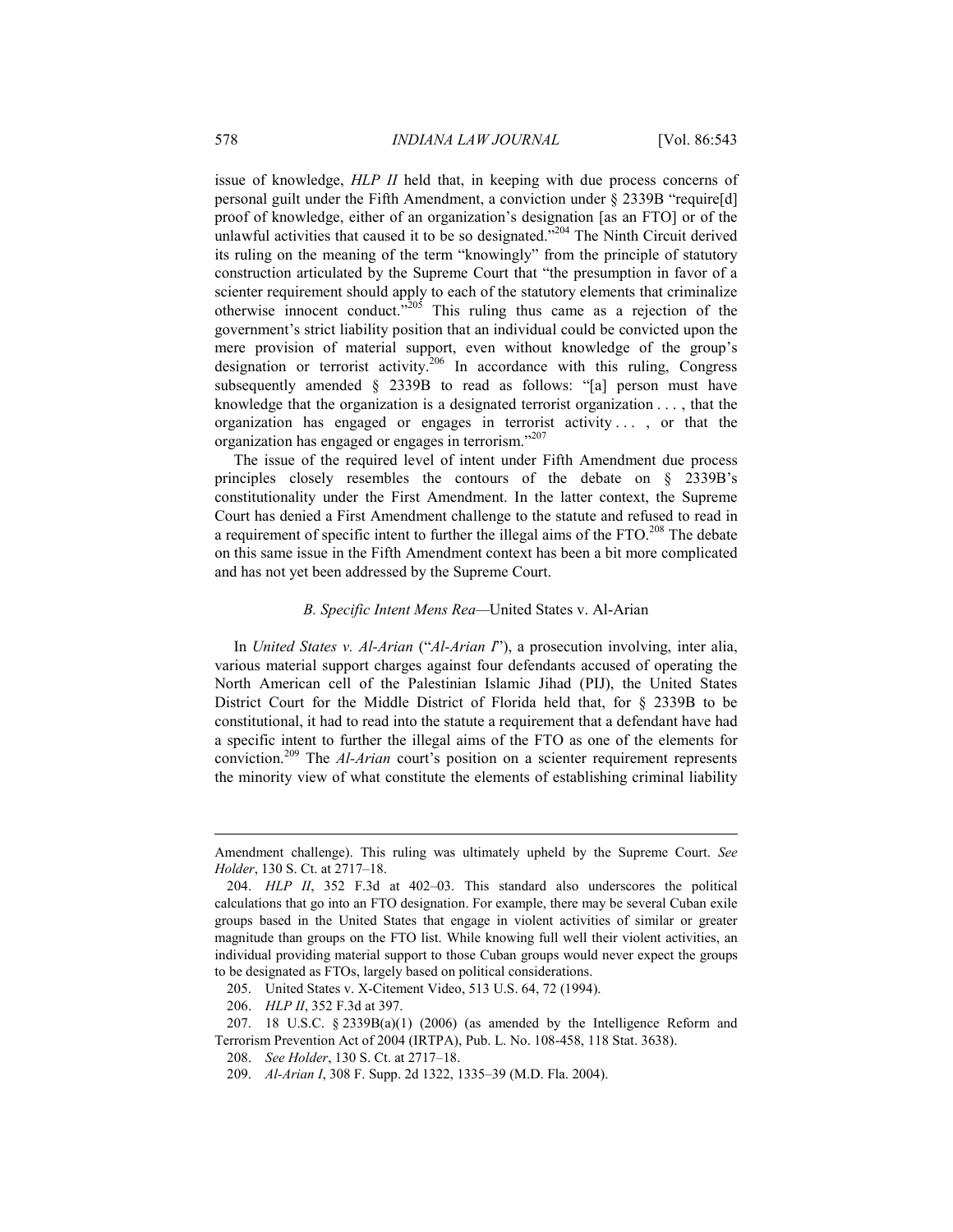issue of knowledge, *HLP II* held that, in keeping with due process concerns of personal guilt under the Fifth Amendment, a conviction under § 2339B "require[d] proof of knowledge, either of an organization's designation [as an FTO] or of the unlawful activities that caused it to be so designated."[204] The Ninth Circuit derived its ruling on the meaning of the term "knowingly" from the principle of statutory construction articulated by the Supreme Court that "the presumption in favor of a scienter requirement should apply to each of the statutory elements that criminalize otherwise innocent conduct."[205] This ruling thus came as a rejection of the government's strict liability position that an individual could be convicted upon the mere provision of material support, even without knowledge of the group's designation or terrorist activity.[206] In accordance with this ruling, Congress subsequently amended § 2339B to read as follows: "[a] person must have knowledge that the organization is a designated terrorist organization . . . , that the organization has engaged or engages in terrorist activity . . . , or that the organization has engaged or engages in terrorism."[207]

The issue of the required level of intent under Fifth Amendment due process principles closely resembles the contours of the debate on § 2339B's constitutionality under the First Amendment. In the latter context, the Supreme Court has denied a First Amendment challenge to the statute and refused to read in a requirement of specific intent to further the illegal aims of the FTO.[208] The debate on this same issue in the Fifth Amendment context has been a bit more complicated and has not yet been addressed by the Supreme Court.

### *B. Specific Intent Mens Rea*—United States v. Al-Arian

In *United States v. Al-Arian* ("*Al-Arian I*"), a prosecution involving, inter alia, various material support charges against four defendants accused of operating the North American cell of the Palestinian Islamic Jihad (PIJ), the United States District Court for the Middle District of Florida held that, for § 2339B to be constitutional, it had to read into the statute a requirement that a defendant have had a specific intent to further the illegal aims of the FTO as one of the elements for conviction.[209] The *Al-Arian* court's position on a scienter requirement represents the minority view of what constitute the elements of establishing criminal liability

---

Amendment challenge). This ruling was ultimately upheld by the Supreme Court. *See Holder*, 130 S. Ct. at 2717–18.

204. *HLP II*, 352 F.3d at 402–03. This standard also underscores the political calculations that go into an FTO designation. For example, there may be several Cuban exile groups based in the United States that engage in violent activities of similar or greater magnitude than groups on the FTO list. While knowing full well their violent activities, an individual providing material support to those Cuban groups would never expect the groups to be designated as FTOs, largely based on political considerations.

205. United States v. X-Citement Video, 513 U.S. 64, 72 (1994).

206. *HLP II*, 352 F.3d at 397.

207. 18 U.S.C. § 2339B(a)(1) (2006) (as amended by the Intelligence Reform and Terrorism Prevention Act of 2004 (IRTPA), Pub. L. No. 108-458, 118 Stat. 3638).

208. *See Holder*, 130 S. Ct. at 2717–18.

209. *Al-Arian I*, 308 F. Supp. 2d 1322, 1335–39 (M.D. Fla. 2004).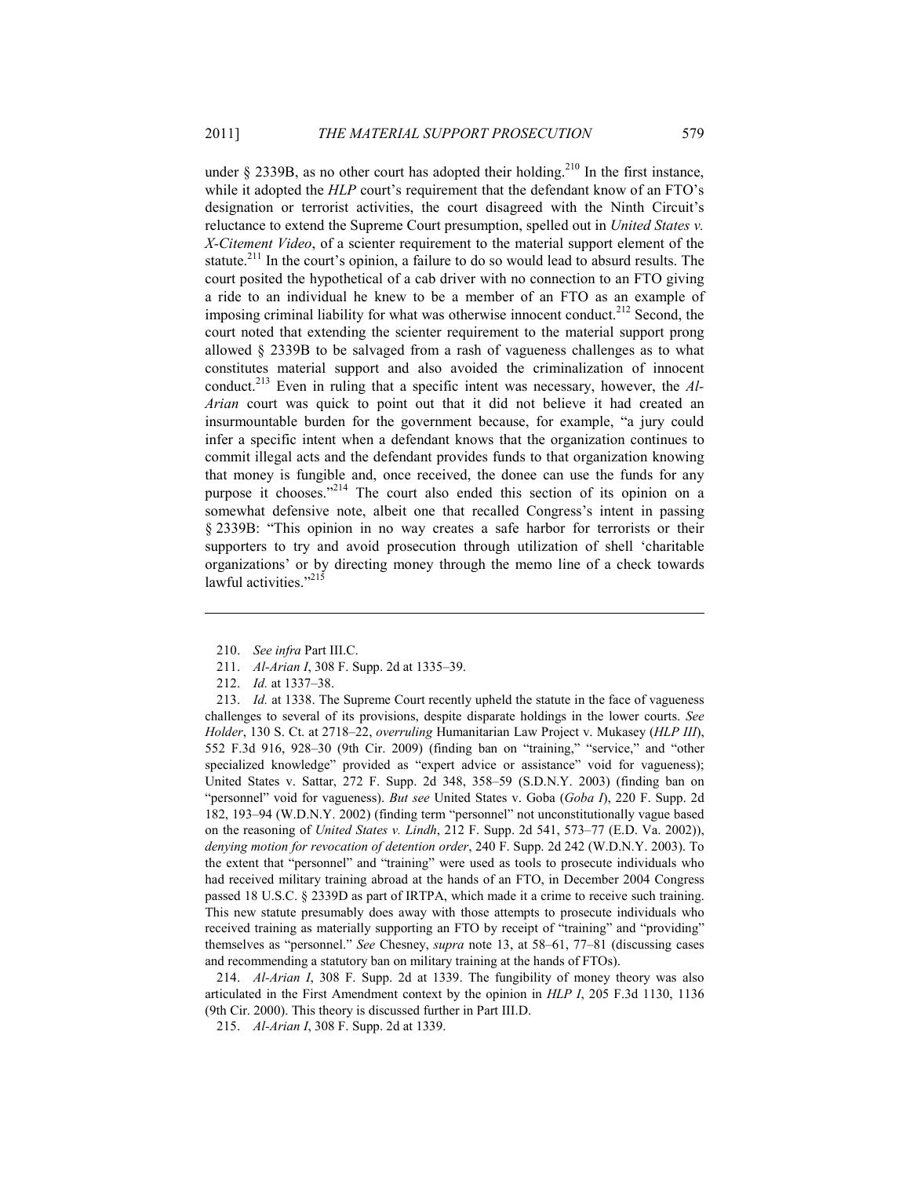under § 2339B, as no other court has adopted their holding.[210] In the first instance, while it adopted the *HLP* court's requirement that the defendant know of an FTO's designation or terrorist activities, the court disagreed with the Ninth Circuit's reluctance to extend the Supreme Court presumption, spelled out in *United States v. X-Citement Video*, of a scienter requirement to the material support element of the statute.[211] In the court's opinion, a failure to do so would lead to absurd results. The court posited the hypothetical of a cab driver with no connection to an FTO giving a ride to an individual he knew to be a member of an FTO as an example of imposing criminal liability for what was otherwise innocent conduct.[212] Second, the court noted that extending the scienter requirement to the material support prong allowed § 2339B to be salvaged from a rash of vagueness challenges as to what constitutes material support and also avoided the criminalization of innocent conduct.[213] Even in ruling that a specific intent was necessary, however, the *Al-Arian* court was quick to point out that it did not believe it had created an insurmountable burden for the government because, for example, "a jury could infer a specific intent when a defendant knows that the organization continues to commit illegal acts and the defendant provides funds to that organization knowing that money is fungible and, once received, the donee can use the funds for any purpose it chooses."[214] The court also ended this section of its opinion on a somewhat defensive note, albeit one that recalled Congress's intent in passing § 2339B: "This opinion in no way creates a safe harbor for terrorists or their supporters to try and avoid prosecution through utilization of shell 'charitable organizations' or by directing money through the memo line of a check towards lawful activities."[215]

---

210. *See infra* Part III.C.

211. *Al-Arian I*, 308 F. Supp. 2d at 1335–39.

212. *Id.* at 1337–38.

213. *Id.* at 1338. The Supreme Court recently upheld the statute in the face of vagueness challenges to several of its provisions, despite disparate holdings in the lower courts. *See Holder*, 130 S. Ct. at 2718–22, *overruling* Humanitarian Law Project v. Mukasey (*HLP III*), 552 F.3d 916, 928–30 (9th Cir. 2009) (finding ban on "training," "service," and "other specialized knowledge" provided as "expert advice or assistance" void for vagueness); United States v. Sattar, 272 F. Supp. 2d 348, 358–59 (S.D.N.Y. 2003) (finding ban on "personnel" void for vagueness). *But see* United States v. Goba (*Goba I*), 220 F. Supp. 2d 182, 193–94 (W.D.N.Y. 2002) (finding term "personnel" not unconstitutionally vague based on the reasoning of *United States v. Lindh*, 212 F. Supp. 2d 541, 573–77 (E.D. Va. 2002)), *denying motion for revocation of detention order*, 240 F. Supp. 2d 242 (W.D.N.Y. 2003). To the extent that "personnel" and "training" were used as tools to prosecute individuals who had received military training abroad at the hands of an FTO, in December 2004 Congress passed 18 U.S.C. § 2339D as part of IRTPA, which made it a crime to receive such training. This new statute presumably does away with those attempts to prosecute individuals who received training as materially supporting an FTO by receipt of "training" and "providing" themselves as "personnel." *See* Chesney, *supra* note 13, at 58–61, 77–81 (discussing cases and recommending a statutory ban on military training at the hands of FTOs).

214. *Al-Arian I*, 308 F. Supp. 2d at 1339. The fungibility of money theory was also articulated in the First Amendment context by the opinion in *HLP I*, 205 F.3d 1130, 1136 (9th Cir. 2000). This theory is discussed further in Part III.D.

215. *Al-Arian I*, 308 F. Supp. 2d at 1339.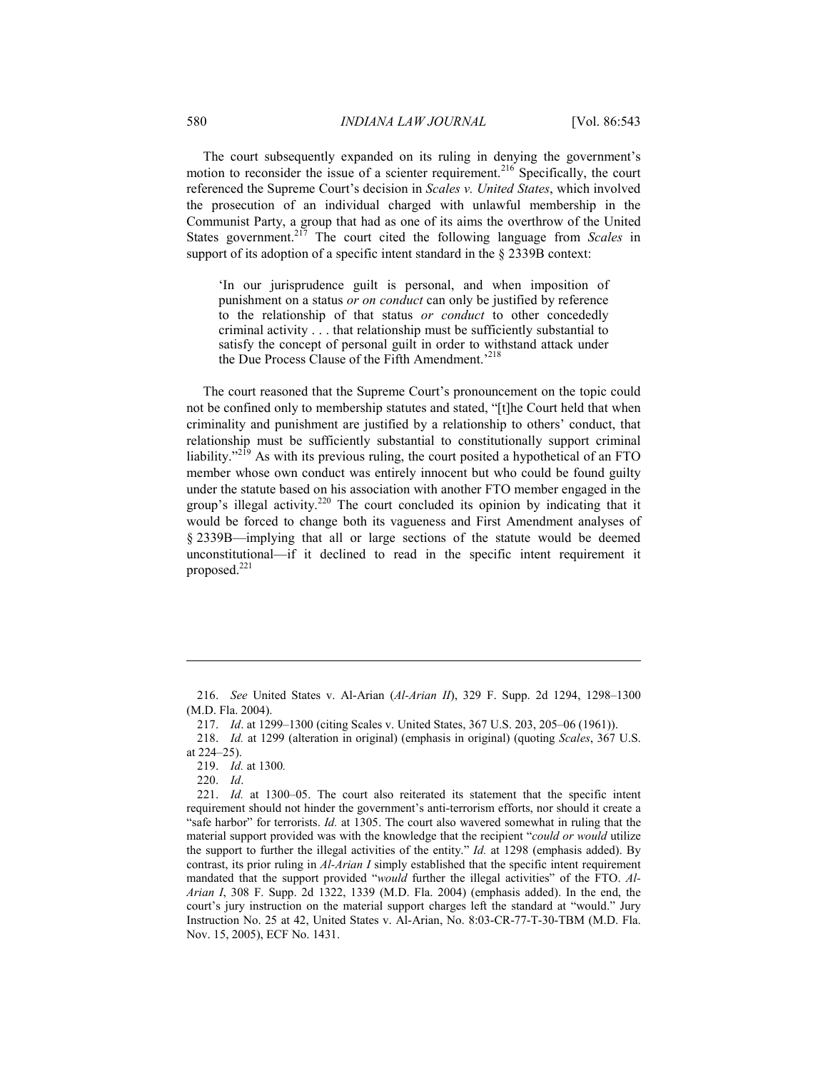The court subsequently expanded on its ruling in denying the government's motion to reconsider the issue of a scienter requirement.[216] Specifically, the court referenced the Supreme Court's decision in *Scales v. United States*, which involved the prosecution of an individual charged with unlawful membership in the Communist Party, a group that had as one of its aims the overthrow of the United States government.[217] The court cited the following language from *Scales* in support of its adoption of a specific intent standard in the § 2339B context:

> 'In our jurisprudence guilt is personal, and when imposition of punishment on a status *or on conduct* can only be justified by reference to the relationship of that status *or conduct* to other concededly criminal activity . . . that relationship must be sufficiently substantial to satisfy the concept of personal guilt in order to withstand attack under the Due Process Clause of the Fifth Amendment.'[218]

The court reasoned that the Supreme Court's pronouncement on the topic could not be confined only to membership statutes and stated, "[t]he Court held that when criminality and punishment are justified by a relationship to others' conduct, that relationship must be sufficiently substantial to constitutionally support criminal liability."[219] As with its previous ruling, the court posited a hypothetical of an FTO member whose own conduct was entirely innocent but who could be found guilty under the statute based on his association with another FTO member engaged in the group's illegal activity.[220] The court concluded its opinion by indicating that it would be forced to change both its vagueness and First Amendment analyses of § 2339B—implying that all or large sections of the statute would be deemed unconstitutional—if it declined to read in the specific intent requirement it proposed.[221]

---

216. *See* United States v. Al-Arian (*Al-Arian II*), 329 F. Supp. 2d 1294, 1298–1300 (M.D. Fla. 2004).

217. *Id*. at 1299–1300 (citing Scales v. United States, 367 U.S. 203, 205–06 (1961)).

218. *Id.* at 1299 (alteration in original) (emphasis in original) (quoting *Scales*, 367 U.S. at 224–25).

219. *Id.* at 1300*.*

220. *Id*.

221. *Id.* at 1300–05. The court also reiterated its statement that the specific intent requirement should not hinder the government's anti-terrorism efforts, nor should it create a "safe harbor" for terrorists. *Id.* at 1305. The court also wavered somewhat in ruling that the material support provided was with the knowledge that the recipient "*could or would* utilize the support to further the illegal activities of the entity." *Id.* at 1298 (emphasis added). By contrast, its prior ruling in *Al-Arian I* simply established that the specific intent requirement mandated that the support provided "*would* further the illegal activities" of the FTO. *Al-Arian I*, 308 F. Supp. 2d 1322, 1339 (M.D. Fla. 2004) (emphasis added). In the end, the court's jury instruction on the material support charges left the standard at "would." Jury Instruction No. 25 at 42, United States v. Al-Arian, No. 8:03-CR-77-T-30-TBM (M.D. Fla. Nov. 15, 2005), ECF No. 1431.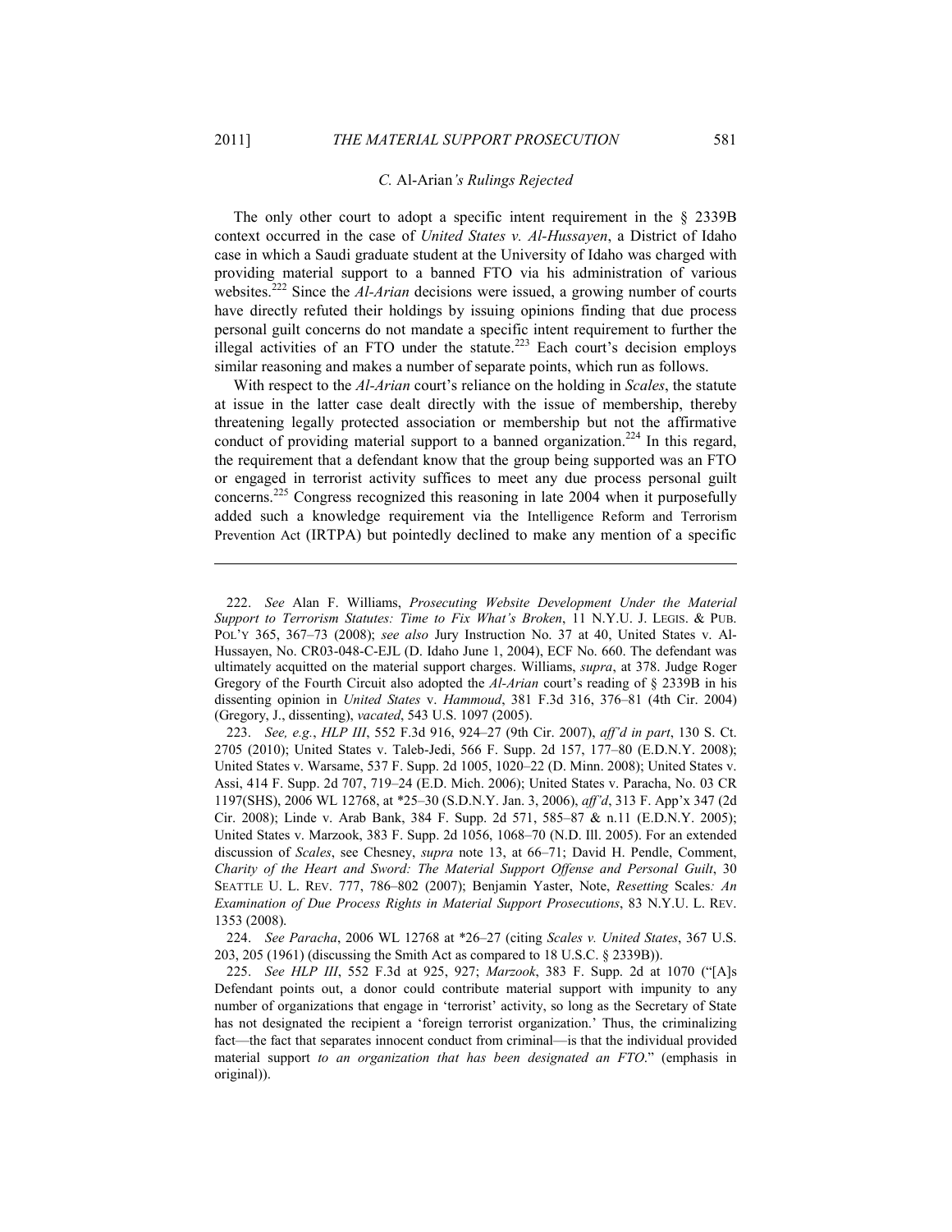### *C.* Al-Arian*'s Rulings Rejected*

The only other court to adopt a specific intent requirement in the § 2339B context occurred in the case of *United States v. Al-Hussayen*, a District of Idaho case in which a Saudi graduate student at the University of Idaho was charged with providing material support to a banned FTO via his administration of various websites.[222] Since the *Al-Arian* decisions were issued, a growing number of courts have directly refuted their holdings by issuing opinions finding that due process personal guilt concerns do not mandate a specific intent requirement to further the illegal activities of an FTO under the statute.[223] Each court's decision employs similar reasoning and makes a number of separate points, which run as follows.

With respect to the *Al-Arian* court's reliance on the holding in *Scales*, the statute at issue in the latter case dealt directly with the issue of membership, thereby threatening legally protected association or membership but not the affirmative conduct of providing material support to a banned organization.[224] In this regard, the requirement that a defendant know that the group being supported was an FTO or engaged in terrorist activity suffices to meet any due process personal guilt concerns.[225] Congress recognized this reasoning in late 2004 when it purposefully added such a knowledge requirement via the Intelligence Reform and Terrorism Prevention Act (IRTPA) but pointedly declined to make any mention of a specific

---

222. *See* Alan F. Williams, *Prosecuting Website Development Under the Material Support to Terrorism Statutes: Time to Fix What's Broken*, 11 N.Y.U. J. LEGIS. & PUB. POL'Y 365, 367–73 (2008); *see also* Jury Instruction No. 37 at 40, United States v. Al-Hussayen, No. CR03-048-C-EJL (D. Idaho June 1, 2004), ECF No. 660. The defendant was ultimately acquitted on the material support charges. Williams, *supra*, at 378. Judge Roger Gregory of the Fourth Circuit also adopted the *Al-Arian* court's reading of § 2339B in his dissenting opinion in *United States* v. *Hammoud*, 381 F.3d 316, 376–81 (4th Cir. 2004) (Gregory, J., dissenting), *vacated*, 543 U.S. 1097 (2005).

223. *See, e.g.*, *HLP III*, 552 F.3d 916, 924–27 (9th Cir. 2007), *aff'd in part*, 130 S. Ct. 2705 (2010); United States v. Taleb-Jedi, 566 F. Supp. 2d 157, 177–80 (E.D.N.Y. 2008); United States v. Warsame, 537 F. Supp. 2d 1005, 1020–22 (D. Minn. 2008); United States v. Assi, 414 F. Supp. 2d 707, 719–24 (E.D. Mich. 2006); United States v. Paracha, No. 03 CR 1197(SHS), 2006 WL 12768, at *25–30 (S.D.N.Y. Jan. 3, 2006), *aff'd*, 313 F. App'x 347 (2d Cir. 2008); Linde v. Arab Bank, 384 F. Supp. 2d 571, 585–87 & n.11 (E.D.N.Y. 2005); United States v. Marzook, 383 F. Supp. 2d 1056, 1068–70 (N.D. Ill. 2005). For an extended discussion of *Scales*, see Chesney, *supra* note 13, at 66–71; David H. Pendle, Comment, *Charity of the Heart and Sword: The Material Support Offense and Personal Guilt*, 30 SEATTLE U. L. REV. 777, 786–802 (2007); Benjamin Yaster, Note, *Resetting* Scales*: An Examination of Due Process Rights in Material Support Prosecutions*, 83 N.Y.U. L. REV. 1353 (2008).

224. *See Paracha*, 2006 WL 12768 at *26–27 (citing *Scales v. United States*, 367 U.S. 203, 205 (1961) (discussing the Smith Act as compared to 18 U.S.C. § 2339B)).

225. *See HLP III*, 552 F.3d at 925, 927; *Marzook*, 383 F. Supp. 2d at 1070 ("[A]s Defendant points out, a donor could contribute material support with impunity to any number of organizations that engage in 'terrorist' activity, so long as the Secretary of State has not designated the recipient a 'foreign terrorist organization.' Thus, the criminalizing fact—the fact that separates innocent conduct from criminal—is that the individual provided material support *to an organization that has been designated an FTO*." (emphasis in original)).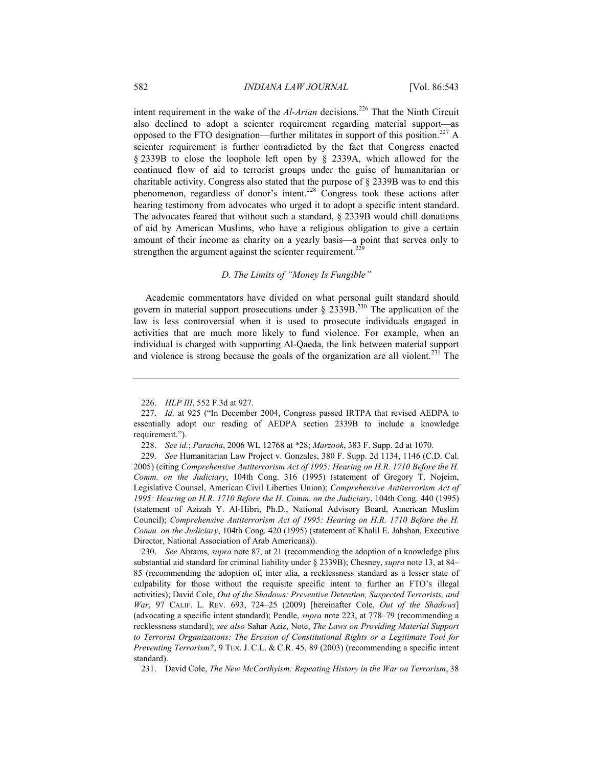intent requirement in the wake of the *Al-Arian* decisions.[226] That the Ninth Circuit also declined to adopt a scienter requirement regarding material support—as opposed to the FTO designation—further militates in support of this position.[227] A scienter requirement is further contradicted by the fact that Congress enacted § 2339B to close the loophole left open by § 2339A, which allowed for the continued flow of aid to terrorist groups under the guise of humanitarian or charitable activity. Congress also stated that the purpose of § 2339B was to end this phenomenon, regardless of donor's intent.[228] Congress took these actions after hearing testimony from advocates who urged it to adopt a specific intent standard. The advocates feared that without such a standard, § 2339B would chill donations of aid by American Muslims, who have a religious obligation to give a certain amount of their income as charity on a yearly basis—a point that serves only to strengthen the argument against the scienter requirement.[229]

### *D. The Limits of "Money Is Fungible"*

Academic commentators have divided on what personal guilt standard should govern in material support prosecutions under § 2339B.[230] The application of the law is less controversial when it is used to prosecute individuals engaged in activities that are much more likely to fund violence. For example, when an individual is charged with supporting Al-Qaeda, the link between material support and violence is strong because the goals of the organization are all violent.[231] The

---

226. *HLP III*, 552 F.3d at 927.

227. *Id.* at 925 ("In December 2004, Congress passed IRTPA that revised AEDPA to essentially adopt our reading of AEDPA section 2339B to include a knowledge requirement.").

228. *See id.*; *Paracha*, 2006 WL 12768 at *28; *Marzook*, 383 F. Supp. 2d at 1070.

229. *See* Humanitarian Law Project v. Gonzales, 380 F. Supp. 2d 1134, 1146 (C.D. Cal. 2005) (citing *Comprehensive Antiterrorism Act of 1995: Hearing on H.R. 1710 Before the H. Comm. on the Judiciary*, 104th Cong. 316 (1995) (statement of Gregory T. Nojeim, Legislative Counsel, American Civil Liberties Union); *Comprehensive Antiterrorism Act of 1995: Hearing on H.R. 1710 Before the H. Comm. on the Judiciary*, 104th Cong. 440 (1995) (statement of Azizah Y. Al-Hibri, Ph.D., National Advisory Board, American Muslim Council); *Comprehensive Antiterrorism Act of 1995: Hearing on H.R. 1710 Before the H. Comm. on the Judiciary*, 104th Cong. 420 (1995) (statement of Khalil E. Jahshan, Executive Director, National Association of Arab Americans)).

230. *See* Abrams, *supra* note 87, at 21 (recommending the adoption of a knowledge plus substantial aid standard for criminal liability under § 2339B); Chesney, *supra* note 13, at 84–85 (recommending the adoption of, inter alia, a recklessness standard as a lesser state of culpability for those without the requisite specific intent to further an FTO's illegal activities); David Cole, *Out of the Shadows: Preventive Detention, Suspected Terrorists, and War*, 97 CALIF. L. REV. 693, 724–25 (2009) [hereinafter Cole, *Out of the Shadows*] (advocating a specific intent standard); Pendle, *supra* note 223, at 778–79 (recommending a recklessness standard); *see also* Sahar Aziz, Note, *The Laws on Providing Material Support to Terrorist Organizations: The Erosion of Constitutional Rights or a Legitimate Tool for Preventing Terrorism?*, 9 TEX. J. C.L. & C.R. 45, 89 (2003) (recommending a specific intent standard).

231. David Cole, *The New McCarthyism: Repeating History in the War on Terrorism*, 38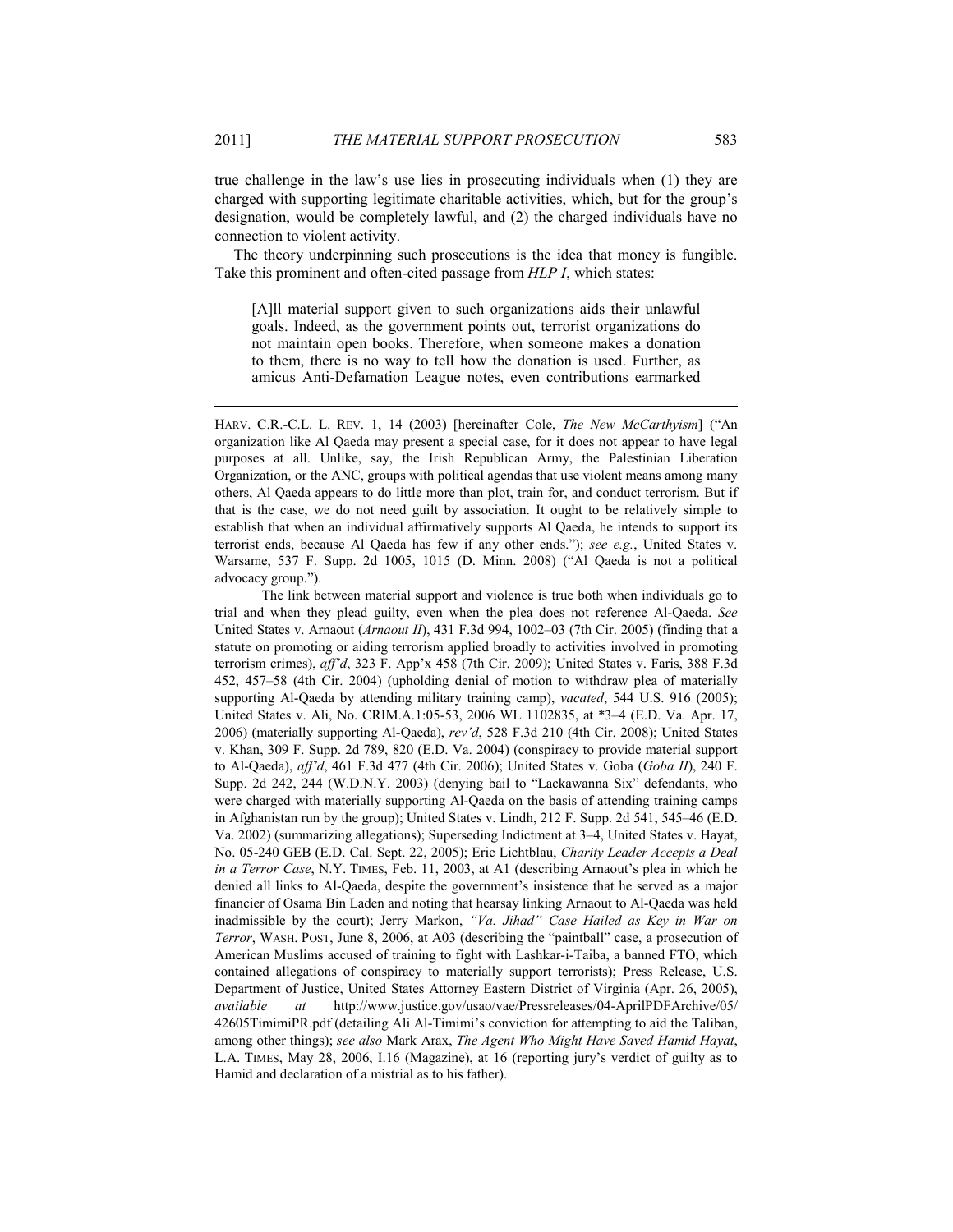true challenge in the law's use lies in prosecuting individuals when (1) they are charged with supporting legitimate charitable activities, which, but for the group's designation, would be completely lawful, and (2) the charged individuals have no connection to violent activity.

The theory underpinning such prosecutions is the idea that money is fungible. Take this prominent and often-cited passage from *HLP I*, which states:

> [A]ll material support given to such organizations aids their unlawful goals. Indeed, as the government points out, terrorist organizations do not maintain open books. Therefore, when someone makes a donation to them, there is no way to tell how the donation is used. Further, as amicus Anti-Defamation League notes, even contributions earmarked

---

HARV. C.R.-C.L. L. REV. 1, 14 (2003) [hereinafter Cole, *The New McCarthyism*] ("An organization like Al Qaeda may present a special case, for it does not appear to have legal purposes at all. Unlike, say, the Irish Republican Army, the Palestinian Liberation Organization, or the ANC, groups with political agendas that use violent means among many others, Al Qaeda appears to do little more than plot, train for, and conduct terrorism. But if that is the case, we do not need guilt by association. It ought to be relatively simple to establish that when an individual affirmatively supports Al Qaeda, he intends to support its terrorist ends, because Al Qaeda has few if any other ends."); *see e.g.*, United States v. Warsame, 537 F. Supp. 2d 1005, 1015 (D. Minn. 2008) ("Al Qaeda is not a political advocacy group.").

The link between material support and violence is true both when individuals go to trial and when they plead guilty, even when the plea does not reference Al-Qaeda. *See* United States v. Arnaout (*Arnaout II*), 431 F.3d 994, 1002–03 (7th Cir. 2005) (finding that a statute on promoting or aiding terrorism applied broadly to activities involved in promoting terrorism crimes), *aff'd*, 323 F. App'x 458 (7th Cir. 2009); United States v. Faris, 388 F.3d 452, 457–58 (4th Cir. 2004) (upholding denial of motion to withdraw plea of materially supporting Al-Qaeda by attending military training camp), *vacated*, 544 U.S. 916 (2005); United States v. Ali, No. CRIM.A.1:05-53, 2006 WL 1102835, at *3–4 (E.D. Va. Apr. 17, 2006) (materially supporting Al-Qaeda), *rev'd*, 528 F.3d 210 (4th Cir. 2008); United States v. Khan, 309 F. Supp. 2d 789, 820 (E.D. Va. 2004) (conspiracy to provide material support to Al-Qaeda), *aff'd*, 461 F.3d 477 (4th Cir. 2006); United States v. Goba (*Goba II*), 240 F. Supp. 2d 242, 244 (W.D.N.Y. 2003) (denying bail to "Lackawanna Six" defendants, who were charged with materially supporting Al-Qaeda on the basis of attending training camps in Afghanistan run by the group); United States v. Lindh, 212 F. Supp. 2d 541, 545–46 (E.D. Va. 2002) (summarizing allegations); Superseding Indictment at 3–4, United States v. Hayat, No. 05-240 GEB (E.D. Cal. Sept. 22, 2005); Eric Lichtblau, *Charity Leader Accepts a Deal in a Terror Case*, N.Y. TIMES, Feb. 11, 2003, at A1 (describing Arnaout's plea in which he denied all links to Al-Qaeda, despite the government's insistence that he served as a major financier of Osama Bin Laden and noting that hearsay linking Arnaout to Al-Qaeda was held inadmissible by the court); Jerry Markon, *"Va. Jihad" Case Hailed as Key in War on Terror*, WASH. POST, June 8, 2006, at A03 (describing the "paintball" case, a prosecution of American Muslims accused of training to fight with Lashkar-i-Taiba, a banned FTO, which contained allegations of conspiracy to materially support terrorists); Press Release, U.S. Department of Justice, United States Attorney Eastern District of Virginia (Apr. 26, 2005), *available at* http://www.justice.gov/usao/vae/Pressreleases/04-AprilPDFArchive/05/42605TimimiPR.pdf (detailing Ali Al-Timimi's conviction for attempting to aid the Taliban, among other things); *see also* Mark Arax, *The Agent Who Might Have Saved Hamid Hayat*, L.A. TIMES, May 28, 2006, I.16 (Magazine), at 16 (reporting jury's verdict of guilty as to Hamid and declaration of a mistrial as to his father).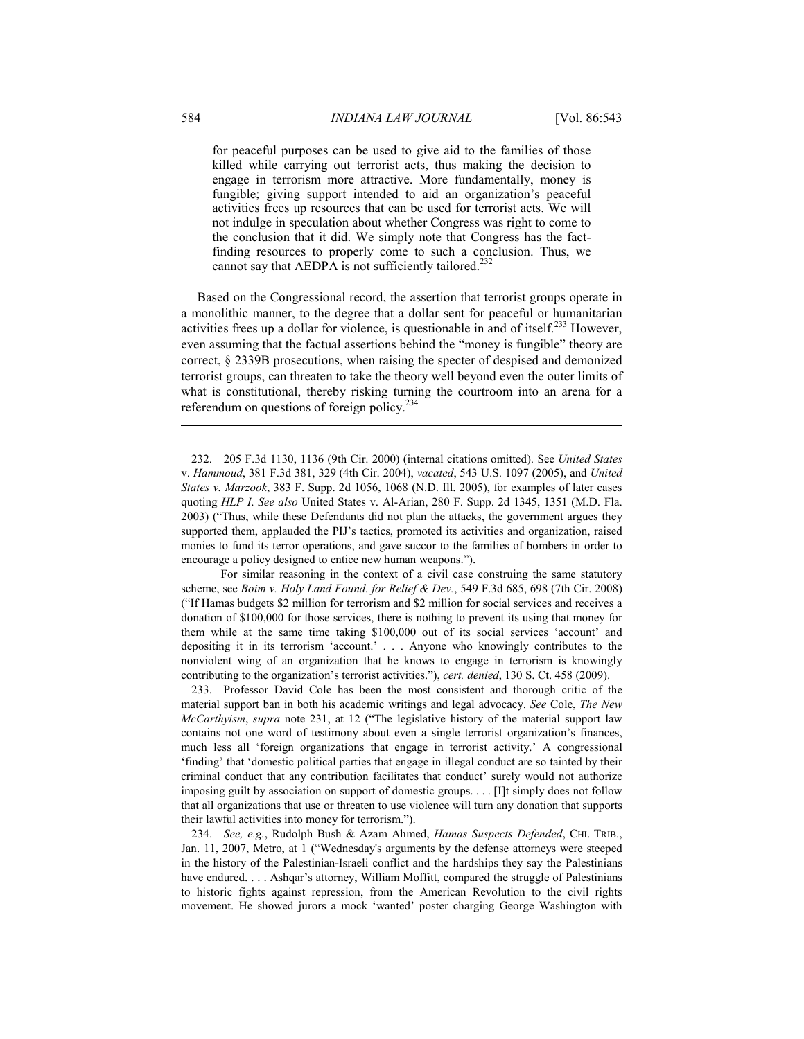> for peaceful purposes can be used to give aid to the families of those killed while carrying out terrorist acts, thus making the decision to engage in terrorism more attractive. More fundamentally, money is fungible; giving support intended to aid an organization's peaceful activities frees up resources that can be used for terrorist acts. We will not indulge in speculation about whether Congress was right to come to the conclusion that it did. We simply note that Congress has the fact-finding resources to properly come to such a conclusion. Thus, we cannot say that AEDPA is not sufficiently tailored.[232]

Based on the Congressional record, the assertion that terrorist groups operate in a monolithic manner, to the degree that a dollar sent for peaceful or humanitarian activities frees up a dollar for violence, is questionable in and of itself.[233] However, even assuming that the factual assertions behind the "money is fungible" theory are correct, § 2339B prosecutions, when raising the specter of despised and demonized terrorist groups, can threaten to take the theory well beyond even the outer limits of what is constitutional, thereby risking turning the courtroom into an arena for a referendum on questions of foreign policy.[234]

---

232. 205 F.3d 1130, 1136 (9th Cir. 2000) (internal citations omitted). See *United States* v. *Hammoud*, 381 F.3d 381, 329 (4th Cir. 2004), *vacated*, 543 U.S. 1097 (2005), and *United States v. Marzook*, 383 F. Supp. 2d 1056, 1068 (N.D. Ill. 2005), for examples of later cases quoting *HLP I*. *See also* United States v. Al-Arian, 280 F. Supp. 2d 1345, 1351 (M.D. Fla. 2003) ("Thus, while these Defendants did not plan the attacks, the government argues they supported them, applauded the PIJ's tactics, promoted its activities and organization, raised monies to fund its terror operations, and gave succor to the families of bombers in order to encourage a policy designed to entice new human weapons.").

For similar reasoning in the context of a civil case construing the same statutory scheme, see *Boim v. Holy Land Found. for Relief & Dev.*, 549 F.3d 685, 698 (7th Cir. 2008) ("If Hamas budgets \$2 million for terrorism and \$2 million for social services and receives a donation of \$100,000 for those services, there is nothing to prevent its using that money for them while at the same time taking \$100,000 out of its social services 'account' and depositing it in its terrorism 'account.' . . . Anyone who knowingly contributes to the nonviolent wing of an organization that he knows to engage in terrorism is knowingly contributing to the organization's terrorist activities."), *cert. denied*, 130 S. Ct. 458 (2009).

233. Professor David Cole has been the most consistent and thorough critic of the material support ban in both his academic writings and legal advocacy. *See* Cole, *The New McCarthyism*, *supra* note 231, at 12 ("The legislative history of the material support law contains not one word of testimony about even a single terrorist organization's finances, much less all 'foreign organizations that engage in terrorist activity.' A congressional 'finding' that 'domestic political parties that engage in illegal conduct are so tainted by their criminal conduct that any contribution facilitates that conduct' surely would not authorize imposing guilt by association on support of domestic groups. . . . [I]t simply does not follow that all organizations that use or threaten to use violence will turn any donation that supports their lawful activities into money for terrorism.").

234. *See, e.g.*, Rudolph Bush & Azam Ahmed, *Hamas Suspects Defended*, CHI. TRIB., Jan. 11, 2007, Metro, at 1 ("Wednesday's arguments by the defense attorneys were steeped in the history of the Palestinian-Israeli conflict and the hardships they say the Palestinians have endured. . . . Ashqar's attorney, William Moffitt, compared the struggle of Palestinians to historic fights against repression, from the American Revolution to the civil rights movement. He showed jurors a mock 'wanted' poster charging George Washington with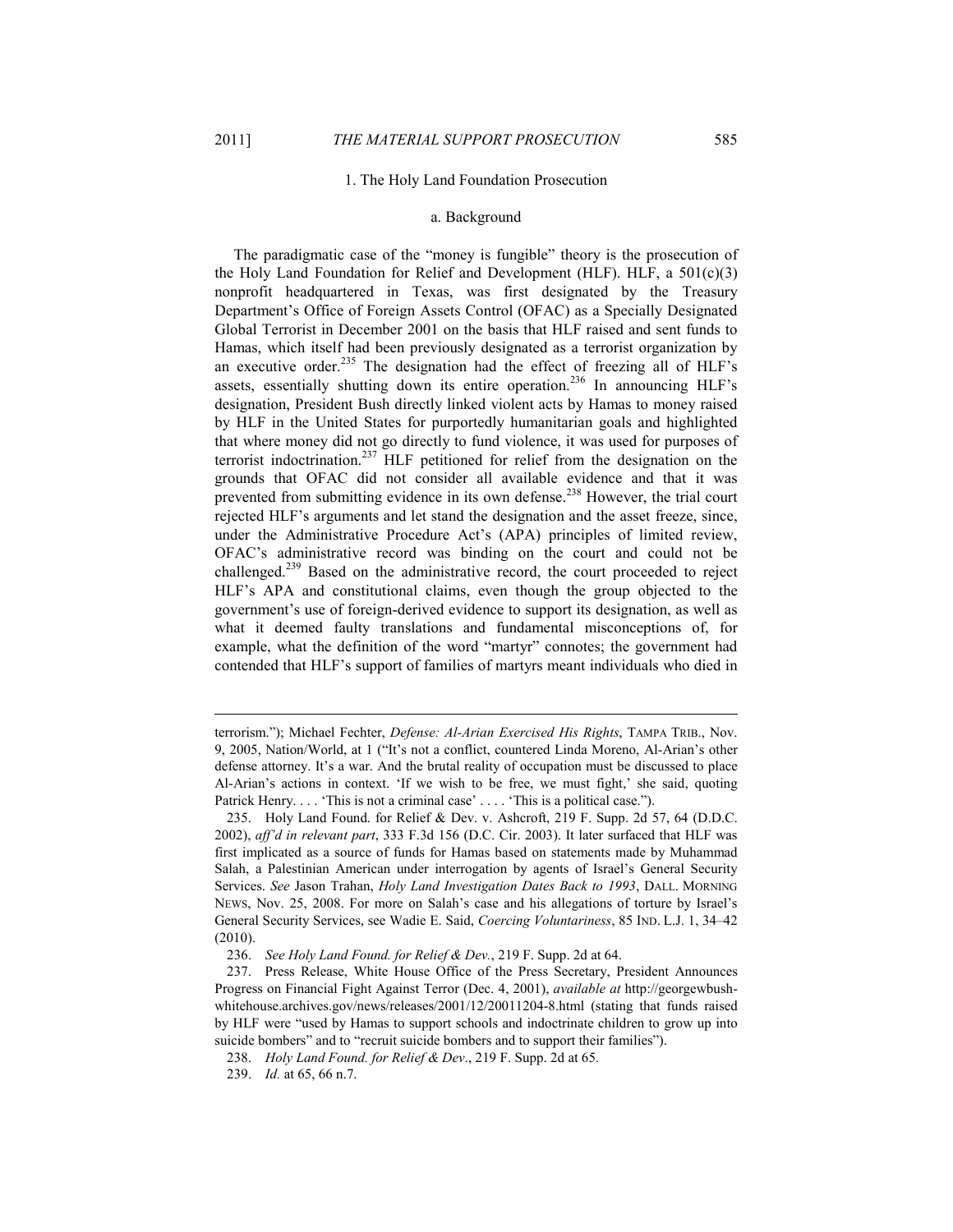### 1. The Holy Land Foundation Prosecution

#### a. Background

The paradigmatic case of the "money is fungible" theory is the prosecution of the Holy Land Foundation for Relief and Development (HLF). HLF, a 501(c)(3) nonprofit headquartered in Texas, was first designated by the Treasury Department's Office of Foreign Assets Control (OFAC) as a Specially Designated Global Terrorist in December 2001 on the basis that HLF raised and sent funds to Hamas, which itself had been previously designated as a terrorist organization by an executive order.[235] The designation had the effect of freezing all of HLF's assets, essentially shutting down its entire operation.[236] In announcing HLF's designation, President Bush directly linked violent acts by Hamas to money raised by HLF in the United States for purportedly humanitarian goals and highlighted that where money did not go directly to fund violence, it was used for purposes of terrorist indoctrination.[237] HLF petitioned for relief from the designation on the grounds that OFAC did not consider all available evidence and that it was prevented from submitting evidence in its own defense.[238] However, the trial court rejected HLF's arguments and let stand the designation and the asset freeze, since, under the Administrative Procedure Act's (APA) principles of limited review, OFAC's administrative record was binding on the court and could not be challenged.[239] Based on the administrative record, the court proceeded to reject HLF's APA and constitutional claims, even though the group objected to the government's use of foreign-derived evidence to support its designation, as well as what it deemed faulty translations and fundamental misconceptions of, for example, what the definition of the word "martyr" connotes; the government had contended that HLF's support of families of martyrs meant individuals who died in

---

terrorism."); Michael Fechter, *Defense: Al-Arian Exercised His Rights*, TAMPA TRIB., Nov. 9, 2005, Nation/World, at 1 ("It's not a conflict, countered Linda Moreno, Al-Arian's other defense attorney. It's a war. And the brutal reality of occupation must be discussed to place Al-Arian's actions in context. 'If we wish to be free, we must fight,' she said, quoting Patrick Henry. . . . 'This is not a criminal case' . . . . 'This is a political case.").

235. Holy Land Found. for Relief & Dev. v. Ashcroft, 219 F. Supp. 2d 57, 64 (D.D.C. 2002), *aff'd in relevant part*, 333 F.3d 156 (D.C. Cir. 2003). It later surfaced that HLF was first implicated as a source of funds for Hamas based on statements made by Muhammad Salah, a Palestinian American under interrogation by agents of Israel's General Security Services. *See* Jason Trahan, *Holy Land Investigation Dates Back to 1993*, DALL. MORNING NEWS, Nov. 25, 2008. For more on Salah's case and his allegations of torture by Israel's General Security Services, see Wadie E. Said, *Coercing Voluntariness*, 85 IND. L.J. 1, 34–42 (2010).

236. *See Holy Land Found. for Relief & Dev.*, 219 F. Supp. 2d at 64.

237. Press Release, White House Office of the Press Secretary, President Announces Progress on Financial Fight Against Terror (Dec. 4, 2001), *available at* http://georgewbush-whitehouse.archives.gov/news/releases/2001/12/20011204-8.html (stating that funds raised by HLF were "used by Hamas to support schools and indoctrinate children to grow up into suicide bombers" and to "recruit suicide bombers and to support their families").

238. *Holy Land Found. for Relief & Dev.*, 219 F. Supp. 2d at 65.

239. *Id.* at 65, 66 n.7.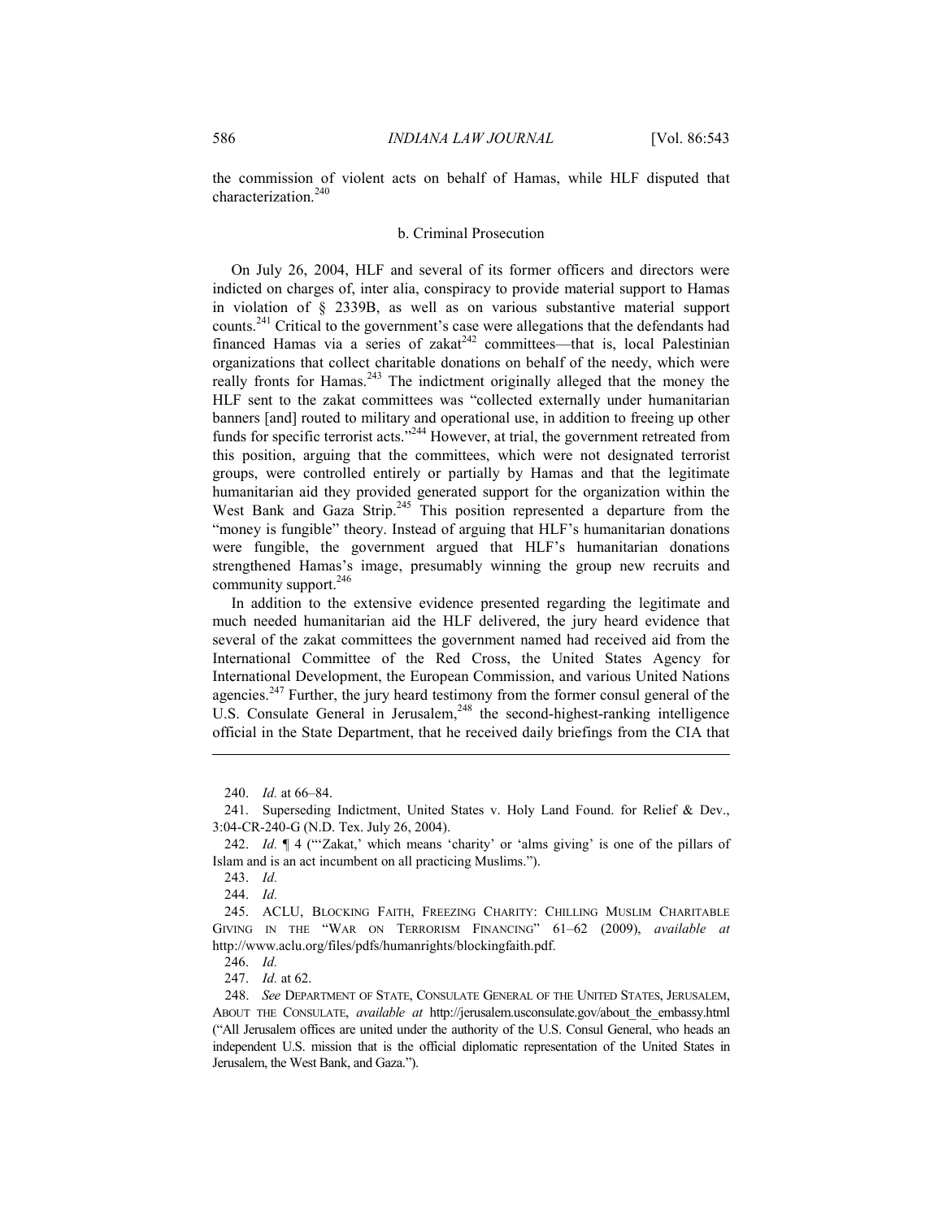the commission of violent acts on behalf of Hamas, while HLF disputed that characterization.[240]

#### b. Criminal Prosecution

On July 26, 2004, HLF and several of its former officers and directors were indicted on charges of, inter alia, conspiracy to provide material support to Hamas in violation of § 2339B, as well as on various substantive material support counts.[241] Critical to the government's case were allegations that the defendants had financed Hamas via a series of zakat[242] committees—that is, local Palestinian organizations that collect charitable donations on behalf of the needy, which were really fronts for Hamas.[243] The indictment originally alleged that the money the HLF sent to the zakat committees was "collected externally under humanitarian banners [and] routed to military and operational use, in addition to freeing up other funds for specific terrorist acts."[244] However, at trial, the government retreated from this position, arguing that the committees, which were not designated terrorist groups, were controlled entirely or partially by Hamas and that the legitimate humanitarian aid they provided generated support for the organization within the West Bank and Gaza Strip.[245] This position represented a departure from the "money is fungible" theory. Instead of arguing that HLF's humanitarian donations were fungible, the government argued that HLF's humanitarian donations strengthened Hamas's image, presumably winning the group new recruits and community support.[246]

In addition to the extensive evidence presented regarding the legitimate and much needed humanitarian aid the HLF delivered, the jury heard evidence that several of the zakat committees the government named had received aid from the International Committee of the Red Cross, the United States Agency for International Development, the European Commission, and various United Nations agencies.[247] Further, the jury heard testimony from the former consul general of the U.S. Consulate General in Jerusalem,[248] the second-highest-ranking intelligence official in the State Department, that he received daily briefings from the CIA that

---

240. *Id.* at 66–84.

241. Superseding Indictment, United States v. Holy Land Found. for Relief & Dev., 3:04-CR-240-G (N.D. Tex. July 26, 2004).

242. *Id.* ¶ 4 ("'Zakat,' which means 'charity' or 'alms giving' is one of the pillars of Islam and is an act incumbent on all practicing Muslims.").

243. *Id.*

244. *Id.*

245. ACLU, BLOCKING FAITH, FREEZING CHARITY: CHILLING MUSLIM CHARITABLE GIVING IN THE "WAR ON TERRORISM FINANCING" 61–62 (2009), *available at* http://www.aclu.org/files/pdfs/humanrights/blockingfaith.pdf.

246. *Id.*

247. *Id.* at 62.

248. *See* DEPARTMENT OF STATE, CONSULATE GENERAL OF THE UNITED STATES, JERUSALEM, ABOUT THE CONSULATE, *available at* http://jerusalem.usconsulate.gov/about_the_embassy.html ("All Jerusalem offices are united under the authority of the U.S. Consul General, who heads an independent U.S. mission that is the official diplomatic representation of the United States in Jerusalem, the West Bank, and Gaza.").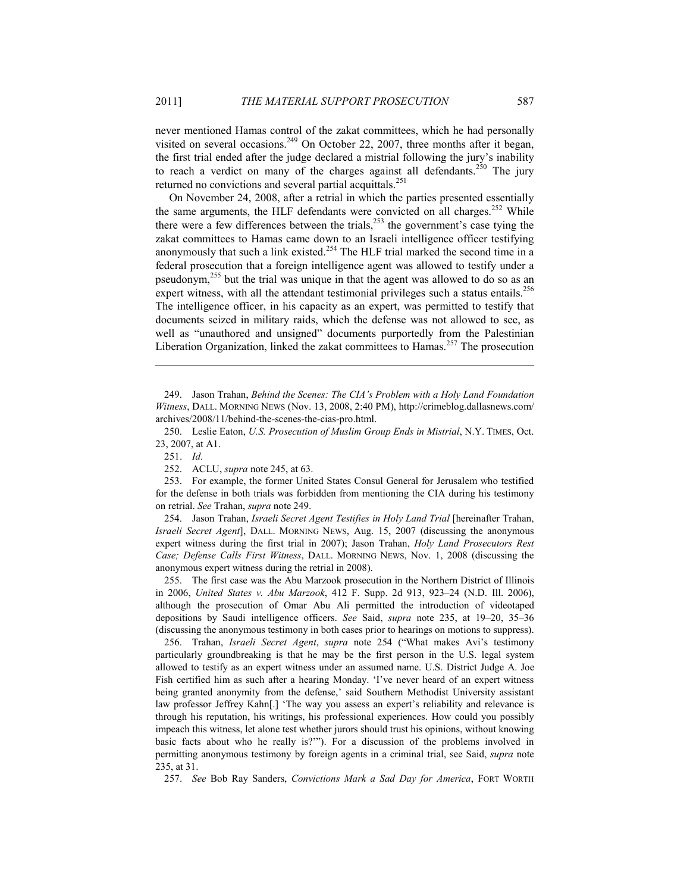never mentioned Hamas control of the zakat committees, which he had personally visited on several occasions.[249] On October 22, 2007, three months after it began, the first trial ended after the judge declared a mistrial following the jury's inability to reach a verdict on many of the charges against all defendants.[250] The jury returned no convictions and several partial acquittals.[251]

On November 24, 2008, after a retrial in which the parties presented essentially the same arguments, the HLF defendants were convicted on all charges.[252] While there were a few differences between the trials,[253] the government's case tying the zakat committees to Hamas came down to an Israeli intelligence officer testifying anonymously that such a link existed.[254] The HLF trial marked the second time in a federal prosecution that a foreign intelligence agent was allowed to testify under a pseudonym,[255] but the trial was unique in that the agent was allowed to do so as an expert witness, with all the attendant testimonial privileges such a status entails.[256] The intelligence officer, in his capacity as an expert, was permitted to testify that documents seized in military raids, which the defense was not allowed to see, as well as "unauthored and unsigned" documents purportedly from the Palestinian Liberation Organization, linked the zakat committees to Hamas.[257] The prosecution

---

249. Jason Trahan, *Behind the Scenes: The CIA's Problem with a Holy Land Foundation Witness*, DALL. MORNING NEWS (Nov. 13, 2008, 2:40 PM), http://crimeblog.dallasnews.com/archives/2008/11/behind-the-scenes-the-cias-pro.html.

250. Leslie Eaton, *U.S. Prosecution of Muslim Group Ends in Mistrial*, N.Y. TIMES, Oct. 23, 2007, at A1.

251. *Id.*

252. ACLU, *supra* note 245, at 63.

253. For example, the former United States Consul General for Jerusalem who testified for the defense in both trials was forbidden from mentioning the CIA during his testimony on retrial. *See* Trahan, *supra* note 249.

254. Jason Trahan, *Israeli Secret Agent Testifies in Holy Land Trial* [hereinafter Trahan, *Israeli Secret Agent*], DALL. MORNING NEWS, Aug. 15, 2007 (discussing the anonymous expert witness during the first trial in 2007); Jason Trahan, *Holy Land Prosecutors Rest Case; Defense Calls First Witness*, DALL. MORNING NEWS, Nov. 1, 2008 (discussing the anonymous expert witness during the retrial in 2008).

255. The first case was the Abu Marzook prosecution in the Northern District of Illinois in 2006, *United States v. Abu Marzook*, 412 F. Supp. 2d 913, 923–24 (N.D. Ill. 2006), although the prosecution of Omar Abu Ali permitted the introduction of videotaped depositions by Saudi intelligence officers. *See* Said, *supra* note 235, at 19–20, 35–36 (discussing the anonymous testimony in both cases prior to hearings on motions to suppress).

256. Trahan, *Israeli Secret Agent*, *supra* note 254 ("What makes Avi's testimony particularly groundbreaking is that he may be the first person in the U.S. legal system allowed to testify as an expert witness under an assumed name. U.S. District Judge A. Joe Fish certified him as such after a hearing Monday. 'I've never heard of an expert witness being granted anonymity from the defense,' said Southern Methodist University assistant law professor Jeffrey Kahn[.] 'The way you assess an expert's reliability and relevance is through his reputation, his writings, his professional experiences. How could you possibly impeach this witness, let alone test whether jurors should trust his opinions, without knowing basic facts about who he really is?'"). For a discussion of the problems involved in permitting anonymous testimony by foreign agents in a criminal trial, see Said, *supra* note 235, at 31.

257. *See* Bob Ray Sanders, *Convictions Mark a Sad Day for America*, FORT WORTH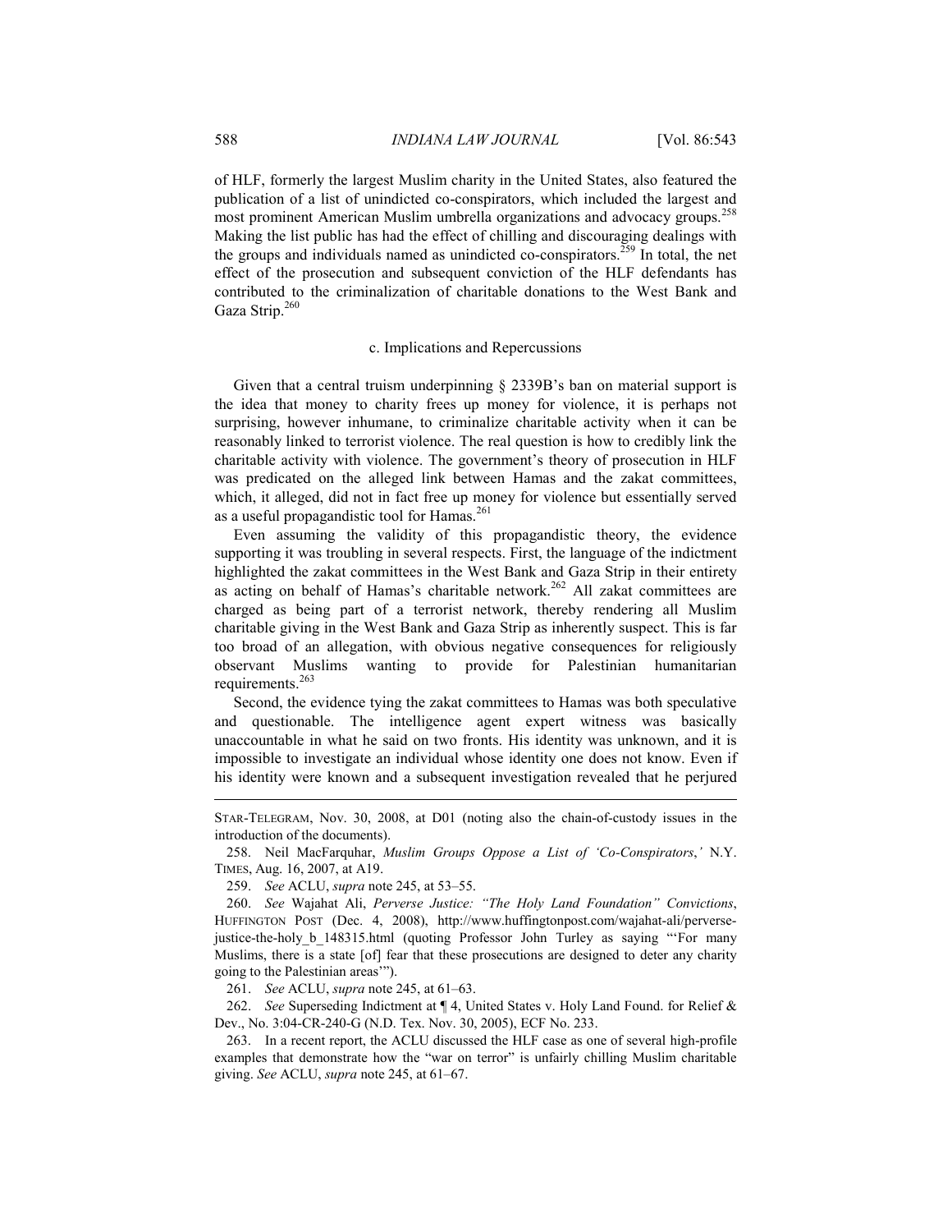of HLF, formerly the largest Muslim charity in the United States, also featured the publication of a list of unindicted co-conspirators, which included the largest and most prominent American Muslim umbrella organizations and advocacy groups.[258] Making the list public has had the effect of chilling and discouraging dealings with the groups and individuals named as unindicted co-conspirators.[259] In total, the net effect of the prosecution and subsequent conviction of the HLF defendants has contributed to the criminalization of charitable donations to the West Bank and Gaza Strip.[260]

#### c. Implications and Repercussions

Given that a central truism underpinning § 2339B's ban on material support is the idea that money to charity frees up money for violence, it is perhaps not surprising, however inhumane, to criminalize charitable activity when it can be reasonably linked to terrorist violence. The real question is how to credibly link the charitable activity with violence. The government's theory of prosecution in HLF was predicated on the alleged link between Hamas and the zakat committees, which, it alleged, did not in fact free up money for violence but essentially served as a useful propagandistic tool for Hamas.[261]

Even assuming the validity of this propagandistic theory, the evidence supporting it was troubling in several respects. First, the language of the indictment highlighted the zakat committees in the West Bank and Gaza Strip in their entirety as acting on behalf of Hamas's charitable network.[262] All zakat committees are charged as being part of a terrorist network, thereby rendering all Muslim charitable giving in the West Bank and Gaza Strip as inherently suspect. This is far too broad of an allegation, with obvious negative consequences for religiously observant Muslims wanting to provide for Palestinian humanitarian requirements.[263]

Second, the evidence tying the zakat committees to Hamas was both speculative and questionable. The intelligence agent expert witness was basically unaccountable in what he said on two fronts. His identity was unknown, and it is impossible to investigate an individual whose identity one does not know. Even if his identity were known and a subsequent investigation revealed that he perjured

---

STAR-TELEGRAM, Nov. 30, 2008, at D01 (noting also the chain-of-custody issues in the introduction of the documents).

258. Neil MacFarquhar, *Muslim Groups Oppose a List of 'Co-Conspirators*,*'* N.Y. TIMES, Aug. 16, 2007, at A19.

259. *See* ACLU, *supra* note 245, at 53–55.

260. *See* Wajahat Ali, *Perverse Justice: "The Holy Land Foundation" Convictions*, HUFFINGTON POST (Dec. 4, 2008), http://www.huffingtonpost.com/wajahat-ali/perverse-justice-the-holy_b_148315.html (quoting Professor John Turley as saying "'For many Muslims, there is a state [of] fear that these prosecutions are designed to deter any charity going to the Palestinian areas'").

261. *See* ACLU, *supra* note 245, at 61–63.

262. *See* Superseding Indictment at ¶ 4, United States v. Holy Land Found. for Relief & Dev., No. 3:04-CR-240-G (N.D. Tex. Nov. 30, 2005), ECF No. 233.

263. In a recent report, the ACLU discussed the HLF case as one of several high-profile examples that demonstrate how the "war on terror" is unfairly chilling Muslim charitable giving. *See* ACLU, *supra* note 245, at 61–67.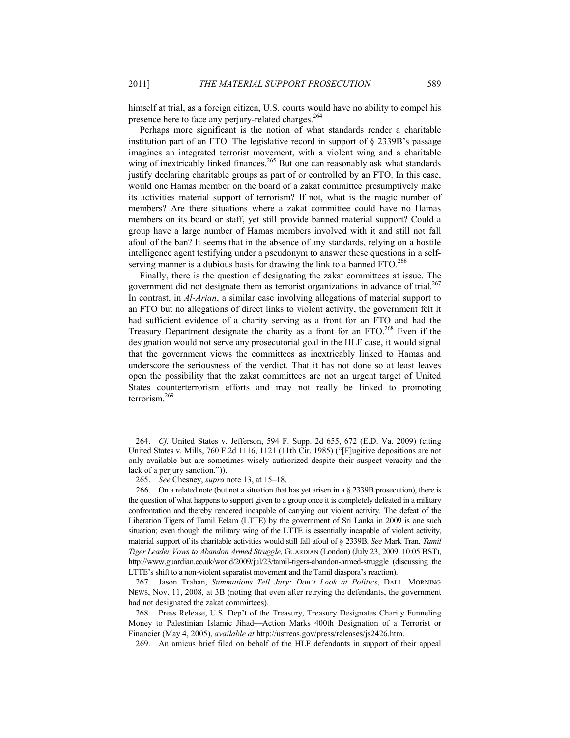himself at trial, as a foreign citizen, U.S. courts would have no ability to compel his presence here to face any perjury-related charges.[264]

Perhaps more significant is the notion of what standards render a charitable institution part of an FTO. The legislative record in support of § 2339B's passage imagines an integrated terrorist movement, with a violent wing and a charitable wing of inextricably linked finances.[265] But one can reasonably ask what standards justify declaring charitable groups as part of or controlled by an FTO. In this case, would one Hamas member on the board of a zakat committee presumptively make its activities material support of terrorism? If not, what is the magic number of members? Are there situations where a zakat committee could have no Hamas members on its board or staff, yet still provide banned material support? Could a group have a large number of Hamas members involved with it and still not fall afoul of the ban? It seems that in the absence of any standards, relying on a hostile intelligence agent testifying under a pseudonym to answer these questions in a self-serving manner is a dubious basis for drawing the link to a banned FTO.[266]

Finally, there is the question of designating the zakat committees at issue. The government did not designate them as terrorist organizations in advance of trial.[267] In contrast, in *Al-Arian*, a similar case involving allegations of material support to an FTO but no allegations of direct links to violent activity, the government felt it had sufficient evidence of a charity serving as a front for an FTO and had the Treasury Department designate the charity as a front for an FTO.[268] Even if the designation would not serve any prosecutorial goal in the HLF case, it would signal that the government views the committees as inextricably linked to Hamas and underscore the seriousness of the verdict. That it has not done so at least leaves open the possibility that the zakat committees are not an urgent target of United States counterterrorism efforts and may not really be linked to promoting terrorism.[269]

---

264. *Cf.* United States v. Jefferson, 594 F. Supp. 2d 655, 672 (E.D. Va. 2009) (citing United States v. Mills, 760 F.2d 1116, 1121 (11th Cir. 1985) ("[F]ugitive depositions are not only available but are sometimes wisely authorized despite their suspect veracity and the lack of a perjury sanction.")).

265. *See* Chesney, *supra* note 13, at 15–18.

266. On a related note (but not a situation that has yet arisen in a § 2339B prosecution), there is the question of what happens to support given to a group once it is completely defeated in a military confrontation and thereby rendered incapable of carrying out violent activity. The defeat of the Liberation Tigers of Tamil Eelam (LTTE) by the government of Sri Lanka in 2009 is one such situation; even though the military wing of the LTTE is essentially incapable of violent activity, material support of its charitable activities would still fall afoul of § 2339B. *See* Mark Tran, *Tamil Tiger Leader Vows to Abandon Armed Struggle*, GUARDIAN (London) (July 23, 2009, 10:05 BST), http://www.guardian.co.uk/world/2009/jul/23/tamil-tigers-abandon-armed-struggle (discussing the LTTE's shift to a non-violent separatist movement and the Tamil diaspora's reaction).

267. Jason Trahan, *Summations Tell Jury: Don't Look at Politics*, DALL. MORNING NEWS, Nov. 11, 2008, at 3B (noting that even after retrying the defendants, the government had not designated the zakat committees).

268. Press Release, U.S. Dep't of the Treasury, Treasury Designates Charity Funneling Money to Palestinian Islamic Jihad—Action Marks 400th Designation of a Terrorist or Financier (May 4, 2005), *available at* http://ustreas.gov/press/releases/js2426.htm.

269. An amicus brief filed on behalf of the HLF defendants in support of their appeal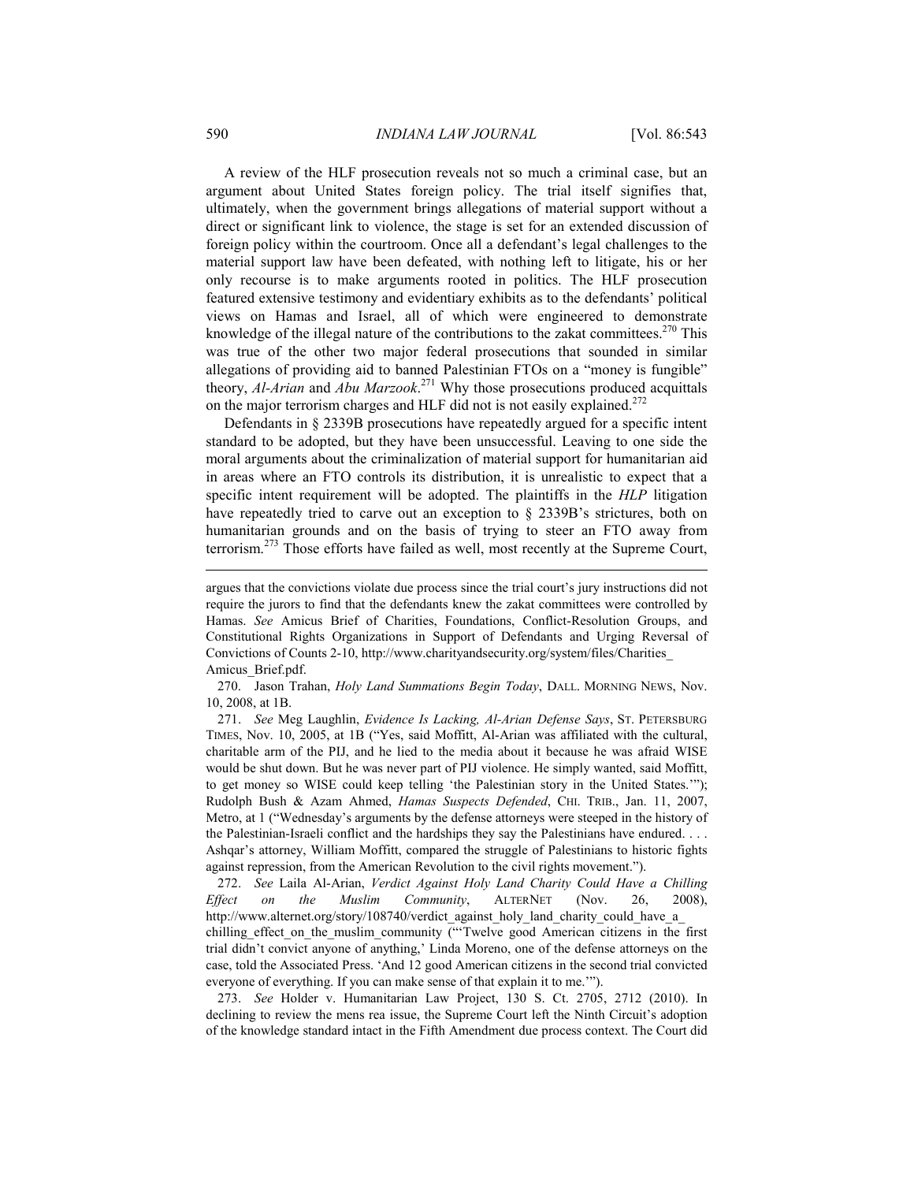A review of the HLF prosecution reveals not so much a criminal case, but an argument about United States foreign policy. The trial itself signifies that, ultimately, when the government brings allegations of material support without a direct or significant link to violence, the stage is set for an extended discussion of foreign policy within the courtroom. Once all a defendant's legal challenges to the material support law have been defeated, with nothing left to litigate, his or her only recourse is to make arguments rooted in politics. The HLF prosecution featured extensive testimony and evidentiary exhibits as to the defendants' political views on Hamas and Israel, all of which were engineered to demonstrate knowledge of the illegal nature of the contributions to the zakat committees.[270] This was true of the other two major federal prosecutions that sounded in similar allegations of providing aid to banned Palestinian FTOs on a "money is fungible" theory, *Al-Arian* and *Abu Marzook*.[271] Why those prosecutions produced acquittals on the major terrorism charges and HLF did not is not easily explained.[272]

Defendants in § 2339B prosecutions have repeatedly argued for a specific intent standard to be adopted, but they have been unsuccessful. Leaving to one side the moral arguments about the criminalization of material support for humanitarian aid in areas where an FTO controls its distribution, it is unrealistic to expect that a specific intent requirement will be adopted. The plaintiffs in the *HLP* litigation have repeatedly tried to carve out an exception to § 2339B's strictures, both on humanitarian grounds and on the basis of trying to steer an FTO away from terrorism.[273] Those efforts have failed as well, most recently at the Supreme Court,

---

argues that the convictions violate due process since the trial court's jury instructions did not require the jurors to find that the defendants knew the zakat committees were controlled by Hamas. *See* Amicus Brief of Charities, Foundations, Conflict-Resolution Groups, and Constitutional Rights Organizations in Support of Defendants and Urging Reversal of Convictions of Counts 2-10, http://www.charityandsecurity.org/system/files/Charities_Amicus_Brief.pdf.

270. Jason Trahan, *Holy Land Summations Begin Today*, DALL. MORNING NEWS, Nov. 10, 2008, at 1B.

271. *See* Meg Laughlin, *Evidence Is Lacking, Al-Arian Defense Says*, ST. PETERSBURG TIMES, Nov. 10, 2005, at 1B ("Yes, said Moffitt, Al-Arian was affiliated with the cultural, charitable arm of the PIJ, and he lied to the media about it because he was afraid WISE would be shut down. But he was never part of PIJ violence. He simply wanted, said Moffitt, to get money so WISE could keep telling 'the Palestinian story in the United States.'"); Rudolph Bush & Azam Ahmed, *Hamas Suspects Defended*, CHI. TRIB., Jan. 11, 2007, Metro, at 1 ("Wednesday's arguments by the defense attorneys were steeped in the history of the Palestinian-Israeli conflict and the hardships they say the Palestinians have endured. . . . Ashqar's attorney, William Moffitt, compared the struggle of Palestinians to historic fights against repression, from the American Revolution to the civil rights movement.").

272. *See* Laila Al-Arian, *Verdict Against Holy Land Charity Could Have a Chilling Effect on the Muslim Community*, ALTERNET (Nov. 26, 2008), http://www.alternet.org/story/108740/verdict_against_holy_land_charity_could_have_a_chilling_effect_on_the_muslim_community ("'Twelve good American citizens in the first trial didn't convict anyone of anything,' Linda Moreno, one of the defense attorneys on the case, told the Associated Press. 'And 12 good American citizens in the second trial convicted everyone of everything. If you can make sense of that explain it to me.'").

273. *See* Holder v. Humanitarian Law Project, 130 S. Ct. 2705, 2712 (2010). In declining to review the mens rea issue, the Supreme Court left the Ninth Circuit's adoption of the knowledge standard intact in the Fifth Amendment due process context. The Court did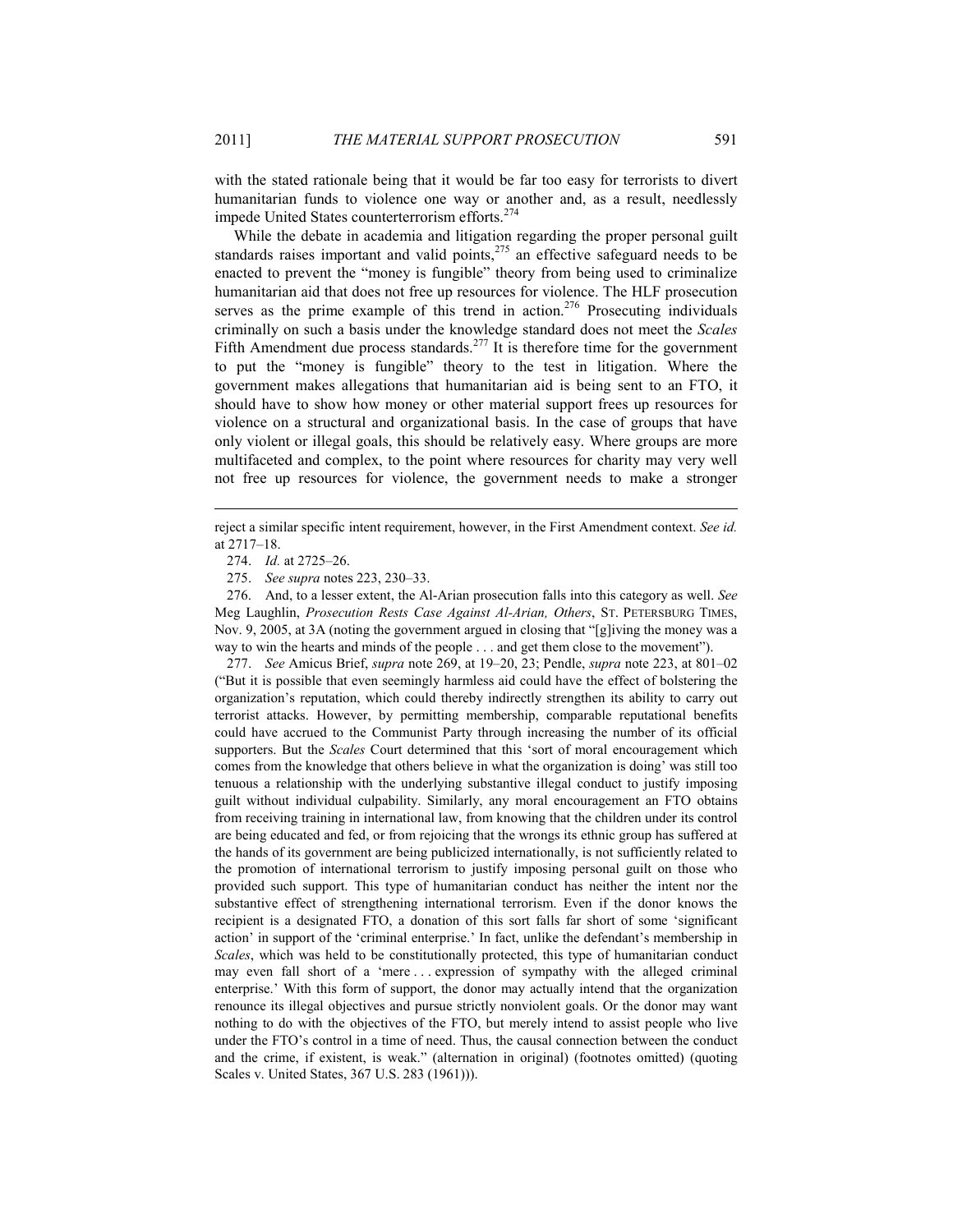with the stated rationale being that it would be far too easy for terrorists to divert humanitarian funds to violence one way or another and, as a result, needlessly impede United States counterterrorism efforts.[274]

While the debate in academia and litigation regarding the proper personal guilt standards raises important and valid points,[275] an effective safeguard needs to be enacted to prevent the "money is fungible" theory from being used to criminalize humanitarian aid that does not free up resources for violence. The HLF prosecution serves as the prime example of this trend in action.[276] Prosecuting individuals criminally on such a basis under the knowledge standard does not meet the *Scales* Fifth Amendment due process standards.[277] It is therefore time for the government to put the "money is fungible" theory to the test in litigation. Where the government makes allegations that humanitarian aid is being sent to an FTO, it should have to show how money or other material support frees up resources for violence on a structural and organizational basis. In the case of groups that have only violent or illegal goals, this should be relatively easy. Where groups are more multifaceted and complex, to the point where resources for charity may very well not free up resources for violence, the government needs to make a stronger

---

reject a similar specific intent requirement, however, in the First Amendment context. *See id.* at 2717–18.

274. *Id.* at 2725–26.

275. *See supra* notes 223, 230–33.

276. And, to a lesser extent, the Al-Arian prosecution falls into this category as well. *See* Meg Laughlin, *Prosecution Rests Case Against Al-Arian, Others*, ST. PETERSBURG TIMES, Nov. 9, 2005, at 3A (noting the government argued in closing that "[g]iving the money was a way to win the hearts and minds of the people . . . and get them close to the movement").

277. *See* Amicus Brief, *supra* note 269, at 19–20, 23; Pendle, *supra* note 223, at 801–02 ("But it is possible that even seemingly harmless aid could have the effect of bolstering the organization's reputation, which could thereby indirectly strengthen its ability to carry out terrorist attacks. However, by permitting membership, comparable reputational benefits could have accrued to the Communist Party through increasing the number of its official supporters. But the *Scales* Court determined that this 'sort of moral encouragement which comes from the knowledge that others believe in what the organization is doing' was still too tenuous a relationship with the underlying substantive illegal conduct to justify imposing guilt without individual culpability. Similarly, any moral encouragement an FTO obtains from receiving training in international law, from knowing that the children under its control are being educated and fed, or from rejoicing that the wrongs its ethnic group has suffered at the hands of its government are being publicized internationally, is not sufficiently related to the promotion of international terrorism to justify imposing personal guilt on those who provided such support. This type of humanitarian conduct has neither the intent nor the substantive effect of strengthening international terrorism. Even if the donor knows the recipient is a designated FTO, a donation of this sort falls far short of some 'significant action' in support of the 'criminal enterprise.' In fact, unlike the defendant's membership in *Scales*, which was held to be constitutionally protected, this type of humanitarian conduct may even fall short of a 'mere . . . expression of sympathy with the alleged criminal enterprise.' With this form of support, the donor may actually intend that the organization renounce its illegal objectives and pursue strictly nonviolent goals. Or the donor may want nothing to do with the objectives of the FTO, but merely intend to assist people who live under the FTO's control in a time of need. Thus, the causal connection between the conduct and the crime, if existent, is weak." (alternation in original) (footnotes omitted) (quoting Scales v. United States, 367 U.S. 283 (1961))).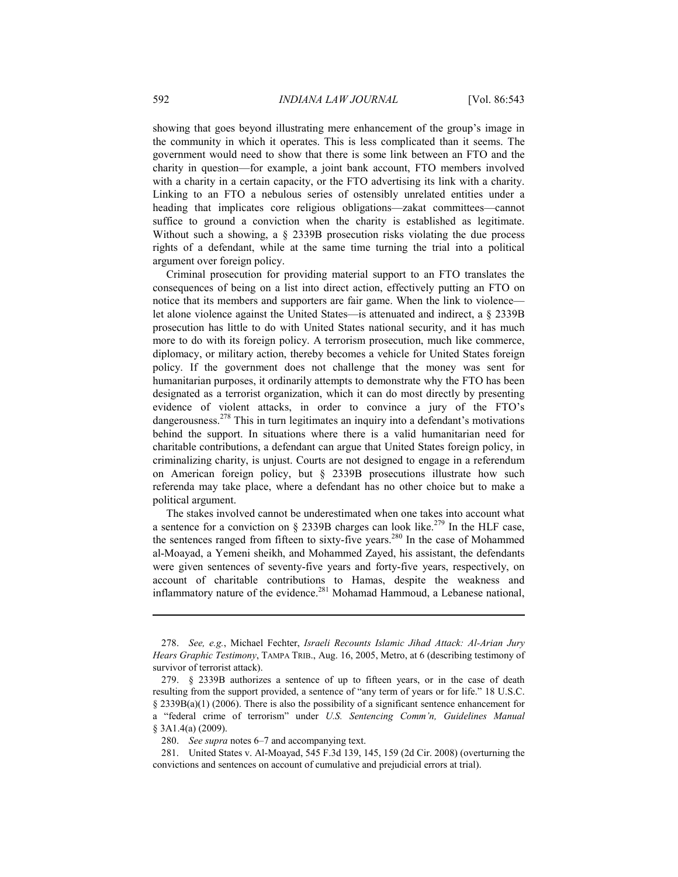showing that goes beyond illustrating mere enhancement of the group's image in the community in which it operates. This is less complicated than it seems. The government would need to show that there is some link between an FTO and the charity in question—for example, a joint bank account, FTO members involved with a charity in a certain capacity, or the FTO advertising its link with a charity. Linking to an FTO a nebulous series of ostensibly unrelated entities under a heading that implicates core religious obligations—zakat committees—cannot suffice to ground a conviction when the charity is established as legitimate. Without such a showing, a § 2339B prosecution risks violating the due process rights of a defendant, while at the same time turning the trial into a political argument over foreign policy.

Criminal prosecution for providing material support to an FTO translates the consequences of being on a list into direct action, effectively putting an FTO on notice that its members and supporters are fair game. When the link to violence—let alone violence against the United States—is attenuated and indirect, a § 2339B prosecution has little to do with United States national security, and it has much more to do with its foreign policy. A terrorism prosecution, much like commerce, diplomacy, or military action, thereby becomes a vehicle for United States foreign policy. If the government does not challenge that the money was sent for humanitarian purposes, it ordinarily attempts to demonstrate why the FTO has been designated as a terrorist organization, which it can do most directly by presenting evidence of violent attacks, in order to convince a jury of the FTO's dangerousness.[278] This in turn legitimates an inquiry into a defendant's motivations behind the support. In situations where there is a valid humanitarian need for charitable contributions, a defendant can argue that United States foreign policy, in criminalizing charity, is unjust. Courts are not designed to engage in a referendum on American foreign policy, but § 2339B prosecutions illustrate how such referenda may take place, where a defendant has no other choice but to make a political argument.

The stakes involved cannot be underestimated when one takes into account what a sentence for a conviction on § 2339B charges can look like.[279] In the HLF case, the sentences ranged from fifteen to sixty-five years.[280] In the case of Mohammed al-Moayad, a Yemeni sheikh, and Mohammed Zayed, his assistant, the defendants were given sentences of seventy-five years and forty-five years, respectively, on account of charitable contributions to Hamas, despite the weakness and inflammatory nature of the evidence.[281] Mohamad Hammoud, a Lebanese national,

---

278. *See, e.g.*, Michael Fechter, *Israeli Recounts Islamic Jihad Attack: Al-Arian Jury Hears Graphic Testimony*, TAMPA TRIB., Aug. 16, 2005, Metro, at 6 (describing testimony of survivor of terrorist attack).

279. § 2339B authorizes a sentence of up to fifteen years, or in the case of death resulting from the support provided, a sentence of "any term of years or for life." 18 U.S.C. § 2339B(a)(1) (2006). There is also the possibility of a significant sentence enhancement for a "federal crime of terrorism" under *U.S. Sentencing Comm'n, Guidelines Manual* § 3A1.4(a) (2009).

280. *See supra* notes 6–7 and accompanying text.

281. United States v. Al-Moayad, 545 F.3d 139, 145, 159 (2d Cir. 2008) (overturning the convictions and sentences on account of cumulative and prejudicial errors at trial).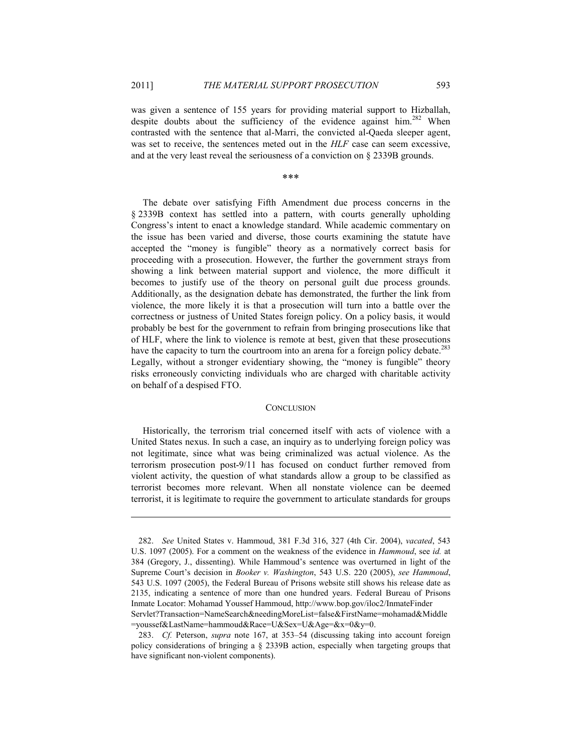was given a sentence of 155 years for providing material support to Hizballah, despite doubts about the sufficiency of the evidence against him.[282] When contrasted with the sentence that al-Marri, the convicted al-Qaeda sleeper agent, was set to receive, the sentences meted out in the *HLF* case can seem excessive, and at the very least reveal the seriousness of a conviction on § 2339B grounds.

\*\*\*

The debate over satisfying Fifth Amendment due process concerns in the § 2339B context has settled into a pattern, with courts generally upholding Congress's intent to enact a knowledge standard. While academic commentary on the issue has been varied and diverse, those courts examining the statute have accepted the "money is fungible" theory as a normatively correct basis for proceeding with a prosecution. However, the further the government strays from showing a link between material support and violence, the more difficult it becomes to justify use of the theory on personal guilt due process grounds. Additionally, as the designation debate has demonstrated, the further the link from violence, the more likely it is that a prosecution will turn into a battle over the correctness or justness of United States foreign policy. On a policy basis, it would probably be best for the government to refrain from bringing prosecutions like that of HLF, where the link to violence is remote at best, given that these prosecutions have the capacity to turn the courtroom into an arena for a foreign policy debate.[283] Legally, without a stronger evidentiary showing, the "money is fungible" theory risks erroneously convicting individuals who are charged with charitable activity on behalf of a despised FTO.

## CONCLUSION

Historically, the terrorism trial concerned itself with acts of violence with a United States nexus. In such a case, an inquiry as to underlying foreign policy was not legitimate, since what was being criminalized was actual violence. As the terrorism prosecution post-9/11 has focused on conduct further removed from violent activity, the question of what standards allow a group to be classified as terrorist becomes more relevant. When all nonstate violence can be deemed terrorist, it is legitimate to require the government to articulate standards for groups

---

282. *See* United States v. Hammoud, 381 F.3d 316, 327 (4th Cir. 2004), *vacated*, 543 U.S. 1097 (2005). For a comment on the weakness of the evidence in *Hammoud*, see *id.* at 384 (Gregory, J., dissenting). While Hammoud's sentence was overturned in light of the Supreme Court's decision in *Booker v. Washington*, 543 U.S. 220 (2005), *see Hammoud*, 543 U.S. 1097 (2005), the Federal Bureau of Prisons website still shows his release date as 2135, indicating a sentence of more than one hundred years. Federal Bureau of Prisons Inmate Locator: Mohamad Youssef Hammoud, http://www.bop.gov/iloc2/InmateFinderServlet?Transaction=NameSearch&needingMoreList=false&FirstName=mohamad&Middle=youssef&LastName=hammoud&Race=U&Sex=U&Age=&x=0&y=0.

283. *Cf.* Peterson, *supra* note 167, at 353–54 (discussing taking into account foreign policy considerations of bringing a § 2339B action, especially when targeting groups that have significant non-violent components).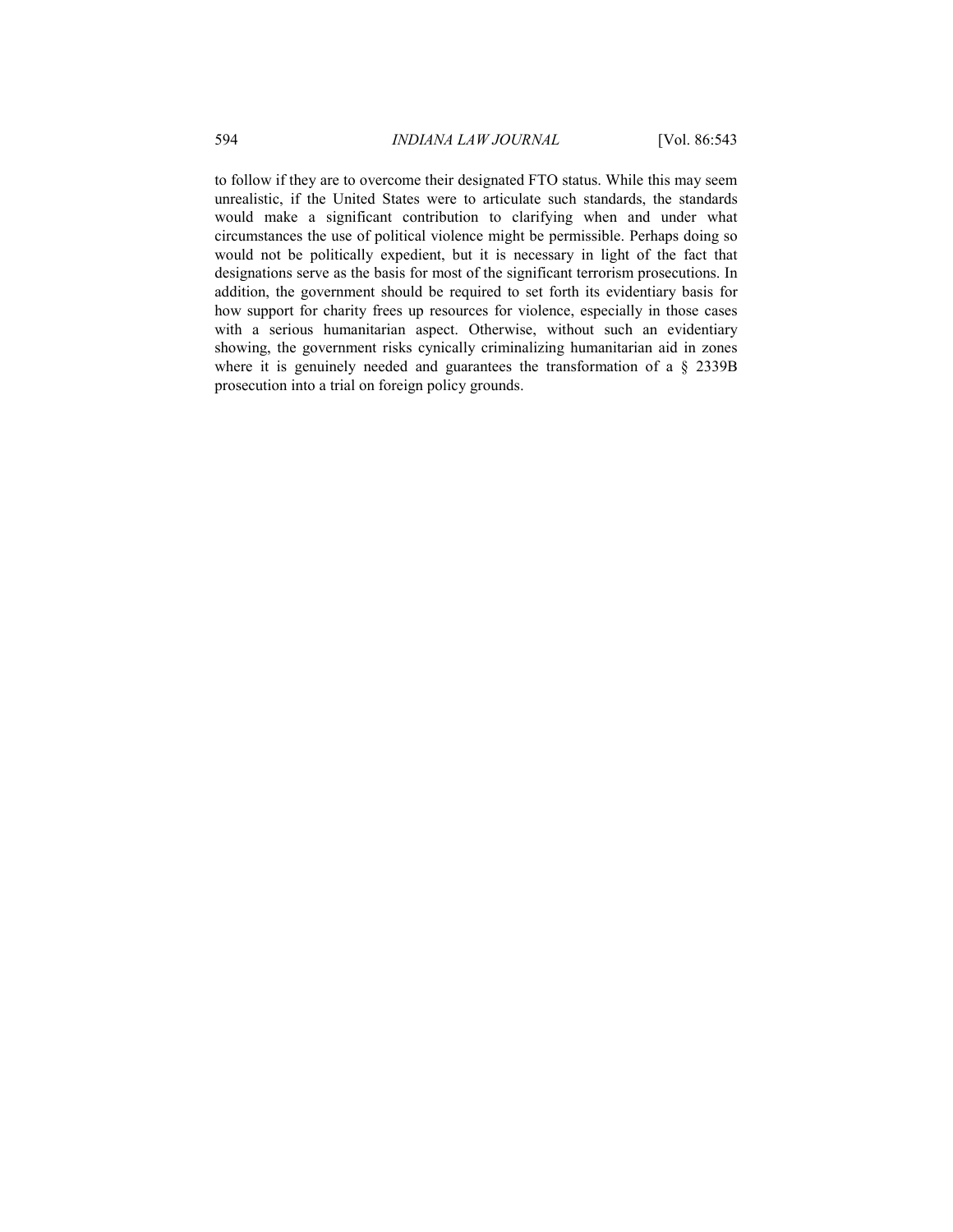to follow if they are to overcome their designated FTO status. While this may seem unrealistic, if the United States were to articulate such standards, the standards would make a significant contribution to clarifying when and under what circumstances the use of political violence might be permissible. Perhaps doing so would not be politically expedient, but it is necessary in light of the fact that designations serve as the basis for most of the significant terrorism prosecutions. In addition, the government should be required to set forth its evidentiary basis for how support for charity frees up resources for violence, especially in those cases with a serious humanitarian aspect. Otherwise, without such an evidentiary showing, the government risks cynically criminalizing humanitarian aid in zones where it is genuinely needed and guarantees the transformation of a § 2339B prosecution into a trial on foreign policy grounds.